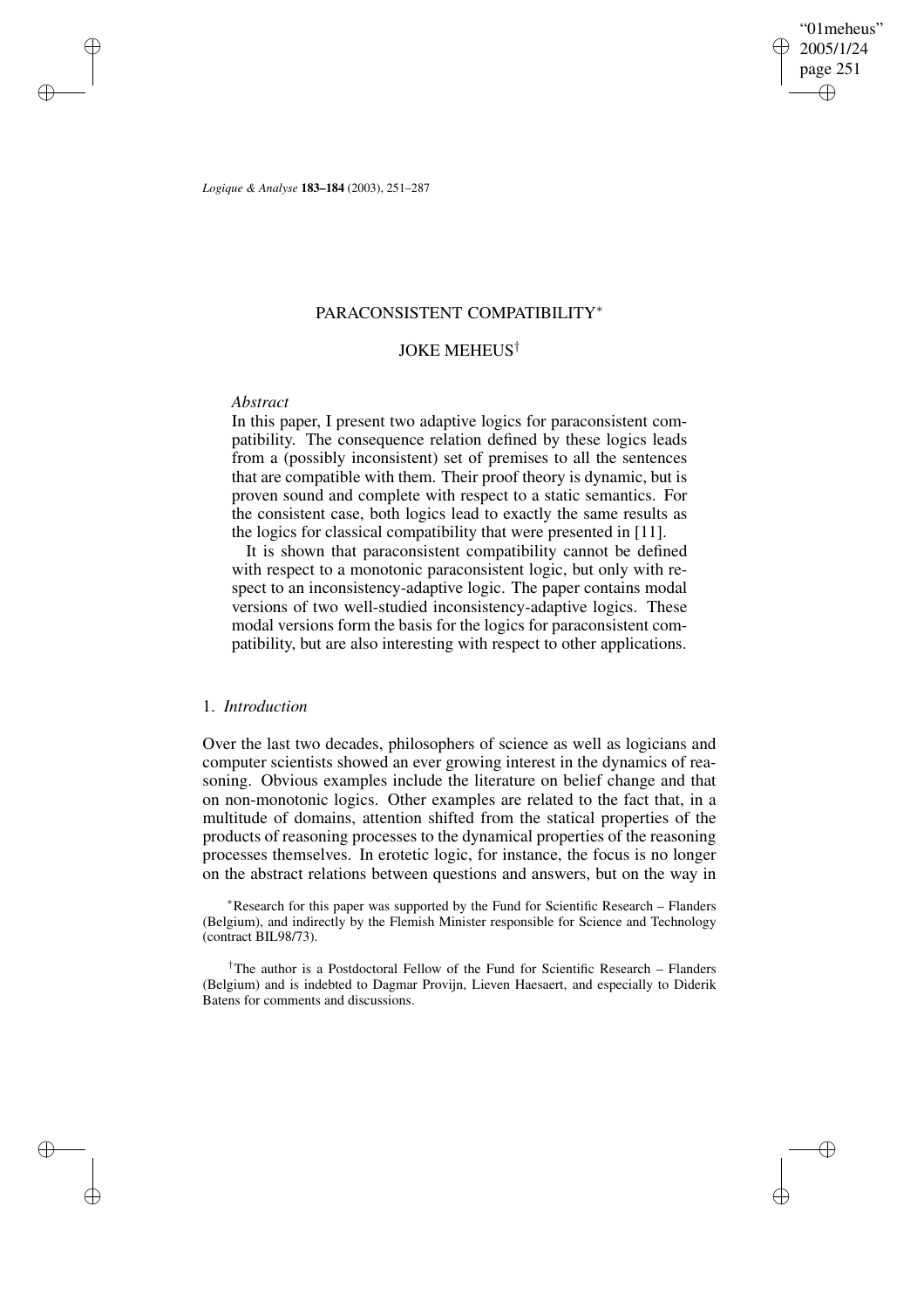# PARACONSISTENT COMPATIBILITY*

## JOKE MEHEUS†

*Abstract*

In this paper, I present two adaptive logics for paraconsistent compatibility. The consequence relation defined by these logics leads from a (possibly inconsistent) set of premises to all the sentences that are compatible with them. Their proof theory is dynamic, but is proven sound and complete with respect to a static semantics. For the consistent case, both logics lead to exactly the same results as the logics for classical compatibility that were presented in [11].

It is shown that paraconsistent compatibility cannot be defined with respect to a monotonic paraconsistent logic, but only with respect to an inconsistency-adaptive logic. The paper contains modal versions of two well-studied inconsistency-adaptive logics. These modal versions form the basis for the logics for paraconsistent compatibility, but are also interesting with respect to other applications.

## 1. *Introduction*

Over the last two decades, philosophers of science as well as logicians and computer scientists showed an ever growing interest in the dynamics of reasoning. Obvious examples include the literature on belief change and that on non-monotonic logics. Other examples are related to the fact that, in a multitude of domains, attention shifted from the statical properties of the products of reasoning processes to the dynamical properties of the reasoning processes themselves. In erotetic logic, for instance, the focus is no longer on the abstract relations between questions and answers, but on the way in

*Research for this paper was supported by the Fund for Scientific Research – Flanders (Belgium), and indirectly by the Flemish Minister responsible for Science and Technology (contract BIL98/73).

†The author is a Postdoctoral Fellow of the Fund for Scientific Research – Flanders (Belgium) and is indebted to Dagmar Provijn, Lieven Haesaert, and especially to Diderik Batens for comments and discussions.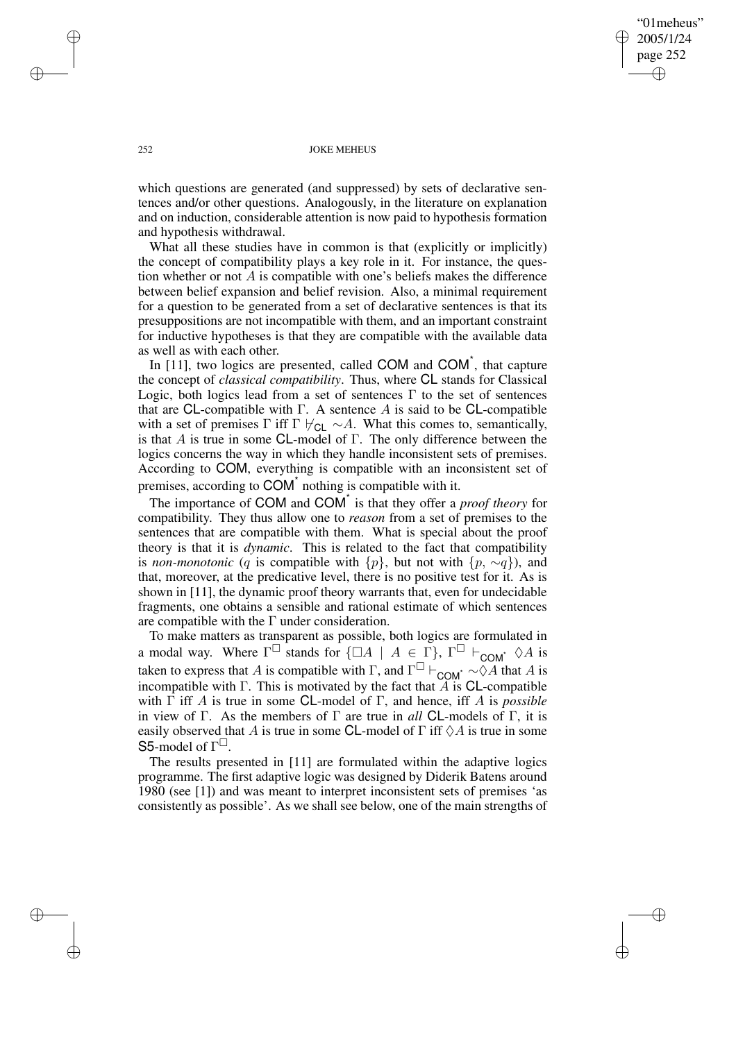which questions are generated (and suppressed) by sets of declarative sentences and/or other questions. Analogously, in the literature on explanation and on induction, considerable attention is now paid to hypothesis formation and hypothesis withdrawal.

What all these studies have in common is that (explicitly or implicitly) the concept of compatibility plays a key role in it. For instance, the question whether or not $A$ is compatible with one's beliefs makes the difference between belief expansion and belief revision. Also, a minimal requirement for a question to be generated from a set of declarative sentences is that its presuppositions are not incompatible with them, and an important constraint for inductive hypotheses is that they are compatible with the available data as well as with each other.

In [11], two logics are presented, called **COM** and **COM**$^*$, that capture the concept of *classical compatibility*. Thus, where **CL** stands for Classical Logic, both logics lead from a set of sentences $\Gamma$ to the set of sentences that are **CL**-compatible with $\Gamma$. A sentence $A$ is said to be **CL**-compatible with a set of premises $\Gamma$ iff $\Gamma \nvdash_{\mathsf{CL}} {\sim}A$. What this comes to, semantically, is that $A$ is true in some **CL**-model of $\Gamma$. The only difference between the logics concerns the way in which they handle inconsistent sets of premises. According to **COM**, everything is compatible with an inconsistent set of premises, according to **COM**$^*$ nothing is compatible with it.

The importance of **COM** and **COM**$^*$ is that they offer a *proof theory* for compatibility. They thus allow one to *reason* from a set of premises to the sentences that are compatible with them. What is special about the proof theory is that it is *dynamic*. This is related to the fact that compatibility is *non-monotonic* ($q$ is compatible with $\{p\}$, but not with $\{p, {\sim}q\}$), and that, moreover, at the predicative level, there is no positive test for it. As is shown in [11], the dynamic proof theory warrants that, even for undecidable fragments, one obtains a sensible and rational estimate of which sentences are compatible with the $\Gamma$ under consideration.

To make matters as transparent as possible, both logics are formulated in a modal way. Where $\Gamma^{\Box}$ stands for $\{\Box A \mid A \in \Gamma\}$, $\Gamma^{\Box} \vdash_{\mathsf{COM}^*} \Diamond A$ is taken to express that $A$ is compatible with $\Gamma$, and $\Gamma^{\Box} \vdash_{\mathsf{COM}^*} {\sim}\Diamond A$ that $A$ is incompatible with $\Gamma$. This is motivated by the fact that $A$ is **CL**-compatible with $\Gamma$ iff $A$ is true in some **CL**-model of $\Gamma$, and hence, iff $A$ is *possible* in view of $\Gamma$. As the members of $\Gamma$ are true in *all* **CL**-models of $\Gamma$, it is easily observed that $A$ is true in some **CL**-model of $\Gamma$ iff $\Diamond A$ is true in some **S5**-model of $\Gamma^{\Box}$.

The results presented in [11] are formulated within the adaptive logics programme. The first adaptive logic was designed by Diderik Batens around 1980 (see [1]) and was meant to interpret inconsistent sets of premises 'as consistently as possible'. As we shall see below, one of the main strengths of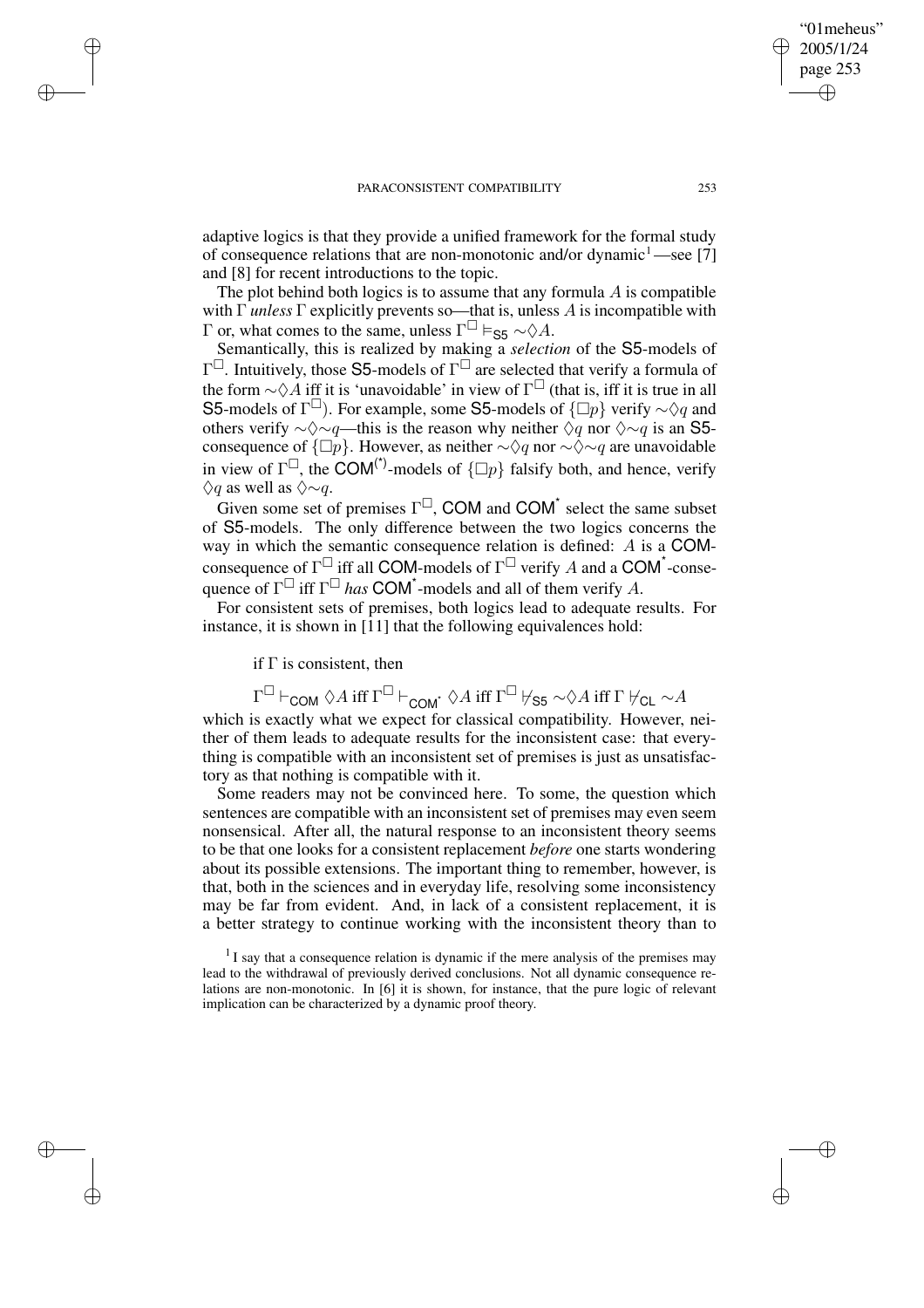adaptive logics is that they provide a unified framework for the formal study of consequence relations that are non-monotonic and/or dynamic[1]—see [7] and [8] for recent introductions to the topic.

The plot behind both logics is to assume that any formula $A$ is compatible with $\Gamma$ *unless* $\Gamma$ explicitly prevents so—that is, unless $A$ is incompatible with $\Gamma$ or, what comes to the same, unless $\Gamma^{\Box} \vDash_{\mathsf{S5}} {\sim}\Diamond A$.

Semantically, this is realized by making a *selection* of the $\mathsf{S5}$-models of $\Gamma^{\Box}$. Intuitively, those $\mathsf{S5}$-models of $\Gamma^{\Box}$ are selected that verify a formula of the form ${\sim}\Diamond A$ iff it is 'unavoidable' in view of $\Gamma^{\Box}$ (that is, iff it is true in all $\mathsf{S5}$-models of $\Gamma^{\Box}$). For example, some $\mathsf{S5}$-models of $\{\Box p\}$ verify ${\sim}\Diamond q$ and others verify ${\sim}\Diamond{\sim}q$—this is the reason why neither $\Diamond q$ nor $\Diamond{\sim}q$ is an $\mathsf{S5}$-consequence of $\{\Box p\}$. However, as neither ${\sim}\Diamond q$ nor ${\sim}\Diamond{\sim}q$ are unavoidable in view of $\Gamma^{\Box}$, the $\mathsf{COM}^{(*)}$-models of $\{\Box p\}$ falsify both, and hence, verify $\Diamond q$ as well as $\Diamond{\sim}q$.

Given some set of premises $\Gamma^{\Box}$, $\mathsf{COM}$ and $\mathsf{COM}^{*}$ select the same subset of $\mathsf{S5}$-models. The only difference between the two logics concerns the way in which the semantic consequence relation is defined: $A$ is a $\mathsf{COM}$-consequence of $\Gamma^{\Box}$ iff all $\mathsf{COM}$-models of $\Gamma^{\Box}$ verify $A$ and a $\mathsf{COM}^{*}$-consequence of $\Gamma^{\Box}$ iff $\Gamma^{\Box}$ *has* $\mathsf{COM}^{*}$-models and all of them verify $A$.

For consistent sets of premises, both logics lead to adequate results. For instance, it is shown in [11] that the following equivalences hold:

if $\Gamma$ is consistent, then

$$\Gamma^{\Box} \vdash_{\mathsf{COM}} \Diamond A \text{ iff } \Gamma^{\Box} \vdash_{\mathsf{COM}^{*}} \Diamond A \text{ iff } \Gamma^{\Box} \nvdash_{\mathsf{S5}} {\sim}\Diamond A \text{ iff } \Gamma \nvdash_{\mathsf{CL}} {\sim}A$$

which is exactly what we expect for classical compatibility. However, neither of them leads to adequate results for the inconsistent case: that everything is compatible with an inconsistent set of premises is just as unsatisfactory as that nothing is compatible with it.

Some readers may not be convinced here. To some, the question which sentences are compatible with an inconsistent set of premises may even seem nonsensical. After all, the natural response to an inconsistent theory seems to be that one looks for a consistent replacement *before* one starts wondering about its possible extensions. The important thing to remember, however, is that, both in the sciences and in everyday life, resolving some inconsistency may be far from evident. And, in lack of a consistent replacement, it is a better strategy to continue working with the inconsistent theory than to

[1] I say that a consequence relation is dynamic if the mere analysis of the premises may lead to the withdrawal of previously derived conclusions. Not all dynamic consequence relations are non-monotonic. In [6] it is shown, for instance, that the pure logic of relevant implication can be characterized by a dynamic proof theory.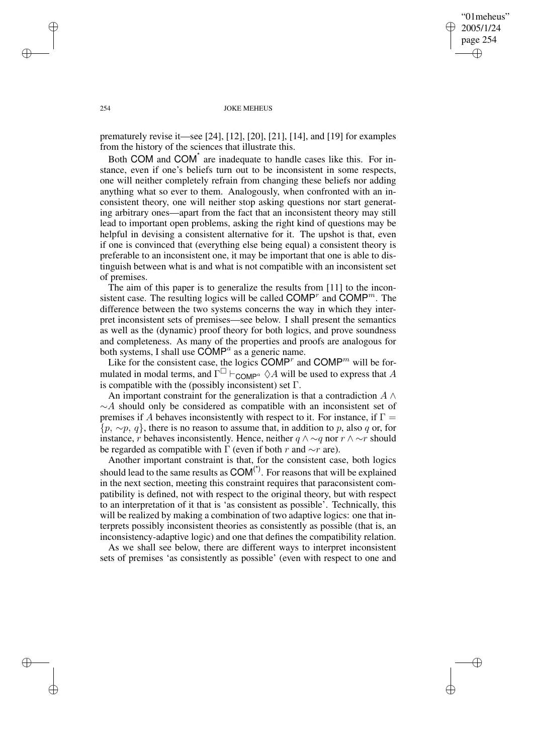prematurely revise it—see [24], [12], [20], [21], [14], and [19] for examples from the history of the sciences that illustrate this.

Both COM and $\mathsf{COM}^{*}$ are inadequate to handle cases like this. For instance, even if one's beliefs turn out to be inconsistent in some respects, one will neither completely refrain from changing these beliefs nor adding anything what so ever to them. Analogously, when confronted with an inconsistent theory, one will neither stop asking questions nor start generating arbitrary ones—apart from the fact that an inconsistent theory may still lead to important open problems, asking the right kind of questions may be helpful in devising a consistent alternative for it. The upshot is that, even if one is convinced that (everything else being equal) a consistent theory is preferable to an inconsistent one, it may be important that one is able to distinguish between what is and what is not compatible with an inconsistent set of premises.

The aim of this paper is to generalize the results from [11] to the inconsistent case. The resulting logics will be called $\mathsf{COMP}^r$ and $\mathsf{COMP}^m$. The difference between the two systems concerns the way in which they interpret inconsistent sets of premises—see below. I shall present the semantics as well as the (dynamic) proof theory for both logics, and prove soundness and completeness. As many of the properties and proofs are analogous for both systems, I shall use $\mathsf{COMP}^a$ as a generic name.

Like for the consistent case, the logics $\mathsf{COMP}^r$ and $\mathsf{COMP}^m$ will be formulated in modal terms, and $\Gamma^{\Box} \vdash_{\mathsf{COMP}^a} \Diamond A$ will be used to express that $A$ is compatible with the (possibly inconsistent) set $\Gamma$.

An important constraint for the generalization is that a contradiction $A \wedge {\sim}A$ should only be considered as compatible with an inconsistent set of premises if $A$ behaves inconsistently with respect to it. For instance, if $\Gamma = \{p, {\sim}p, q\}$, there is no reason to assume that, in addition to $p$, also $q$ or, for instance, $r$ behaves inconsistently. Hence, neither $q \wedge {\sim}q$ nor $r \wedge {\sim}r$ should be regarded as compatible with $\Gamma$ (even if both $r$ and ${\sim}r$ are).

Another important constraint is that, for the consistent case, both logics should lead to the same results as $\mathsf{COM}^{(*)}$. For reasons that will be explained in the next section, meeting this constraint requires that paraconsistent compatibility is defined, not with respect to the original theory, but with respect to an interpretation of it that is 'as consistent as possible'. Technically, this will be realized by making a combination of two adaptive logics: one that interprets possibly inconsistent theories as consistently as possible (that is, an inconsistency-adaptive logic) and one that defines the compatibility relation.

As we shall see below, there are different ways to interpret inconsistent sets of premises 'as consistently as possible' (even with respect to one and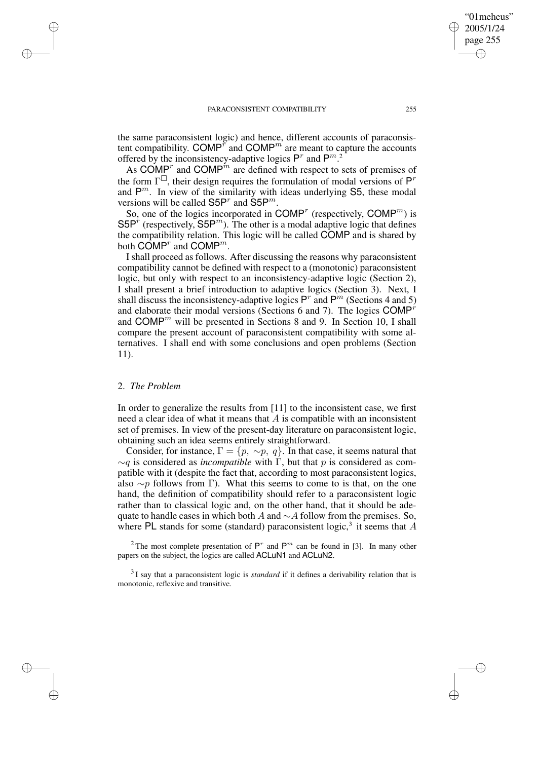the same paraconsistent logic) and hence, different accounts of paraconsistent compatibility. $\mathsf{COMP}^r$ and $\mathsf{COMP}^m$ are meant to capture the accounts offered by the inconsistency-adaptive logics $\mathsf{P}^r$ and $\mathsf{P}^m$.[2]

As $\mathsf{COMP}^r$ and $\mathsf{COMP}^m$ are defined with respect to sets of premises of the form $\Gamma^\Box$, their design requires the formulation of modal versions of $\mathsf{P}^r$ and $\mathsf{P}^m$. In view of the similarity with ideas underlying $\mathsf{S5}$, these modal versions will be called $\mathsf{S5P}^r$ and $\mathsf{S5P}^m$.

So, one of the logics incorporated in $\mathsf{COMP}^r$ (respectively, $\mathsf{COMP}^m$) is $\mathsf{S5P}^r$ (respectively, $\mathsf{S5P}^m$). The other is a modal adaptive logic that defines the compatibility relation. This logic will be called $\mathsf{COMP}$ and is shared by both $\mathsf{COMP}^r$ and $\mathsf{COMP}^m$.

I shall proceed as follows. After discussing the reasons why paraconsistent compatibility cannot be defined with respect to a (monotonic) paraconsistent logic, but only with respect to an inconsistency-adaptive logic (Section 2), I shall present a brief introduction to adaptive logics (Section 3). Next, I shall discuss the inconsistency-adaptive logics $\mathsf{P}^r$ and $\mathsf{P}^m$ (Sections 4 and 5) and elaborate their modal versions (Sections 6 and 7). The logics $\mathsf{COMP}^r$ and $\mathsf{COMP}^m$ will be presented in Sections 8 and 9. In Section 10, I shall compare the present account of paraconsistent compatibility with some alternatives. I shall end with some conclusions and open problems (Section 11).

## 2. *The Problem*

In order to generalize the results from [11] to the inconsistent case, we first need a clear idea of what it means that $A$ is compatible with an inconsistent set of premises. In view of the present-day literature on paraconsistent logic, obtaining such an idea seems entirely straightforward.

Consider, for instance, $\Gamma = \{p, \sim p, q\}$. In that case, it seems natural that $\sim q$ is considered as *incompatible* with $\Gamma$, but that $p$ is considered as compatible with it (despite the fact that, according to most paraconsistent logics, also $\sim p$ follows from $\Gamma$). What this seems to come to is that, on the one hand, the definition of compatibility should refer to a paraconsistent logic rather than to classical logic and, on the other hand, that it should be adequate to handle cases in which both $A$ and $\sim A$ follow from the premises. So, where $\mathsf{PL}$ stands for some (standard) paraconsistent logic,[3] it seems that $A$

[2] The most complete presentation of $\mathsf{P}^r$ and $\mathsf{P}^m$ can be found in [3]. In many other papers on the subject, the logics are called $\mathsf{ACLuN1}$ and $\mathsf{ACLuN2}$.

[3] I say that a paraconsistent logic is *standard* if it defines a derivability relation that is monotonic, reflexive and transitive.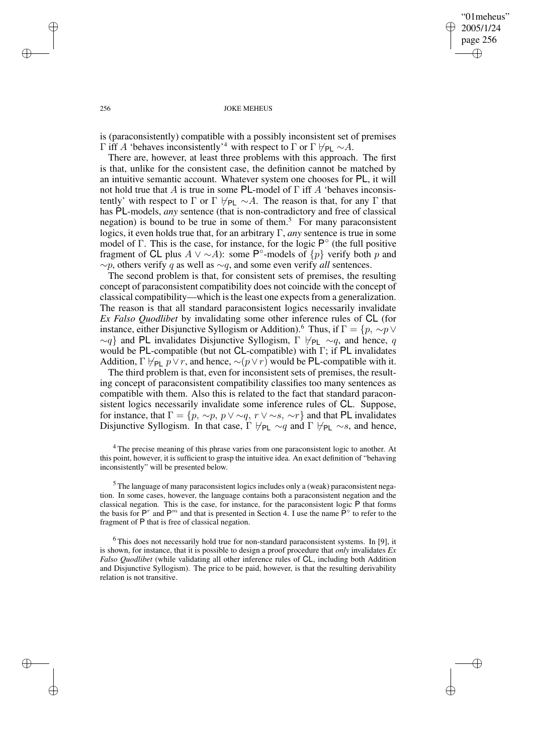is (paraconsistently) compatible with a possibly inconsistent set of premises $\Gamma$ iff $A$ 'behaves inconsistently'[4] with respect to $\Gamma$ or $\Gamma \nvdash_{\mathsf{PL}} {\sim}A$.

There are, however, at least three problems with this approach. The first is that, unlike for the consistent case, the definition cannot be matched by an intuitive semantic account. Whatever system one chooses for PL, it will not hold true that $A$ is true in some PL-model of $\Gamma$ iff $A$ 'behaves inconsistently' with respect to $\Gamma$ or $\Gamma \nvdash_{\mathsf{PL}} {\sim}A$. The reason is that, for any $\Gamma$ that has PL-models, *any* sentence (that is non-contradictory and free of classical negation) is bound to be true in some of them.[5] For many paraconsistent logics, it even holds true that, for an arbitrary $\Gamma$, *any* sentence is true in some model of $\Gamma$. This is the case, for instance, for the logic $\mathsf{P}^{\circ}$ (the full positive fragment of CL plus $A \vee {\sim}A$): some $\mathsf{P}^{\circ}$-models of $\{p\}$ verify both $p$ and ${\sim}p$, others verify $q$ as well as ${\sim}q$, and some even verify *all* sentences.

The second problem is that, for consistent sets of premises, the resulting concept of paraconsistent compatibility does not coincide with the concept of classical compatibility—which is the least one expects from a generalization. The reason is that all standard paraconsistent logics necessarily invalidate *Ex Falso Quodlibet* by invalidating some other inference rules of CL (for instance, either Disjunctive Syllogism or Addition).[6] Thus, if $\Gamma = \{p, {\sim}p \vee {\sim}q\}$ and PL invalidates Disjunctive Syllogism, $\Gamma \nvdash_{\mathsf{PL}} {\sim}q$, and hence, $q$ would be PL-compatible (but not CL-compatible) with $\Gamma$; if PL invalidates Addition, $\Gamma \nvdash_{\mathsf{PL}} p \vee r$, and hence, ${\sim}(p \vee r)$ would be PL-compatible with it.

The third problem is that, even for inconsistent sets of premises, the resulting concept of paraconsistent compatibility classifies too many sentences as compatible with them. Also this is related to the fact that standard paraconsistent logics necessarily invalidate some inference rules of CL. Suppose, for instance, that $\Gamma = \{p, {\sim}p, p \vee {\sim}q, r \vee {\sim}s, {\sim}r\}$ and that PL invalidates Disjunctive Syllogism. In that case, $\Gamma \nvdash_{\mathsf{PL}} {\sim}q$ and $\Gamma \nvdash_{\mathsf{PL}} {\sim}s$, and hence,

[4] The precise meaning of this phrase varies from one paraconsistent logic to another. At this point, however, it is sufficient to grasp the intuitive idea. An exact definition of "behaving inconsistently" will be presented below.

[5] The language of many paraconsistent logics includes only a (weak) paraconsistent negation. In some cases, however, the language contains both a paraconsistent negation and the classical negation. This is the case, for instance, for the paraconsistent logic P that forms the basis for $\mathsf{P}^r$ and $\mathsf{P}^m$ and that is presented in Section 4. I use the name $\mathsf{P}^{\circ}$ to refer to the fragment of P that is free of classical negation.

[6] This does not necessarily hold true for non-standard paraconsistent systems. In [9], it is shown, for instance, that it is possible to design a proof procedure that *only* invalidates *Ex Falso Quodlibet* (while validating all other inference rules of CL, including both Addition and Disjunctive Syllogism). The price to be paid, however, is that the resulting derivability relation is not transitive.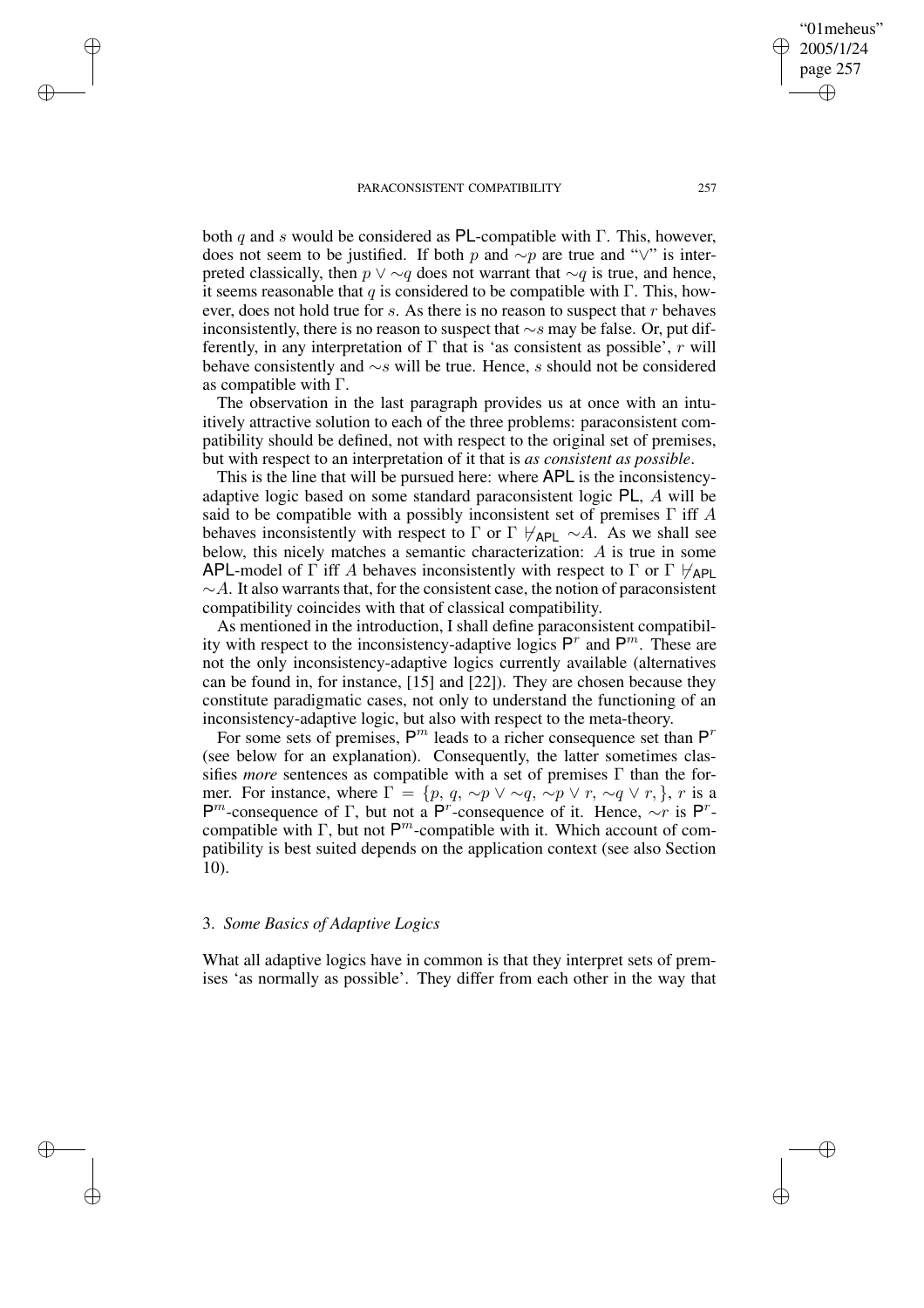both $q$ and $s$ would be considered as PL-compatible with $\Gamma$. This, however, does not seem to be justified. If both $p$ and $\sim p$ are true and "$\vee$" is interpreted classically, then $p \vee \sim q$ does not warrant that $\sim q$ is true, and hence, it seems reasonable that $q$ is considered to be compatible with $\Gamma$. This, however, does not hold true for $s$. As there is no reason to suspect that $r$ behaves inconsistently, there is no reason to suspect that $\sim s$ may be false. Or, put differently, in any interpretation of $\Gamma$ that is 'as consistent as possible', $r$ will behave consistently and $\sim s$ will be true. Hence, $s$ should not be considered as compatible with $\Gamma$.

The observation in the last paragraph provides us at once with an intuitively attractive solution to each of the three problems: paraconsistent compatibility should be defined, not with respect to the original set of premises, but with respect to an interpretation of it that is *as consistent as possible*.

This is the line that will be pursued here: where APL is the inconsistency-adaptive logic based on some standard paraconsistent logic PL, $A$ will be said to be compatible with a possibly inconsistent set of premises $\Gamma$ iff $A$ behaves inconsistently with respect to $\Gamma$ or $\Gamma \nvdash_{\mathsf{APL}} \sim A$. As we shall see below, this nicely matches a semantic characterization: $A$ is true in some APL-model of $\Gamma$ iff $A$ behaves inconsistently with respect to $\Gamma$ or $\Gamma \nvdash_{\mathsf{APL}} \sim A$. It also warrants that, for the consistent case, the notion of paraconsistent compatibility coincides with that of classical compatibility.

As mentioned in the introduction, I shall define paraconsistent compatibility with respect to the inconsistency-adaptive logics $\mathsf{P}^r$ and $\mathsf{P}^m$. These are not the only inconsistency-adaptive logics currently available (alternatives can be found in, for instance, [15] and [22]). They are chosen because they constitute paradigmatic cases, not only to understand the functioning of an inconsistency-adaptive logic, but also with respect to the meta-theory.

For some sets of premises, $\mathsf{P}^m$ leads to a richer consequence set than $\mathsf{P}^r$ (see below for an explanation). Consequently, the latter sometimes classifies *more* sentences as compatible with a set of premises $\Gamma$ than the former. For instance, where $\Gamma = \{p, q, \sim p \vee \sim q, \sim p \vee r, \sim q \vee r, \}$, $r$ is a $\mathsf{P}^m$-consequence of $\Gamma$, but not a $\mathsf{P}^r$-consequence of it. Hence, $\sim r$ is $\mathsf{P}^r$-compatible with $\Gamma$, but not $\mathsf{P}^m$-compatible with it. Which account of compatibility is best suited depends on the application context (see also Section 10).

## 3. *Some Basics of Adaptive Logics*

What all adaptive logics have in common is that they interpret sets of premises 'as normally as possible'. They differ from each other in the way that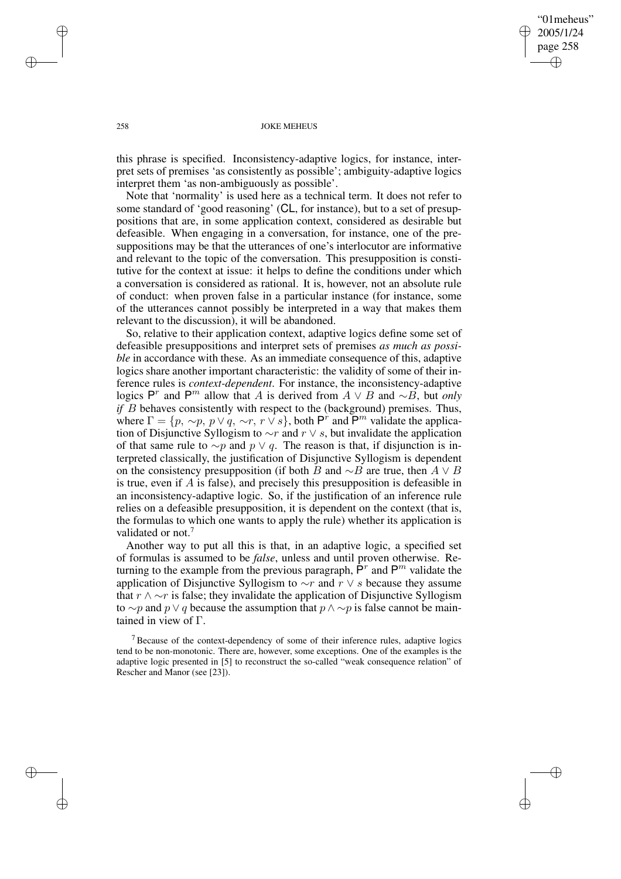this phrase is specified. Inconsistency-adaptive logics, for instance, interpret sets of premises 'as consistently as possible'; ambiguity-adaptive logics interpret them 'as non-ambiguously as possible'.

Note that 'normality' is used here as a technical term. It does not refer to some standard of 'good reasoning' (CL, for instance), but to a set of presuppositions that are, in some application context, considered as desirable but defeasible. When engaging in a conversation, for instance, one of the presuppositions may be that the utterances of one's interlocutor are informative and relevant to the topic of the conversation. This presupposition is constitutive for the context at issue: it helps to define the conditions under which a conversation is considered as rational. It is, however, not an absolute rule of conduct: when proven false in a particular instance (for instance, some of the utterances cannot possibly be interpreted in a way that makes them relevant to the discussion), it will be abandoned.

So, relative to their application context, adaptive logics define some set of defeasible presuppositions and interpret sets of premises *as much as possible* in accordance with these. As an immediate consequence of this, adaptive logics share another important characteristic: the validity of some of their inference rules is *context-dependent*. For instance, the inconsistency-adaptive logics $\mathsf{P}^r$ and $\mathsf{P}^m$ allow that $A$ is derived from $A \vee B$ and $\sim B$, but *only if* $B$ behaves consistently with respect to the (background) premises. Thus, where $\Gamma = \{p, \sim p, p \vee q, \sim r, r \vee s\}$, both $\mathsf{P}^r$ and $\mathsf{P}^m$ validate the application of Disjunctive Syllogism to $\sim r$ and $r \vee s$, but invalidate the application of that same rule to $\sim p$ and $p \vee q$. The reason is that, if disjunction is interpreted classically, the justification of Disjunctive Syllogism is dependent on the consistency presupposition (if both $B$ and $\sim B$ are true, then $A \vee B$ is true, even if $A$ is false), and precisely this presupposition is defeasible in an inconsistency-adaptive logic. So, if the justification of an inference rule relies on a defeasible presupposition, it is dependent on the context (that is, the formulas to which one wants to apply the rule) whether its application is validated or not.[7]

Another way to put all this is that, in an adaptive logic, a specified set of formulas is assumed to be *false*, unless and until proven otherwise. Returning to the example from the previous paragraph, $\mathsf{P}^r$ and $\mathsf{P}^m$ validate the application of Disjunctive Syllogism to $\sim r$ and $r \vee s$ because they assume that $r \wedge \sim r$ is false; they invalidate the application of Disjunctive Syllogism to $\sim p$ and $p \vee q$ because the assumption that $p \wedge \sim p$ is false cannot be maintained in view of $\Gamma$.

[7] Because of the context-dependency of some of their inference rules, adaptive logics tend to be non-monotonic. There are, however, some exceptions. One of the examples is the adaptive logic presented in [5] to reconstruct the so-called "weak consequence relation" of Rescher and Manor (see [23]).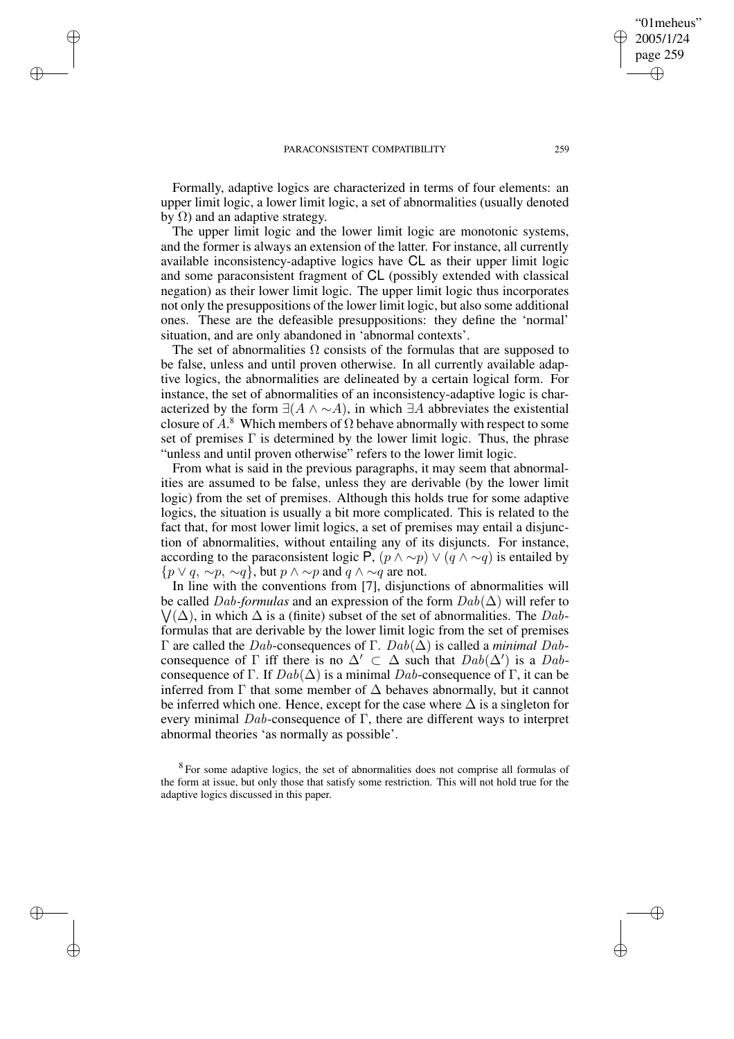Formally, adaptive logics are characterized in terms of four elements: an upper limit logic, a lower limit logic, a set of abnormalities (usually denoted by $\Omega$) and an adaptive strategy.

The upper limit logic and the lower limit logic are monotonic systems, and the former is always an extension of the latter. For instance, all currently available inconsistency-adaptive logics have $\mathsf{CL}$ as their upper limit logic and some paraconsistent fragment of $\mathsf{CL}$ (possibly extended with classical negation) as their lower limit logic. The upper limit logic thus incorporates not only the presuppositions of the lower limit logic, but also some additional ones. These are the defeasible presuppositions: they define the 'normal' situation, and are only abandoned in 'abnormal contexts'.

The set of abnormalities $\Omega$ consists of the formulas that are supposed to be false, unless and until proven otherwise. In all currently available adaptive logics, the abnormalities are delineated by a certain logical form. For instance, the set of abnormalities of an inconsistency-adaptive logic is characterized by the form $\exists(A \wedge \sim A)$, in which $\exists A$ abbreviates the existential closure of $A$.[8] Which members of $\Omega$ behave abnormally with respect to some set of premises $\Gamma$ is determined by the lower limit logic. Thus, the phrase "unless and until proven otherwise" refers to the lower limit logic.

From what is said in the previous paragraphs, it may seem that abnormalities are assumed to be false, unless they are derivable (by the lower limit logic) from the set of premises. Although this holds true for some adaptive logics, the situation is usually a bit more complicated. This is related to the fact that, for most lower limit logics, a set of premises may entail a disjunction of abnormalities, without entailing any of its disjuncts. For instance, according to the paraconsistent logic $\mathsf{P}$, $(p \wedge \sim p) \vee (q \wedge \sim q)$ is entailed by $\{p \vee q, \sim p, \sim q\}$, but $p \wedge \sim p$ and $q \wedge \sim q$ are not.

In line with the conventions from [7], disjunctions of abnormalities will be called *Dab-formulas* and an expression of the form $Dab(\Delta)$ will refer to $\bigvee(\Delta)$, in which $\Delta$ is a (finite) subset of the set of abnormalities. The $Dab$-formulas that are derivable by the lower limit logic from the set of premises $\Gamma$ are called the $Dab$-consequences of $\Gamma$. $Dab(\Delta)$ is called a *minimal* $Dab$-consequence of $\Gamma$ iff there is no $\Delta' \subset \Delta$ such that $Dab(\Delta')$ is a $Dab$-consequence of $\Gamma$. If $Dab(\Delta)$ is a minimal $Dab$-consequence of $\Gamma$, it can be inferred from $\Gamma$ that some member of $\Delta$ behaves abnormally, but it cannot be inferred which one. Hence, except for the case where $\Delta$ is a singleton for every minimal $Dab$-consequence of $\Gamma$, there are different ways to interpret abnormal theories 'as normally as possible'.

[8] For some adaptive logics, the set of abnormalities does not comprise all formulas of the form at issue, but only those that satisfy some restriction. This will not hold true for the adaptive logics discussed in this paper.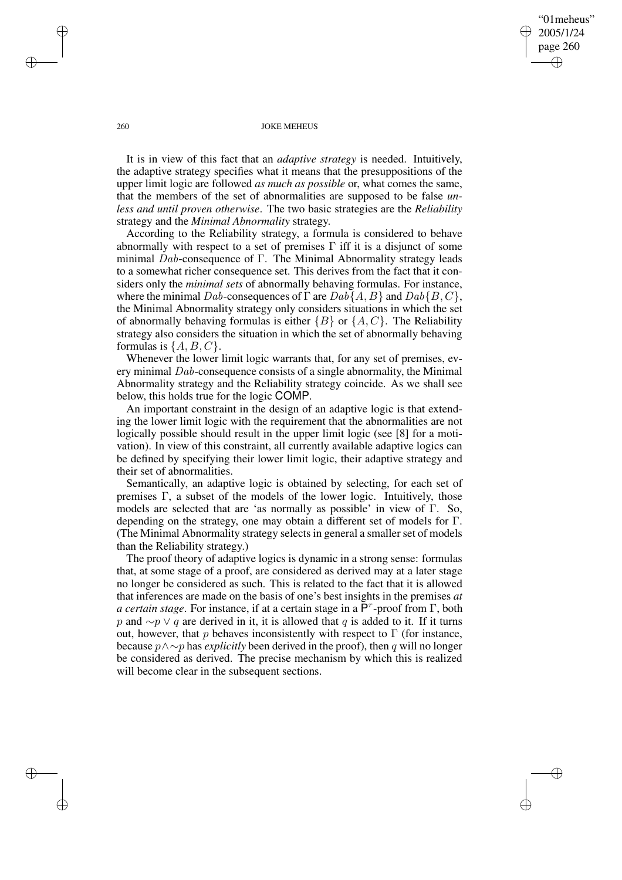It is in view of this fact that an *adaptive strategy* is needed. Intuitively, the adaptive strategy specifies what it means that the presuppositions of the upper limit logic are followed *as much as possible* or, what comes the same, that the members of the set of abnormalities are supposed to be false *unless and until proven otherwise*. The two basic strategies are the *Reliability* strategy and the *Minimal Abnormality* strategy.

According to the Reliability strategy, a formula is considered to behave abnormally with respect to a set of premises $\Gamma$ iff it is a disjunct of some minimal $Dab$-consequence of $\Gamma$. The Minimal Abnormality strategy leads to a somewhat richer consequence set. This derives from the fact that it considers only the *minimal sets* of abnormally behaving formulas. For instance, where the minimal $Dab$-consequences of $\Gamma$ are $Dab\{A, B\}$ and $Dab\{B, C\}$, the Minimal Abnormality strategy only considers situations in which the set of abnormally behaving formulas is either $\{B\}$ or $\{A, C\}$. The Reliability strategy also considers the situation in which the set of abnormally behaving formulas is $\{A, B, C\}$.

Whenever the lower limit logic warrants that, for any set of premises, every minimal $Dab$-consequence consists of a single abnormality, the Minimal Abnormality strategy and the Reliability strategy coincide. As we shall see below, this holds true for the logic COMP.

An important constraint in the design of an adaptive logic is that extending the lower limit logic with the requirement that the abnormalities are not logically possible should result in the upper limit logic (see [8] for a motivation). In view of this constraint, all currently available adaptive logics can be defined by specifying their lower limit logic, their adaptive strategy and their set of abnormalities.

Semantically, an adaptive logic is obtained by selecting, for each set of premises $\Gamma$, a subset of the models of the lower logic. Intuitively, those models are selected that are 'as normally as possible' in view of $\Gamma$. So, depending on the strategy, one may obtain a different set of models for $\Gamma$. (The Minimal Abnormality strategy selects in general a smaller set of models than the Reliability strategy.)

The proof theory of adaptive logics is dynamic in a strong sense: formulas that, at some stage of a proof, are considered as derived may at a later stage no longer be considered as such. This is related to the fact that it is allowed that inferences are made on the basis of one's best insights in the premises *at a certain stage*. For instance, if at a certain stage in a $\mathsf{P}^r$-proof from $\Gamma$, both $p$ and $\sim p \vee q$ are derived in it, it is allowed that $q$ is added to it. If it turns out, however, that $p$ behaves inconsistently with respect to $\Gamma$ (for instance, because $p \wedge \sim p$ has *explicitly* been derived in the proof), then $q$ will no longer be considered as derived. The precise mechanism by which this is realized will become clear in the subsequent sections.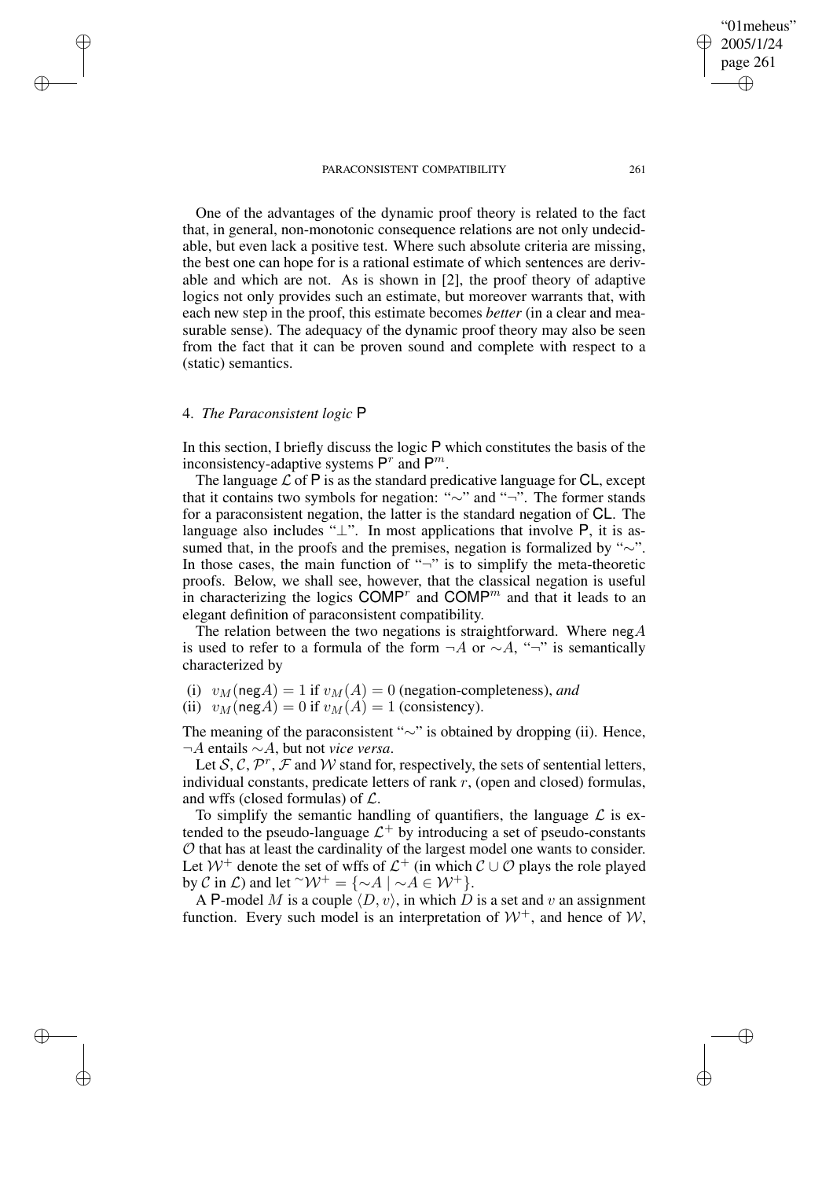One of the advantages of the dynamic proof theory is related to the fact that, in general, non-monotonic consequence relations are not only undecidable, but even lack a positive test. Where such absolute criteria are missing, the best one can hope for is a rational estimate of which sentences are derivable and which are not. As is shown in [2], the proof theory of adaptive logics not only provides such an estimate, but moreover warrants that, with each new step in the proof, this estimate becomes *better* (in a clear and measurable sense). The adequacy of the dynamic proof theory may also be seen from the fact that it can be proven sound and complete with respect to a (static) semantics.

## 4. *The Paraconsistent logic* P

In this section, I briefly discuss the logic P which constitutes the basis of the inconsistency-adaptive systems $\mathsf{P}^r$ and $\mathsf{P}^m$.

The language $\mathcal{L}$ of P is as the standard predicative language for CL, except that it contains two symbols for negation: "$\sim$" and "$\neg$". The former stands for a paraconsistent negation, the latter is the standard negation of CL. The language also includes "$\bot$". In most applications that involve P, it is assumed that, in the proofs and the premises, negation is formalized by "$\sim$". In those cases, the main function of "$\neg$" is to simplify the meta-theoretic proofs. Below, we shall see, however, that the classical negation is useful in characterizing the logics $\mathsf{COMP}^r$ and $\mathsf{COMP}^m$ and that it leads to an elegant definition of paraconsistent compatibility.

The relation between the two negations is straightforward. Where $\mathsf{neg}A$ is used to refer to a formula of the form $\neg A$ or $\sim A$, "$\neg$" is semantically characterized by

(i) $v_M(\mathsf{neg}A) = 1$ if $v_M(A) = 0$ (negation-completeness), *and*
(ii) $v_M(\mathsf{neg}A) = 0$ if $v_M(A) = 1$ (consistency).

The meaning of the paraconsistent "$\sim$" is obtained by dropping (ii). Hence, $\neg A$ entails $\sim A$, but not *vice versa*.

Let $\mathcal{S}, \mathcal{C}, \mathcal{P}^r, \mathcal{F}$ and $\mathcal{W}$ stand for, respectively, the sets of sentential letters, individual constants, predicate letters of rank $r$, (open and closed) formulas, and wffs (closed formulas) of $\mathcal{L}$.

To simplify the semantic handling of quantifiers, the language $\mathcal{L}$ is extended to the pseudo-language $\mathcal{L}^+$ by introducing a set of pseudo-constants $\mathcal{O}$ that has at least the cardinality of the largest model one wants to consider. Let $\mathcal{W}^+$ denote the set of wffs of $\mathcal{L}^+$ (in which $\mathcal{C} \cup \mathcal{O}$ plays the role played by $\mathcal{C}$ in $\mathcal{L}$) and let ${}^{\sim}\mathcal{W}^+ = \{\sim A \mid \sim A \in \mathcal{W}^+\}$.

A P-model $M$ is a couple $\langle D, v\rangle$, in which $D$ is a set and $v$ an assignment function. Every such model is an interpretation of $\mathcal{W}^+$, and hence of $\mathcal{W}$,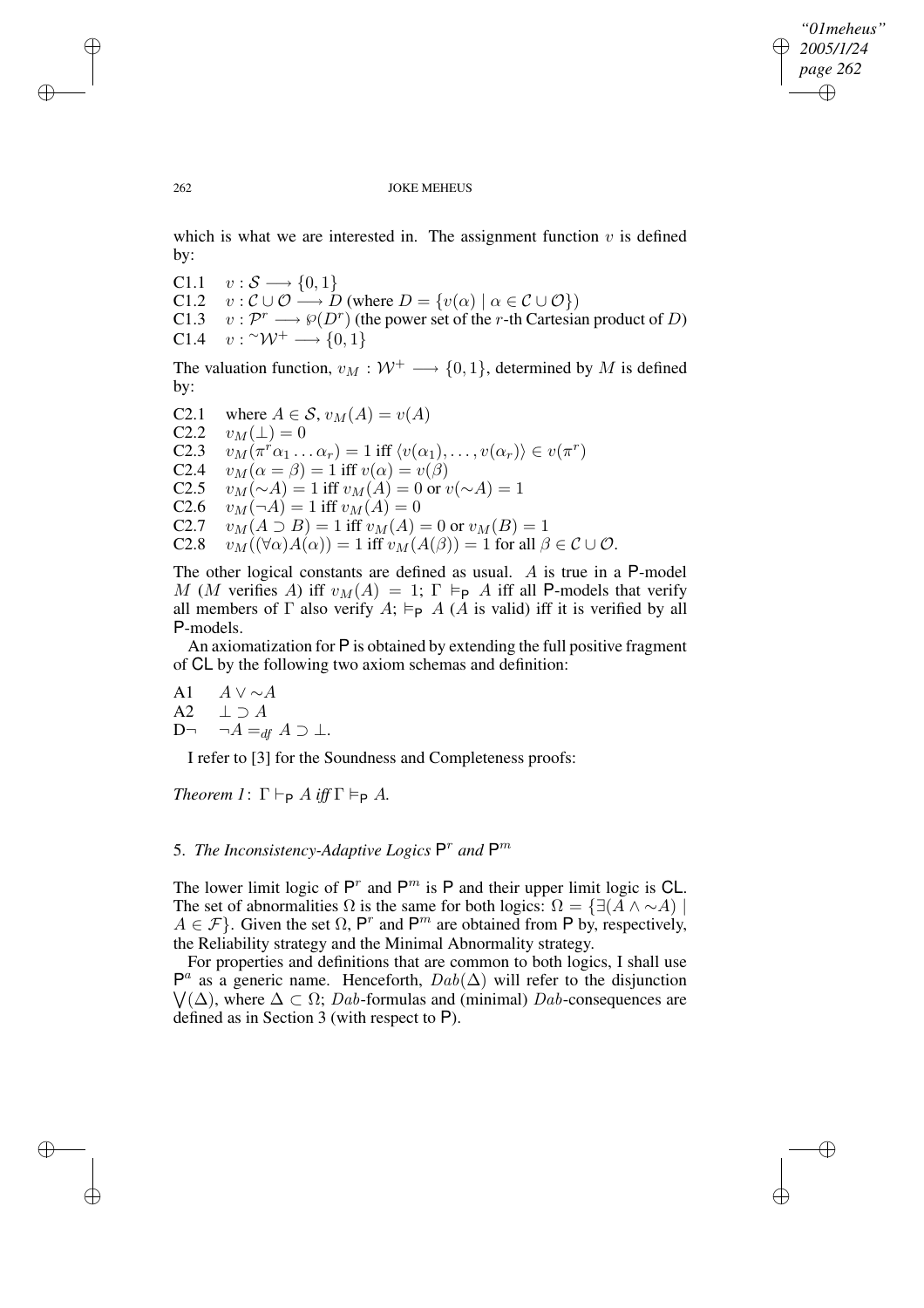which is what we are interested in. The assignment function $v$ is defined by:

C1.1 $v : \mathcal{S} \longrightarrow \{0, 1\}$
C1.2 $v : \mathcal{C} \cup \mathcal{O} \longrightarrow D$ (where $D = \{v(\alpha) \mid \alpha \in \mathcal{C} \cup \mathcal{O}\}$)
C1.3 $v : \mathcal{P}^r \longrightarrow \wp(D^r)$ (the power set of the $r$-th Cartesian product of $D$)
C1.4 $v : {}^{\sim}\mathcal{W}^+ \longrightarrow \{0, 1\}$

The valuation function, $v_M : \mathcal{W}^+ \longrightarrow \{0, 1\}$, determined by $M$ is defined by:

C2.1 where $A \in \mathcal{S}$, $v_M(A) = v(A)$
C2.2 $v_M(\bot) = 0$
C2.3 $v_M(\pi^r \alpha_1 \dots \alpha_r) = 1$ iff $\langle v(\alpha_1), \dots, v(\alpha_r)\rangle \in v(\pi^r)$
C2.4 $v_M(\alpha = \beta) = 1$ iff $v(\alpha) = v(\beta)$
C2.5 $v_M({\sim}A) = 1$ iff $v_M(A) = 0$ or $v({\sim}A) = 1$
C2.6 $v_M(\neg A) = 1$ iff $v_M(A) = 0$
C2.7 $v_M(A \supset B) = 1$ iff $v_M(A) = 0$ or $v_M(B) = 1$
C2.8 $v_M((\forall\alpha)A(\alpha)) = 1$ iff $v_M(A(\beta)) = 1$ for all $\beta \in \mathcal{C} \cup \mathcal{O}$.

The other logical constants are defined as usual. $A$ is true in a P-model $M$ ($M$ verifies $A$) iff $v_M(A) = 1$; $\Gamma \vDash_{\mathsf{P}} A$ iff all P-models that verify all members of $\Gamma$ also verify $A$; $\vDash_{\mathsf{P}} A$ ($A$ is valid) iff it is verified by all P-models.

An axiomatization for P is obtained by extending the full positive fragment of CL by the following two axiom schemas and definition:

A1 $A \vee {\sim}A$
A2 $\bot \supset A$
D$\neg$ $\neg A =_{df} A \supset \bot$.

I refer to [3] for the Soundness and Completeness proofs:

*Theorem 1*: $\Gamma \vdash_{\mathsf{P}} A$ *iff* $\Gamma \vDash_{\mathsf{P}} A$.

## 5. *The Inconsistency-Adaptive Logics* $\mathsf{P}^r$ *and* $\mathsf{P}^m$

The lower limit logic of $\mathsf{P}^r$ and $\mathsf{P}^m$ is P and their upper limit logic is CL. The set of abnormalities $\Omega$ is the same for both logics: $\Omega = \{\exists(A \wedge {\sim}A) \mid A \in \mathcal{F}\}$. Given the set $\Omega$, $\mathsf{P}^r$ and $\mathsf{P}^m$ are obtained from P by, respectively, the Reliability strategy and the Minimal Abnormality strategy.

For properties and definitions that are common to both logics, I shall use $\mathsf{P}^a$ as a generic name. Henceforth, $Dab(\Delta)$ will refer to the disjunction $\bigvee(\Delta)$, where $\Delta \subset \Omega$; $Dab$-formulas and (minimal) $Dab$-consequences are defined as in Section 3 (with respect to P).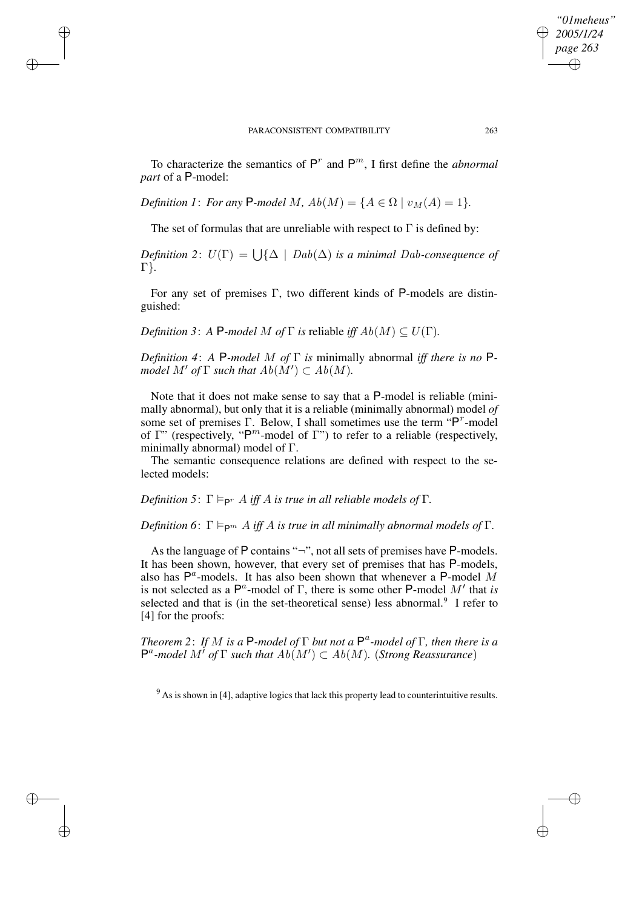To characterize the semantics of $\mathsf{P}^r$ and $\mathsf{P}^m$, I first define the *abnormal part* of a $\mathsf{P}$-model:

*Definition 1*: *For any* $\mathsf{P}$*-model* $M$, $Ab(M) = \{A \in \Omega \mid v_M(A) = 1\}$.

The set of formulas that are unreliable with respect to $\Gamma$ is defined by:

*Definition 2*: $U(\Gamma) = \bigcup\{\Delta \mid Dab(\Delta)$ *is a minimal* $Dab$*-consequence of* $\Gamma\}$.

For any set of premises $\Gamma$, two different kinds of $\mathsf{P}$-models are distinguished:

*Definition 3*: *A* $\mathsf{P}$*-model* $M$ *of* $\Gamma$ *is* reliable *iff* $Ab(M) \subseteq U(\Gamma)$.

*Definition 4*: *A* $\mathsf{P}$*-model* $M$ *of* $\Gamma$ *is* minimally abnormal *iff there is no* $\mathsf{P}$*-model* $M'$ *of* $\Gamma$ *such that* $Ab(M') \subset Ab(M)$.

Note that it does not make sense to say that a $\mathsf{P}$-model is reliable (minimally abnormal), but only that it is a reliable (minimally abnormal) model *of* some set of premises $\Gamma$. Below, I shall sometimes use the term "$\mathsf{P}^r$-model of $\Gamma$" (respectively, "$\mathsf{P}^m$-model of $\Gamma$") to refer to a reliable (respectively, minimally abnormal) model of $\Gamma$.

The semantic consequence relations are defined with respect to the selected models:

*Definition 5*: $\Gamma \vDash_{\mathsf{P}^r} A$ *iff* $A$ *is true in all reliable models of* $\Gamma$.

*Definition 6*: $\Gamma \vDash_{\mathsf{P}^m} A$ *iff* $A$ *is true in all minimally abnormal models of* $\Gamma$.

As the language of $\mathsf{P}$ contains "$\neg$", not all sets of premises have $\mathsf{P}$-models. It has been shown, however, that every set of premises that has $\mathsf{P}$-models, also has $\mathsf{P}^a$-models. It has also been shown that whenever a $\mathsf{P}$-model $M$ is not selected as a $\mathsf{P}^a$-model of $\Gamma$, there is some other $\mathsf{P}$-model $M'$ that *is* selected and that is (in the set-theoretical sense) less abnormal.[9] I refer to [4] for the proofs:

*Theorem 2*: *If* $M$ *is a* $\mathsf{P}$*-model of* $\Gamma$ *but not a* $\mathsf{P}^a$*-model of* $\Gamma$*, then there is a* $\mathsf{P}^a$*-model* $M'$ *of* $\Gamma$ *such that* $Ab(M') \subset Ab(M)$. (*Strong Reassurance*)

[9] As is shown in [4], adaptive logics that lack this property lead to counterintuitive results.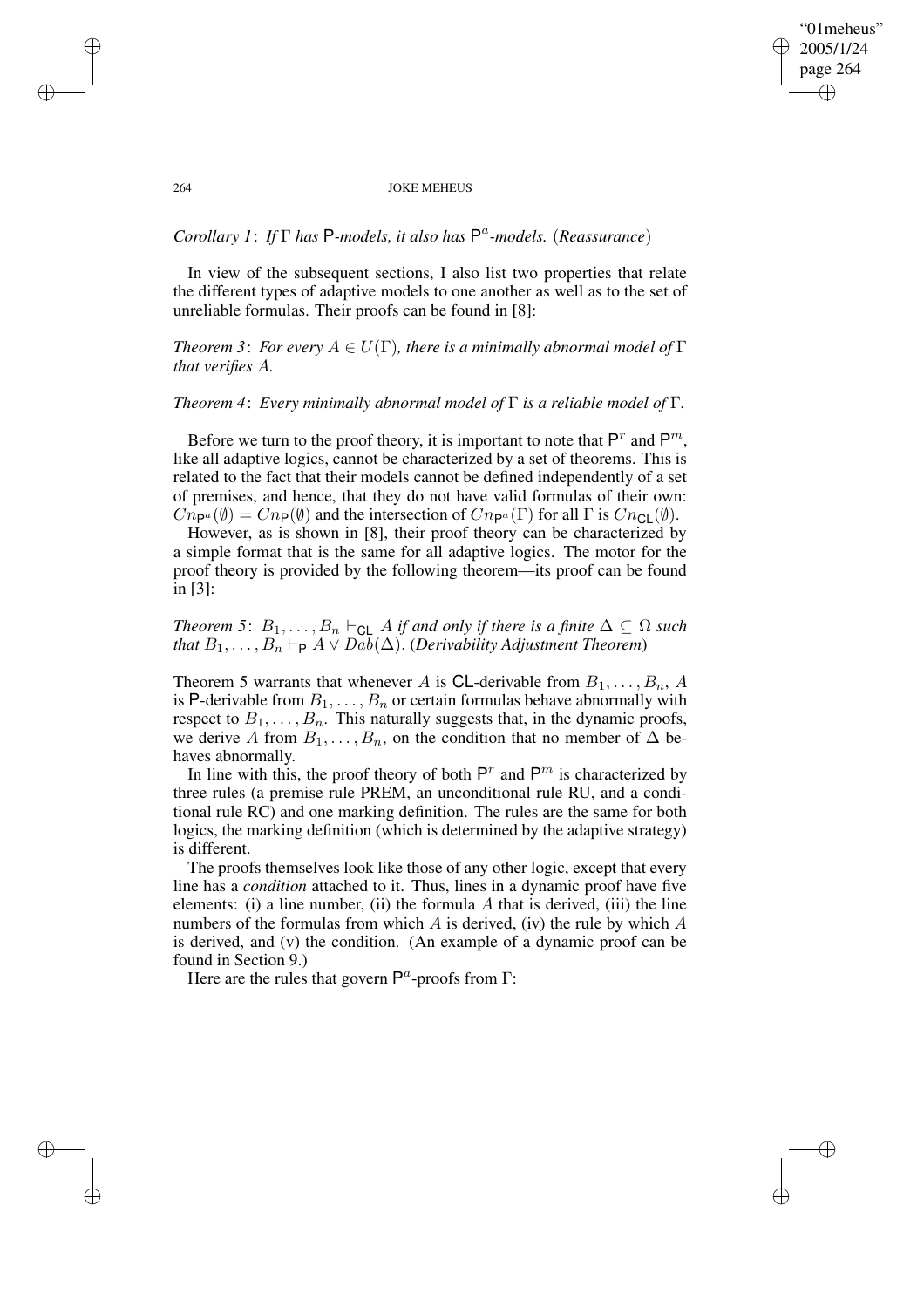*Corollary 1*: *If* $\Gamma$ *has* $\mathsf{P}$*-models, it also has* $\mathsf{P}^a$*-models.* (*Reassurance*)

In view of the subsequent sections, I also list two properties that relate the different types of adaptive models to one another as well as to the set of unreliable formulas. Their proofs can be found in [8]:

*Theorem 3*: *For every* $A \in U(\Gamma)$*, there is a minimally abnormal model of* $\Gamma$ *that verifies* $A$*.*

*Theorem 4*: *Every minimally abnormal model of* $\Gamma$ *is a reliable model of* $\Gamma$*.*

Before we turn to the proof theory, it is important to note that $\mathsf{P}^r$ and $\mathsf{P}^m$, like all adaptive logics, cannot be characterized by a set of theorems. This is related to the fact that their models cannot be defined independently of a set of premises, and hence, that they do not have valid formulas of their own: $Cn_{\mathsf{P}^a}(\emptyset) = Cn_{\mathsf{P}}(\emptyset)$ and the intersection of $Cn_{\mathsf{P}^a}(\Gamma)$ for all $\Gamma$ is $Cn_{\mathsf{CL}}(\emptyset)$.

However, as is shown in [8], their proof theory can be characterized by a simple format that is the same for all adaptive logics. The motor for the proof theory is provided by the following theorem—its proof can be found in [3]:

*Theorem 5*: $B_1, \ldots, B_n \vdash_{\mathsf{CL}} A$ *if and only if there is a finite* $\Delta \subseteq \Omega$ *such that* $B_1, \ldots, B_n \vdash_{\mathsf{P}} A \vee Dab(\Delta)$*.* (*Derivability Adjustment Theorem*)

Theorem 5 warrants that whenever $A$ is $\mathsf{CL}$-derivable from $B_1, \ldots, B_n$, $A$ is $\mathsf{P}$-derivable from $B_1, \ldots, B_n$ or certain formulas behave abnormally with respect to $B_1, \ldots, B_n$. This naturally suggests that, in the dynamic proofs, we derive $A$ from $B_1, \ldots, B_n$, on the condition that no member of $\Delta$ behaves abnormally.

In line with this, the proof theory of both $\mathsf{P}^r$ and $\mathsf{P}^m$ is characterized by three rules (a premise rule PREM, an unconditional rule RU, and a conditional rule RC) and one marking definition. The rules are the same for both logics, the marking definition (which is determined by the adaptive strategy) is different.

The proofs themselves look like those of any other logic, except that every line has a *condition* attached to it. Thus, lines in a dynamic proof have five elements: (i) a line number, (ii) the formula $A$ that is derived, (iii) the line numbers of the formulas from which $A$ is derived, (iv) the rule by which $A$ is derived, and (v) the condition. (An example of a dynamic proof can be found in Section 9.)

Here are the rules that govern $\mathsf{P}^a$-proofs from $\Gamma$: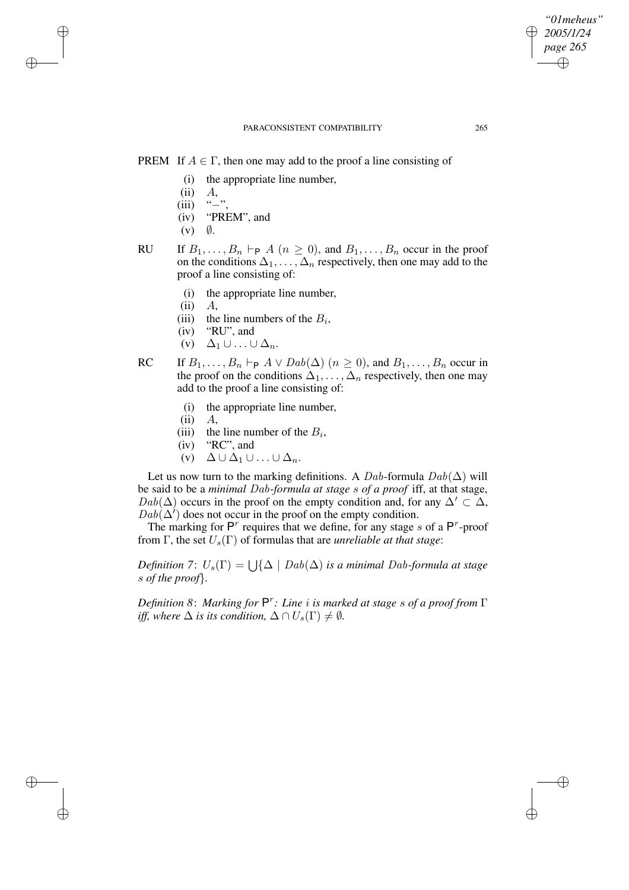PREM If $A \in \Gamma$, then one may add to the proof a line consisting of

- (i) the appropriate line number,
- (ii) $A$,
- (iii) "–",
- (iv) "PREM", and
- (v) $\emptyset$.

RU If $B_1, \ldots, B_n \vdash_{\mathsf{P}} A$ $(n \geq 0)$, and $B_1, \ldots, B_n$ occur in the proof on the conditions $\Delta_1, \ldots, \Delta_n$ respectively, then one may add to the proof a line consisting of:

- (i) the appropriate line number,
- (ii) $A$,
- (iii) the line numbers of the $B_i$,
- (iv) "RU", and
- (v) $\Delta_1 \cup \ldots \cup \Delta_n$.

RC If $B_1, \ldots, B_n \vdash_{\mathsf{P}} A \vee Dab(\Delta)$ $(n \geq 0)$, and $B_1, \ldots, B_n$ occur in the proof on the conditions $\Delta_1, \ldots, \Delta_n$ respectively, then one may add to the proof a line consisting of:

- (i) the appropriate line number,
- (ii) $A$,
- (iii) the line number of the $B_i$,
- (iv) "RC", and
- (v) $\Delta \cup \Delta_1 \cup \ldots \cup \Delta_n$.

Let us now turn to the marking definitions. A $Dab$-formula $Dab(\Delta)$ will be said to be a *minimal $Dab$-formula at stage $s$ of a proof* iff, at that stage, $Dab(\Delta)$ occurs in the proof on the empty condition and, for any $\Delta' \subset \Delta$, $Dab(\Delta')$ does not occur in the proof on the empty condition.

The marking for $\mathsf{P}^r$ requires that we define, for any stage $s$ of a $\mathsf{P}^r$-proof from $\Gamma$, the set $U_s(\Gamma)$ of formulas that are *unreliable at that stage*:

*Definition 7*: $U_s(\Gamma) = \bigcup\{\Delta \mid Dab(\Delta)$ *is a minimal $Dab$-formula at stage $s$ of the proof*$\}$.

*Definition 8*: *Marking for $\mathsf{P}^r$: Line $i$ is marked at stage $s$ of a proof from $\Gamma$ iff, where $\Delta$ is its condition, $\Delta \cap U_s(\Gamma) \neq \emptyset$.*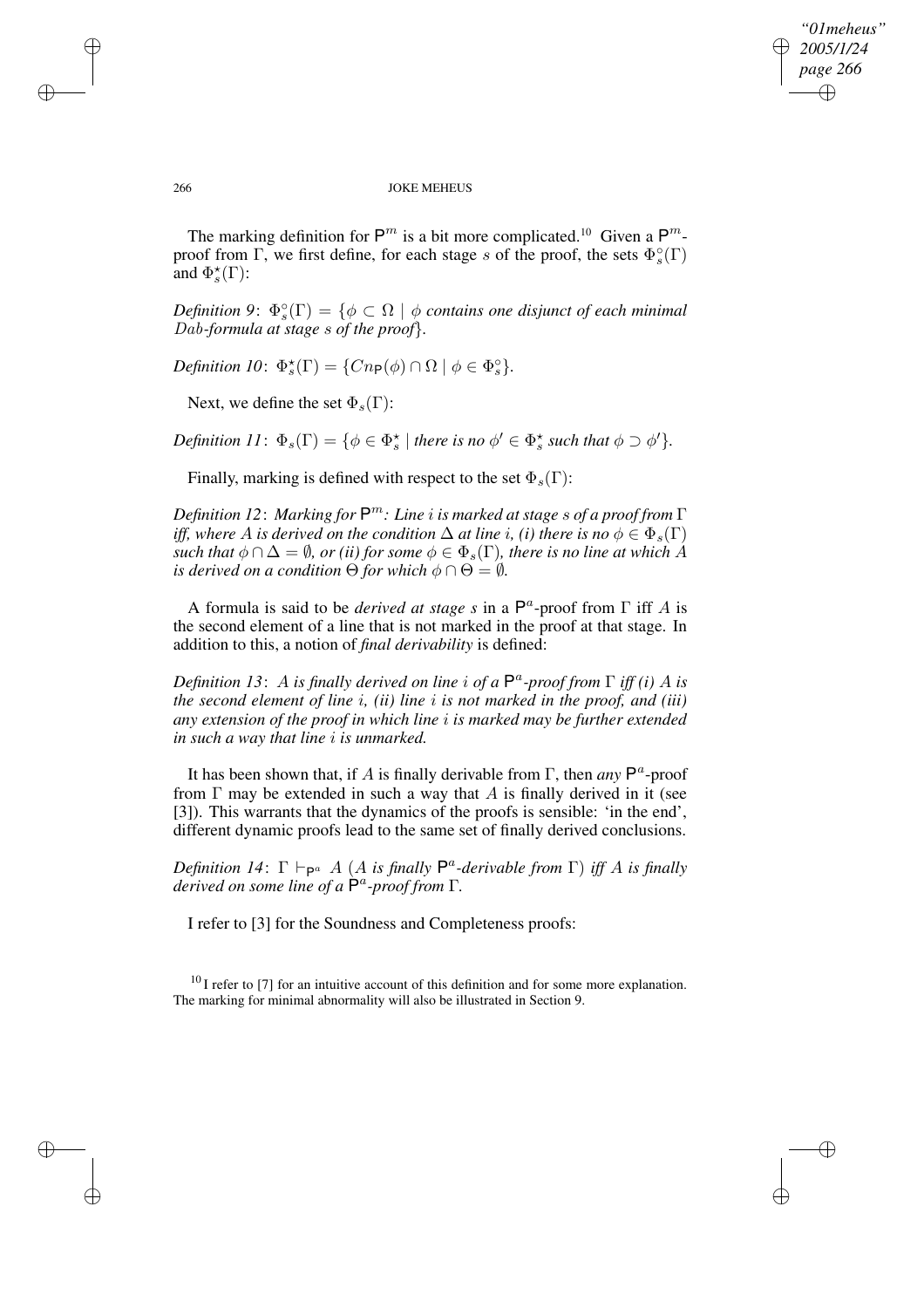The marking definition for $\mathsf{P}^m$ is a bit more complicated.[10] Given a $\mathsf{P}^m$-proof from $\Gamma$, we first define, for each stage $s$ of the proof, the sets $\Phi^{\circ}_s(\Gamma)$ and $\Phi^{\star}_s(\Gamma)$:

*Definition 9*: $\Phi^{\circ}_s(\Gamma) = \{\phi \subset \Omega \mid \phi$ *contains one disjunct of each minimal* $Dab$*-formula at stage* $s$ *of the proof*$\}$.

*Definition 10*: $\Phi^{\star}_s(\Gamma) = \{Cn_{\mathsf{P}}(\phi) \cap \Omega \mid \phi \in \Phi^{\circ}_s\}$.

Next, we define the set $\Phi_s(\Gamma)$:

*Definition 11*: $\Phi_s(\Gamma) = \{\phi \in \Phi^{\star}_s \mid$ *there is no* $\phi' \in \Phi^{\star}_s$ *such that* $\phi \supset \phi'\}$.

Finally, marking is defined with respect to the set $\Phi_s(\Gamma)$:

*Definition 12*: *Marking for* $\mathsf{P}^m$*: Line* $i$ *is marked at stage* $s$ *of a proof from* $\Gamma$ *iff, where* $A$ *is derived on the condition* $\Delta$ *at line* $i$*, (i) there is no* $\phi \in \Phi_s(\Gamma)$ *such that* $\phi \cap \Delta = \emptyset$*, or (ii) for some* $\phi \in \Phi_s(\Gamma)$*, there is no line at which* $A$ *is derived on a condition* $\Theta$ *for which* $\phi \cap \Theta = \emptyset$*.*

A formula is said to be *derived at stage s* in a $\mathsf{P}^a$-proof from $\Gamma$ iff $A$ is the second element of a line that is not marked in the proof at that stage. In addition to this, a notion of *final derivability* is defined:

*Definition 13*: $A$ *is finally derived on line* $i$ *of a* $\mathsf{P}^a$*-proof from* $\Gamma$ *iff (i)* $A$ *is the second element of line* $i$*, (ii) line* $i$ *is not marked in the proof, and (iii) any extension of the proof in which line* $i$ *is marked may be further extended in such a way that line* $i$ *is unmarked.*

It has been shown that, if $A$ is finally derivable from $\Gamma$, then *any* $\mathsf{P}^a$-proof from $\Gamma$ may be extended in such a way that $A$ is finally derived in it (see [3]). This warrants that the dynamics of the proofs is sensible: 'in the end', different dynamic proofs lead to the same set of finally derived conclusions.

*Definition 14*: $\Gamma \vdash_{\mathsf{P}^a} A$ *(*$A$ *is finally* $\mathsf{P}^a$*-derivable from* $\Gamma$*) iff* $A$ *is finally derived on some line of a* $\mathsf{P}^a$*-proof from* $\Gamma$*.*

I refer to [3] for the Soundness and Completeness proofs:

[10] I refer to [7] for an intuitive account of this definition and for some more explanation. The marking for minimal abnormality will also be illustrated in Section 9.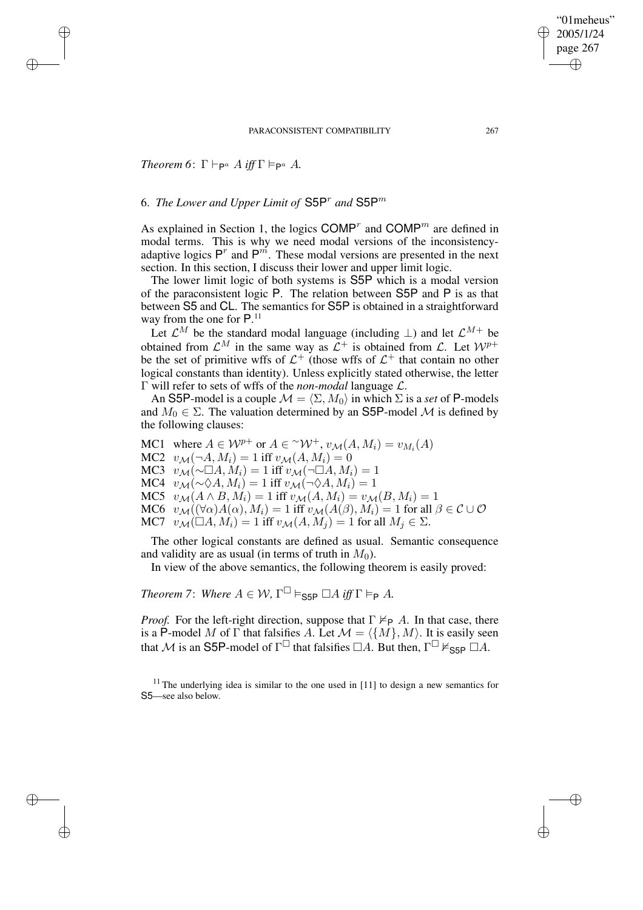*Theorem 6*: $\Gamma \vdash_{\mathsf{P}^a} A$ *iff* $\Gamma \vDash_{\mathsf{P}^a} A$.

## 6. *The Lower and Upper Limit of* $\mathsf{S5P}^r$ *and* $\mathsf{S5P}^m$

As explained in Section 1, the logics $\mathsf{COMP}^r$ and $\mathsf{COMP}^m$ are defined in modal terms. This is why we need modal versions of the inconsistency-adaptive logics $\mathsf{P}^r$ and $\mathsf{P}^m$. These modal versions are presented in the next section. In this section, I discuss their lower and upper limit logic.

The lower limit logic of both systems is S5P which is a modal version of the paraconsistent logic P. The relation between S5P and P is as that between S5 and CL. The semantics for S5P is obtained in a straightforward way from the one for P.[11]

Let $\mathcal{L}^M$ be the standard modal language (including $\bot$) and let $\mathcal{L}^{M+}$ be obtained from $\mathcal{L}^M$ in the same way as $\mathcal{L}^+$ is obtained from $\mathcal{L}$. Let $\mathcal{W}^{p+}$ be the set of primitive wffs of $\mathcal{L}^+$ (those wffs of $\mathcal{L}^+$ that contain no other logical constants than identity). Unless explicitly stated otherwise, the letter $\Gamma$ will refer to sets of wffs of the *non-modal* language $\mathcal{L}$.

An S5P-model is a couple $\mathcal{M} = \langle \Sigma, M_0 \rangle$ in which $\Sigma$ is a *set* of P-models and $M_0 \in \Sigma$. The valuation determined by an S5P-model $\mathcal{M}$ is defined by the following clauses:

MC1 where $A \in \mathcal{W}^{p+}$ or $A \in {}^{\sim}\mathcal{W}^+$, $v_{\mathcal{M}}(A, M_i) = v_{M_i}(A)$
MC2 $v_{\mathcal{M}}(\neg A, M_i) = 1$ iff $v_{\mathcal{M}}(A, M_i) = 0$
MC3 $v_{\mathcal{M}}(\sim\Box A, M_i) = 1$ iff $v_{\mathcal{M}}(\neg\Box A, M_i) = 1$
MC4 $v_{\mathcal{M}}(\sim\Diamond A, M_i) = 1$ iff $v_{\mathcal{M}}(\neg\Diamond A, M_i) = 1$
MC5 $v_{\mathcal{M}}(A \wedge B, M_i) = 1$ iff $v_{\mathcal{M}}(A, M_i) = v_{\mathcal{M}}(B, M_i) = 1$
MC6 $v_{\mathcal{M}}((\forall\alpha)A(\alpha), M_i) = 1$ iff $v_{\mathcal{M}}(A(\beta), M_i) = 1$ for all $\beta \in \mathcal{C} \cup \mathcal{O}$
MC7 $v_{\mathcal{M}}(\Box A, M_i) = 1$ iff $v_{\mathcal{M}}(A, M_j) = 1$ for all $M_j \in \Sigma$.

The other logical constants are defined as usual. Semantic consequence and validity are as usual (in terms of truth in $M_0$).

In view of the above semantics, the following theorem is easily proved:

*Theorem 7*: *Where* $A \in \mathcal{W}$, $\Gamma^{\Box} \vDash_{\mathsf{S5P}} \Box A$ *iff* $\Gamma \vDash_{\mathsf{P}} A$.

*Proof.* For the left-right direction, suppose that $\Gamma \nvDash_{\mathsf{P}} A$. In that case, there is a P-model $M$ of $\Gamma$ that falsifies $A$. Let $\mathcal{M} = \langle \{M\}, M \rangle$. It is easily seen that $\mathcal{M}$ is an S5P-model of $\Gamma^{\Box}$ that falsifies $\Box A$. But then, $\Gamma^{\Box} \nvDash_{\mathsf{S5P}} \Box A$.

[11] The underlying idea is similar to the one used in [11] to design a new semantics for S5—see also below.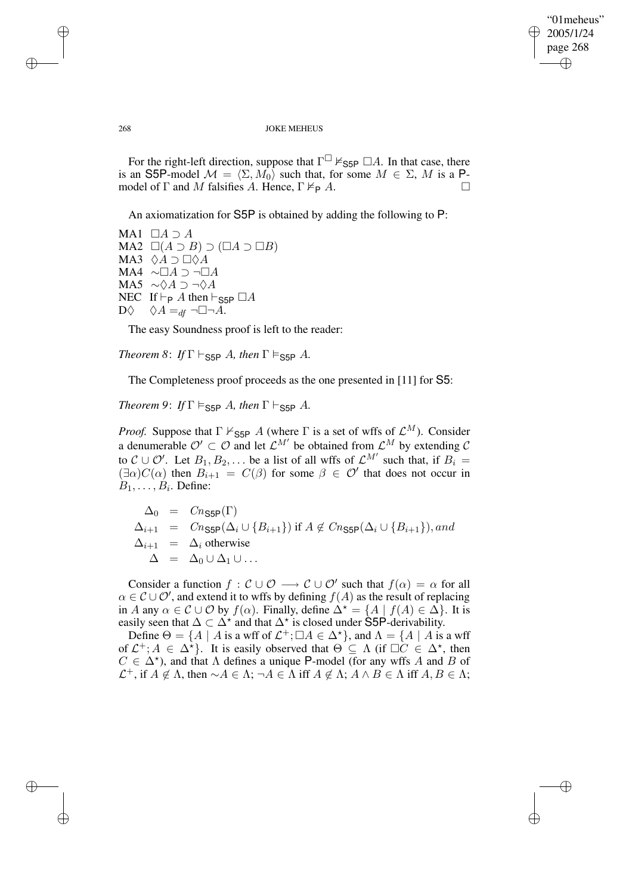For the right-left direction, suppose that $\Gamma^{\Box} \nvDash_{\mathsf{S5P}} \Box A$. In that case, there is an $\mathsf{S5P}$-model $\mathcal{M} = \langle \Sigma, M_0 \rangle$ such that, for some $M \in \Sigma$, $M$ is a $\mathsf{P}$-model of $\Gamma$ and $M$ falsifies $A$. Hence, $\Gamma \nvDash_{\mathsf{P}} A$. $\Box$

An axiomatization for $\mathsf{S5P}$ is obtained by adding the following to $\mathsf{P}$:

MA1 $\Box A \supset A$
MA2 $\Box(A \supset B) \supset (\Box A \supset \Box B)$
MA3 $\Diamond A \supset \Box\Diamond A$
MA4 $\sim\Box A \supset \neg\Box A$
MA5 $\sim\Diamond A \supset \neg\Diamond A$
NEC If $\vdash_{\mathsf{P}} A$ then $\vdash_{\mathsf{S5P}} \Box A$
D$\Diamond$ $\Diamond A =_{df} \neg\Box\neg A$.

The easy Soundness proof is left to the reader:

*Theorem 8*: *If* $\Gamma \vdash_{\mathsf{S5P}} A$, *then* $\Gamma \vDash_{\mathsf{S5P}} A$.

The Completeness proof proceeds as the one presented in [11] for $\mathsf{S5}$:

*Theorem 9*: *If* $\Gamma \vDash_{\mathsf{S5P}} A$, *then* $\Gamma \vdash_{\mathsf{S5P}} A$.

*Proof.* Suppose that $\Gamma \nvdash_{\mathsf{S5P}} A$ (where $\Gamma$ is a set of wffs of $\mathcal{L}^M$). Consider a denumerable $\mathcal{O}' \subset \mathcal{O}$ and let $\mathcal{L}^{M'}$ be obtained from $\mathcal{L}^M$ by extending $\mathcal{C}$ to $\mathcal{C} \cup \mathcal{O}'$. Let $B_1, B_2, \ldots$ be a list of all wffs of $\mathcal{L}^{M'}$ such that, if $B_i = (\exists\alpha)C(\alpha)$ then $B_{i+1} = C(\beta)$ for some $\beta \in \mathcal{O}'$ that does not occur in $B_1, \ldots, B_i$. Define:

$$
\begin{aligned}
\Delta_0 &= Cn_{\mathsf{S5P}}(\Gamma) \\
\Delta_{i+1} &= Cn_{\mathsf{S5P}}(\Delta_i \cup \{B_{i+1}\}) \text{ if } A \notin Cn_{\mathsf{S5P}}(\Delta_i \cup \{B_{i+1}\}), \textit{and} \\
\Delta_{i+1} &= \Delta_i \text{ otherwise} \\
\Delta &= \Delta_0 \cup \Delta_1 \cup \ldots
\end{aligned}
$$

Consider a function $f : \mathcal{C} \cup \mathcal{O} \longrightarrow \mathcal{C} \cup \mathcal{O}'$ such that $f(\alpha) = \alpha$ for all $\alpha \in \mathcal{C} \cup \mathcal{O}'$, and extend it to wffs by defining $f(A)$ as the result of replacing in $A$ any $\alpha \in \mathcal{C} \cup \mathcal{O}$ by $f(\alpha)$. Finally, define $\Delta^\star = \{A \mid f(A) \in \Delta\}$. It is easily seen that $\Delta \subset \Delta^\star$ and that $\Delta^\star$ is closed under $\mathsf{S5P}$-derivability.

Define $\Theta = \{A \mid A \text{ is a wff of } \mathcal{L}^+; \Box A \in \Delta^\star\}$, and $\Lambda = \{A \mid A \text{ is a wff of } \mathcal{L}^+; A \in \Delta^\star\}$. It is easily observed that $\Theta \subseteq \Lambda$ (if $\Box C \in \Delta^\star$, then $C \in \Delta^\star$), and that $\Lambda$ defines a unique $\mathsf{P}$-model (for any wffs $A$ and $B$ of $\mathcal{L}^+$, if $A \notin \Lambda$, then $\sim A \in \Lambda$; $\neg A \in \Lambda$ iff $A \notin \Lambda$; $A \wedge B \in \Lambda$ iff $A, B \in \Lambda$;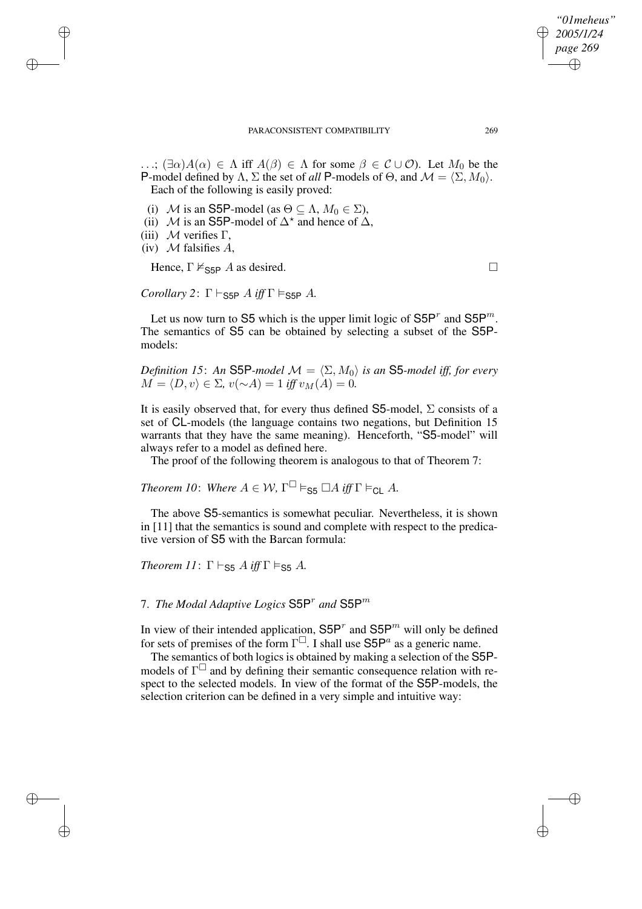...; $(\exists\alpha)A(\alpha) \in \Lambda$ iff $A(\beta) \in \Lambda$ for some $\beta \in \mathcal{C} \cup \mathcal{O}$). Let $M_0$ be the P-model defined by $\Lambda$, $\Sigma$ the set of *all* P-models of $\Theta$, and $\mathcal{M} = \langle \Sigma, M_0 \rangle$.

Each of the following is easily proved:

(i) $\mathcal{M}$ is an S5P-model (as $\Theta \subseteq \Lambda$, $M_0 \in \Sigma$),

(ii) $\mathcal{M}$ is an S5P-model of $\Delta^\star$ and hence of $\Delta$,

(iii) $\mathcal{M}$ verifies $\Gamma$,

(iv) $\mathcal{M}$ falsifies $A$,

Hence, $\Gamma \nvDash_{\mathsf{S5P}} A$ as desired. □

*Corollary 2*: $\Gamma \vdash_{\mathsf{S5P}} A$ *iff* $\Gamma \vDash_{\mathsf{S5P}} A$.

Let us now turn to S5 which is the upper limit logic of $\mathsf{S5P}^r$ and $\mathsf{S5P}^m$. The semantics of S5 can be obtained by selecting a subset of the S5P-models:

*Definition 15*: *An* S5P*-model* $\mathcal{M} = \langle \Sigma, M_0 \rangle$ *is an* S5*-model iff, for every* $M = \langle D, v \rangle \in \Sigma$, $v(\sim A) = 1$ *iff* $v_M(A) = 0$.

It is easily observed that, for every thus defined S5-model, $\Sigma$ consists of a set of CL-models (the language contains two negations, but Definition 15 warrants that they have the same meaning). Henceforth, "S5-model" will always refer to a model as defined here.

The proof of the following theorem is analogous to that of Theorem 7:

*Theorem 10*: *Where* $A \in \mathcal{W}$, $\Gamma^{\Box} \vDash_{\mathsf{S5}} \Box A$ *iff* $\Gamma \vDash_{\mathsf{CL}} A$.

The above S5-semantics is somewhat peculiar. Nevertheless, it is shown in [11] that the semantics is sound and complete with respect to the predicative version of S5 with the Barcan formula:

*Theorem 11*: $\Gamma \vdash_{\mathsf{S5}} A$ *iff* $\Gamma \vDash_{\mathsf{S5}} A$.

## 7. *The Modal Adaptive Logics* $\mathsf{S5P}^r$ *and* $\mathsf{S5P}^m$

In view of their intended application, $\mathsf{S5P}^r$ and $\mathsf{S5P}^m$ will only be defined for sets of premises of the form $\Gamma^{\Box}$. I shall use $\mathsf{S5P}^a$ as a generic name.

The semantics of both logics is obtained by making a selection of the S5P-models of $\Gamma^{\Box}$ and by defining their semantic consequence relation with respect to the selected models. In view of the format of the S5P-models, the selection criterion can be defined in a very simple and intuitive way: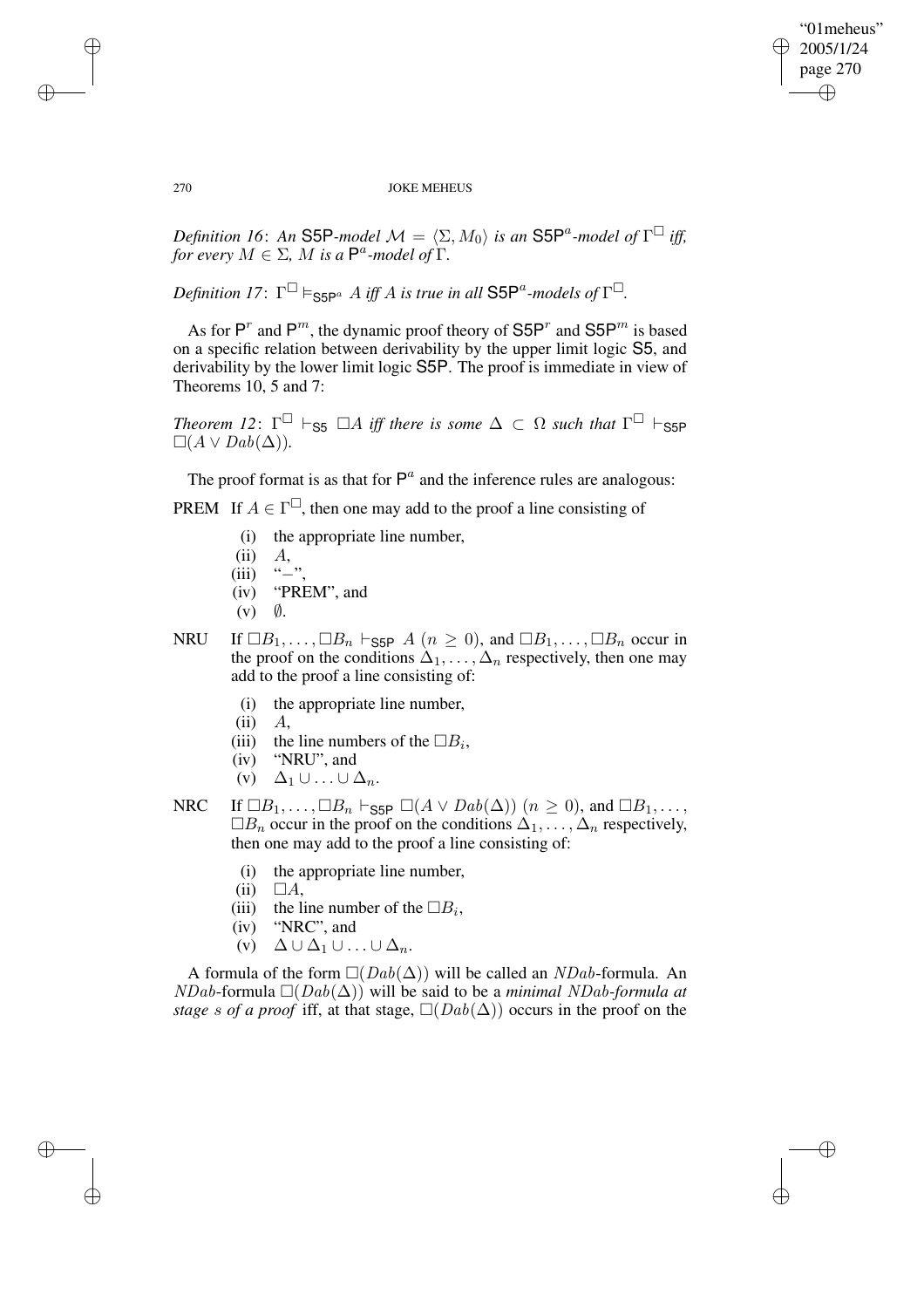*Definition 16*: *An* $\mathsf{S5P}$*-model* $\mathcal{M} = \langle \Sigma, M_0 \rangle$ *is an* $\mathsf{S5P}^a$*-model of* $\Gamma^\Box$ *iff, for every* $M \in \Sigma$*,* $M$ *is a* $\mathsf{P}^a$*-model of* $\Gamma$*.*

*Definition 17*: $\Gamma^\Box \vDash_{\mathsf{S5P}^a} A$ *iff* $A$ *is true in all* $\mathsf{S5P}^a$*-models of* $\Gamma^\Box$*.*

As for $\mathsf{P}^r$ and $\mathsf{P}^m$, the dynamic proof theory of $\mathsf{S5P}^r$ and $\mathsf{S5P}^m$ is based on a specific relation between derivability by the upper limit logic $\mathsf{S5}$, and derivability by the lower limit logic $\mathsf{S5P}$. The proof is immediate in view of Theorems 10, 5 and 7:

*Theorem 12*: $\Gamma^\Box \vdash_{\mathsf{S5}} \Box A$ *iff there is some* $\Delta \subset \Omega$ *such that* $\Gamma^\Box \vdash_{\mathsf{S5P}} \Box(A \vee Dab(\Delta))$*.*

The proof format is as that for $\mathsf{P}^a$ and the inference rules are analogous:

PREM If $A \in \Gamma^\Box$, then one may add to the proof a line consisting of

- (i) the appropriate line number,
- (ii) $A$,
- (iii) "$-$",
- (iv) "PREM", and
- (v) $\emptyset$.

NRU If $\Box B_1, \ldots, \Box B_n \vdash_{\mathsf{S5P}} A$ $(n \geq 0)$, and $\Box B_1, \ldots, \Box B_n$ occur in the proof on the conditions $\Delta_1, \ldots, \Delta_n$ respectively, then one may add to the proof a line consisting of:

- (i) the appropriate line number,
- (ii) $A$,
- (iii) the line numbers of the $\Box B_i$,
- (iv) "NRU", and
- (v) $\Delta_1 \cup \ldots \cup \Delta_n$.

NRC If $\Box B_1, \ldots, \Box B_n \vdash_{\mathsf{S5P}} \Box(A \vee Dab(\Delta))$ $(n \geq 0)$, and $\Box B_1, \ldots, \Box B_n$ occur in the proof on the conditions $\Delta_1, \ldots, \Delta_n$ respectively, then one may add to the proof a line consisting of:

- (i) the appropriate line number,
- (ii) $\Box A$,
- (iii) the line number of the $\Box B_i$,
- (iv) "NRC", and
- (v) $\Delta \cup \Delta_1 \cup \ldots \cup \Delta_n$.

A formula of the form $\Box(Dab(\Delta))$ will be called an $NDab$-formula. An $NDab$-formula $\Box(Dab(\Delta))$ will be said to be a *minimal* $NDab$*-formula at stage* $s$ *of a proof* iff, at that stage, $\Box(Dab(\Delta))$ occurs in the proof on the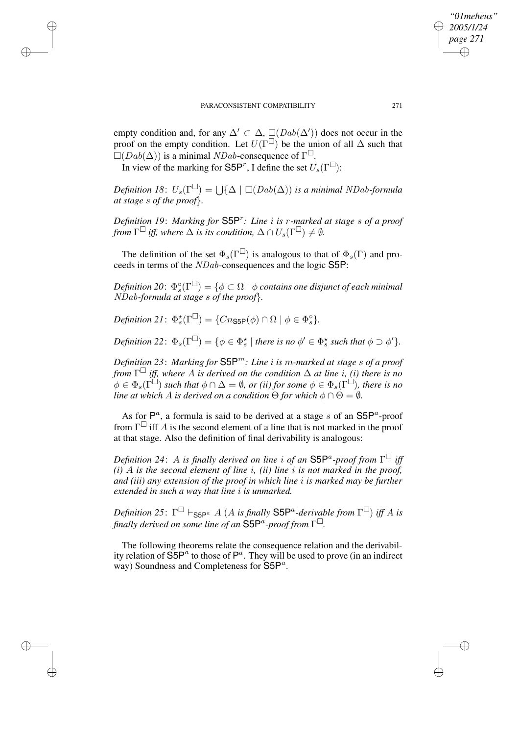empty condition and, for any $\Delta' \subset \Delta$, $\Box(Dab(\Delta'))$ does not occur in the proof on the empty condition. Let $U(\Gamma^{\Box})$ be the union of all $\Delta$ such that $\Box(Dab(\Delta))$ is a minimal $NDab$-consequence of $\Gamma^{\Box}$.

In view of the marking for $\mathsf{S5P}^r$, I define the set $U_s(\Gamma^{\Box})$:

*Definition 18*: $U_s(\Gamma^{\Box}) = \bigcup\{\Delta \mid \Box(Dab(\Delta))$ *is a minimal* $NDab$*-formula at stage* $s$ *of the proof*$\}$.

*Definition 19*: *Marking for* $\mathsf{S5P}^r$*: Line* $i$ *is* $r$*-marked at stage* $s$ *of a proof from* $\Gamma^{\Box}$ *iff, where* $\Delta$ *is its condition,* $\Delta \cap U_s(\Gamma^{\Box}) \neq \emptyset$.

The definition of the set $\Phi_s(\Gamma^{\Box})$ is analogous to that of $\Phi_s(\Gamma)$ and proceeds in terms of the $NDab$-consequences and the logic $\mathsf{S5P}$:

*Definition 20*: $\Phi_s^{\circ}(\Gamma^{\Box}) = \{\phi \subset \Omega \mid \phi$ *contains one disjunct of each minimal* $NDab$*-formula at stage* $s$ *of the proof*$\}$.

*Definition 21*: $\Phi_s^{\star}(\Gamma^{\Box}) = \{Cn_{\mathsf{S5P}}(\phi) \cap \Omega \mid \phi \in \Phi_s^{\circ}\}$.

*Definition 22*: $\Phi_s(\Gamma^{\Box}) = \{\phi \in \Phi_s^{\star} \mid$ *there is no* $\phi' \in \Phi_s^{\star}$ *such that* $\phi \supset \phi'\}$.

*Definition 23*: *Marking for* $\mathsf{S5P}^m$*: Line* $i$ *is* $m$*-marked at stage* $s$ *of a proof from* $\Gamma^{\Box}$ *iff, where* $A$ *is derived on the condition* $\Delta$ *at line* $i$*, (i) there is no* $\phi \in \Phi_s(\Gamma^{\Box})$ *such that* $\phi \cap \Delta = \emptyset$*, or (ii) for some* $\phi \in \Phi_s(\Gamma^{\Box})$*, there is no line at which* $A$ *is derived on a condition* $\Theta$ *for which* $\phi \cap \Theta = \emptyset$.

As for $\mathsf{P}^a$, a formula is said to be derived at a stage $s$ of an $\mathsf{S5P}^a$-proof from $\Gamma^{\Box}$ iff $A$ is the second element of a line that is not marked in the proof at that stage. Also the definition of final derivability is analogous:

*Definition 24*: $A$ *is finally derived on line* $i$ *of an* $\mathsf{S5P}^a$*-proof from* $\Gamma^{\Box}$ *iff (i)* $A$ *is the second element of line* $i$*, (ii) line* $i$ *is not marked in the proof, and (iii) any extension of the proof in which line* $i$ *is marked may be further extended in such a way that line* $i$ *is unmarked.*

*Definition 25*: $\Gamma^{\Box} \vdash_{\mathsf{S5P}^a} A$ *(*$A$ *is finally* $\mathsf{S5P}^a$*-derivable from* $\Gamma^{\Box}$*) iff* $A$ *is finally derived on some line of an* $\mathsf{S5P}^a$*-proof from* $\Gamma^{\Box}$.

The following theorems relate the consequence relation and the derivability relation of $\mathsf{S5P}^a$ to those of $\mathsf{P}^a$. They will be used to prove (in an indirect way) Soundness and Completeness for $\mathsf{S5P}^a$.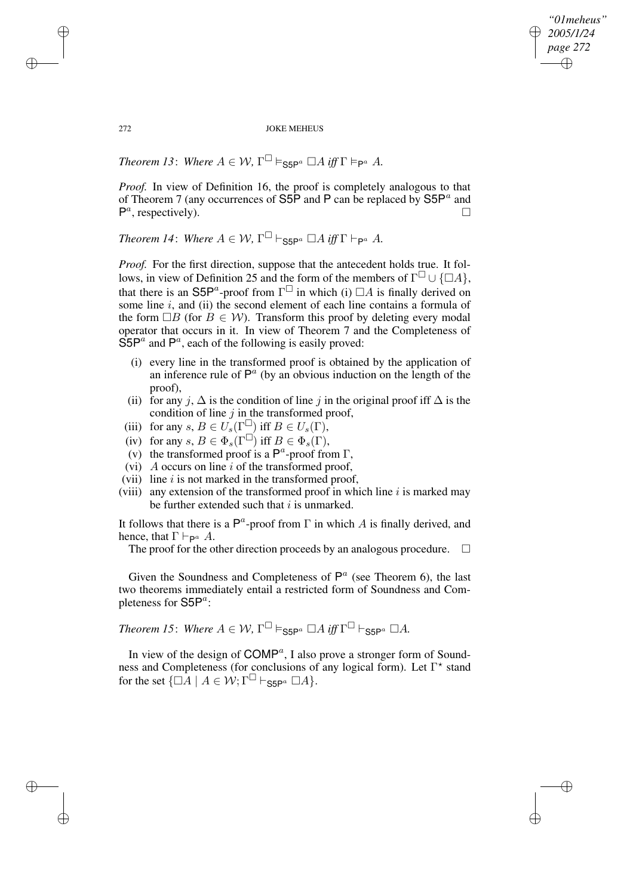*Theorem 13*: *Where* $A \in \mathcal{W}$, $\Gamma^{\Box} \vDash_{\mathsf{S5P}^a} \Box A$ *iff* $\Gamma \vDash_{\mathsf{P}^a} A$.

*Proof.* In view of Definition 16, the proof is completely analogous to that of Theorem 7 (any occurrences of $\mathsf{S5P}$ and $\mathsf{P}$ can be replaced by $\mathsf{S5P}^a$ and $\mathsf{P}^a$, respectively). □

*Theorem 14*: *Where* $A \in \mathcal{W}$, $\Gamma^{\Box} \vdash_{\mathsf{S5P}^a} \Box A$ *iff* $\Gamma \vdash_{\mathsf{P}^a} A$.

*Proof.* For the first direction, suppose that the antecedent holds true. It follows, in view of Definition 25 and the form of the members of $\Gamma^{\Box} \cup \{\Box A\}$, that there is an $\mathsf{S5P}^a$-proof from $\Gamma^{\Box}$ in which (i) $\Box A$ is finally derived on some line $i$, and (ii) the second element of each line contains a formula of the form $\Box B$ (for $B \in \mathcal{W}$). Transform this proof by deleting every modal operator that occurs in it. In view of Theorem 7 and the Completeness of $\mathsf{S5P}^a$ and $\mathsf{P}^a$, each of the following is easily proved:

- (i) every line in the transformed proof is obtained by the application of an inference rule of $\mathsf{P}^a$ (by an obvious induction on the length of the proof),
- (ii) for any $j$, $\Delta$ is the condition of line $j$ in the original proof iff $\Delta$ is the condition of line $j$ in the transformed proof,
- (iii) for any $s$, $B \in U_s(\Gamma^{\Box})$ iff $B \in U_s(\Gamma)$,
- (iv) for any $s$, $B \in \Phi_s(\Gamma^{\Box})$ iff $B \in \Phi_s(\Gamma)$,
- (v) the transformed proof is a $\mathsf{P}^a$-proof from $\Gamma$,
- (vi) $A$ occurs on line $i$ of the transformed proof,
- (vii) line $i$ is not marked in the transformed proof,
- (viii) any extension of the transformed proof in which line $i$ is marked may be further extended such that $i$ is unmarked.

It follows that there is a $\mathsf{P}^a$-proof from $\Gamma$ in which $A$ is finally derived, and hence, that $\Gamma \vdash_{\mathsf{P}^a} A$.

The proof for the other direction proceeds by an analogous procedure. □

Given the Soundness and Completeness of $\mathsf{P}^a$ (see Theorem 6), the last two theorems immediately entail a restricted form of Soundness and Completeness for $\mathsf{S5P}^a$:

*Theorem 15*: *Where* $A \in \mathcal{W}$, $\Gamma^{\Box} \vDash_{\mathsf{S5P}^a} \Box A$ *iff* $\Gamma^{\Box} \vdash_{\mathsf{S5P}^a} \Box A$.

In view of the design of $\mathsf{COMP}^a$, I also prove a stronger form of Soundness and Completeness (for conclusions of any logical form). Let $\Gamma^{\star}$ stand for the set $\{\Box A \mid A \in \mathcal{W}; \Gamma^{\Box} \vdash_{\mathsf{S5P}^a} \Box A\}$.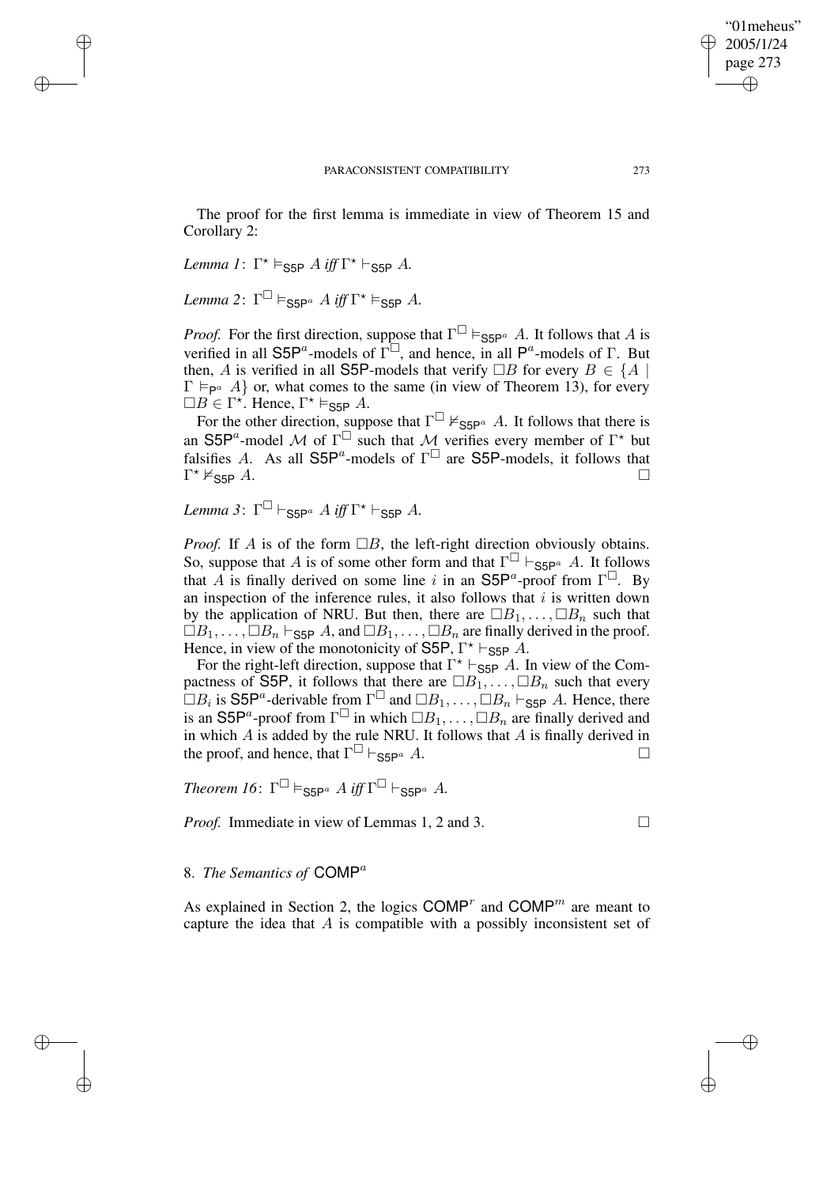The proof for the first lemma is immediate in view of Theorem 15 and Corollary 2:

*Lemma 1*: $\Gamma^\star \vDash_{\mathsf{S5P}} A$ *iff* $\Gamma^\star \vdash_{\mathsf{S5P}} A$.

*Lemma 2*: $\Gamma^\Box \vDash_{\mathsf{S5P}^a} A$ *iff* $\Gamma^\star \vDash_{\mathsf{S5P}} A$.

*Proof.* For the first direction, suppose that $\Gamma^\Box \vDash_{\mathsf{S5P}^a} A$. It follows that $A$ is verified in all $\mathsf{S5P}^a$-models of $\Gamma^\Box$, and hence, in all $\mathsf{P}^a$-models of $\Gamma$. But then, $A$ is verified in all $\mathsf{S5P}$-models that verify $\Box B$ for every $B \in \{A \mid \Gamma \vDash_{\mathsf{P}^a} A\}$ or, what comes to the same (in view of Theorem 13), for every $\Box B \in \Gamma^\star$. Hence, $\Gamma^\star \vDash_{\mathsf{S5P}} A$.

For the other direction, suppose that $\Gamma^\Box \nvDash_{\mathsf{S5P}^a} A$. It follows that there is an $\mathsf{S5P}^a$-model $\mathcal{M}$ of $\Gamma^\Box$ such that $\mathcal{M}$ verifies every member of $\Gamma^\star$ but falsifies $A$. As all $\mathsf{S5P}^a$-models of $\Gamma^\Box$ are $\mathsf{S5P}$-models, it follows that $\Gamma^\star \nvDash_{\mathsf{S5P}} A$. □

*Lemma 3*: $\Gamma^\Box \vdash_{\mathsf{S5P}^a} A$ *iff* $\Gamma^\star \vdash_{\mathsf{S5P}} A$.

*Proof.* If $A$ is of the form $\Box B$, the left-right direction obviously obtains. So, suppose that $A$ is of some other form and that $\Gamma^\Box \vdash_{\mathsf{S5P}^a} A$. It follows that $A$ is finally derived on some line $i$ in an $\mathsf{S5P}^a$-proof from $\Gamma^\Box$. By an inspection of the inference rules, it also follows that $i$ is written down by the application of NRU. But then, there are $\Box B_1, \ldots, \Box B_n$ such that $\Box B_1, \ldots, \Box B_n \vdash_{\mathsf{S5P}} A$, and $\Box B_1, \ldots, \Box B_n$ are finally derived in the proof. Hence, in view of the monotonicity of $\mathsf{S5P}$, $\Gamma^\star \vdash_{\mathsf{S5P}} A$.

For the right-left direction, suppose that $\Gamma^\star \vdash_{\mathsf{S5P}} A$. In view of the Compactness of $\mathsf{S5P}$, it follows that there are $\Box B_1, \ldots, \Box B_n$ such that every $\Box B_i$ is $\mathsf{S5P}^a$-derivable from $\Gamma^\Box$ and $\Box B_1, \ldots, \Box B_n \vdash_{\mathsf{S5P}} A$. Hence, there is an $\mathsf{S5P}^a$-proof from $\Gamma^\Box$ in which $\Box B_1, \ldots, \Box B_n$ are finally derived and in which $A$ is added by the rule NRU. It follows that $A$ is finally derived in the proof, and hence, that $\Gamma^\Box \vdash_{\mathsf{S5P}^a} A$. □

*Theorem 16*: $\Gamma^\Box \vDash_{\mathsf{S5P}^a} A$ *iff* $\Gamma^\Box \vdash_{\mathsf{S5P}^a} A$.

*Proof.* Immediate in view of Lemmas 1, 2 and 3. □

## 8. *The Semantics of* $\mathsf{COMP}^a$

As explained in Section 2, the logics $\mathsf{COMP}^r$ and $\mathsf{COMP}^m$ are meant to capture the idea that $A$ is compatible with a possibly inconsistent set of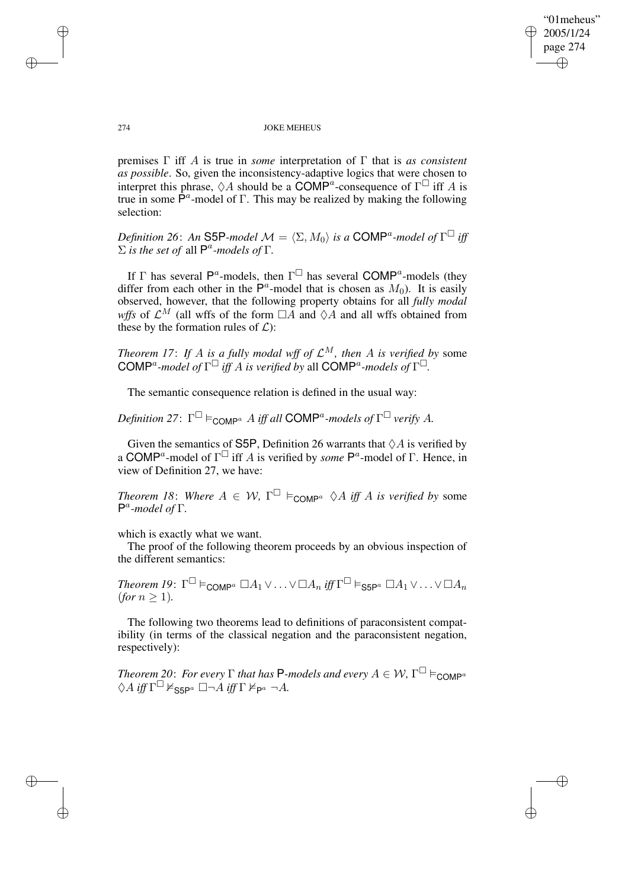premises $\Gamma$ iff $A$ is true in *some* interpretation of $\Gamma$ that is *as consistent as possible*. So, given the inconsistency-adaptive logics that were chosen to interpret this phrase, $\Diamond A$ should be a $\mathsf{COMP}^a$-consequence of $\Gamma^\Box$ iff $A$ is true in some $\mathsf{P}^a$-model of $\Gamma$. This may be realized by making the following selection:

*Definition 26*: *An* $\mathsf{S5P}$*-model* $\mathcal{M} = \langle \Sigma, M_0 \rangle$ *is a* $\mathsf{COMP}^a$*-model of* $\Gamma^\Box$ *iff* $\Sigma$ *is the set of* all $\mathsf{P}^a$*-models of* $\Gamma$.

If $\Gamma$ has several $\mathsf{P}^a$-models, then $\Gamma^\Box$ has several $\mathsf{COMP}^a$-models (they differ from each other in the $\mathsf{P}^a$-model that is chosen as $M_0$). It is easily observed, however, that the following property obtains for all *fully modal wffs* of $\mathcal{L}^M$ (all wffs of the form $\Box A$ and $\Diamond A$ and all wffs obtained from these by the formation rules of $\mathcal{L}$):

*Theorem 17*: *If* $A$ *is a fully modal wff of* $\mathcal{L}^M$*, then* $A$ *is verified by* some $\mathsf{COMP}^a$*-model of* $\Gamma^\Box$ *iff* $A$ *is verified by* all $\mathsf{COMP}^a$*-models of* $\Gamma^\Box$.

The semantic consequence relation is defined in the usual way:

*Definition 27*: $\Gamma^\Box \vDash_{\mathsf{COMP}^a} A$ *iff all* $\mathsf{COMP}^a$*-models of* $\Gamma^\Box$ *verify* $A$.

Given the semantics of $\mathsf{S5P}$, Definition 26 warrants that $\Diamond A$ is verified by a $\mathsf{COMP}^a$-model of $\Gamma^\Box$ iff $A$ is verified by *some* $\mathsf{P}^a$-model of $\Gamma$. Hence, in view of Definition 27, we have:

*Theorem 18*: *Where* $A \in \mathcal{W}$*,* $\Gamma^\Box \vDash_{\mathsf{COMP}^a} \Diamond A$ *iff* $A$ *is verified by* some $\mathsf{P}^a$*-model of* $\Gamma$.

which is exactly what we want.

The proof of the following theorem proceeds by an obvious inspection of the different semantics:

*Theorem 19*: $\Gamma^\Box \vDash_{\mathsf{COMP}^a} \Box A_1 \vee \ldots \vee \Box A_n$ *iff* $\Gamma^\Box \vDash_{\mathsf{S5P}^a} \Box A_1 \vee \ldots \vee \Box A_n$ *(for* $n \geq 1$*).*

The following two theorems lead to definitions of paraconsistent compatibility (in terms of the classical negation and the paraconsistent negation, respectively):

*Theorem 20*: *For every* $\Gamma$ *that has* $\mathsf{P}$*-models and every* $A \in \mathcal{W}$*,* $\Gamma^\Box \vDash_{\mathsf{COMP}^a} \Diamond A$ *iff* $\Gamma^\Box \nvDash_{\mathsf{S5P}^a} \Box\neg A$ *iff* $\Gamma \nvDash_{\mathsf{P}^a} \neg A$.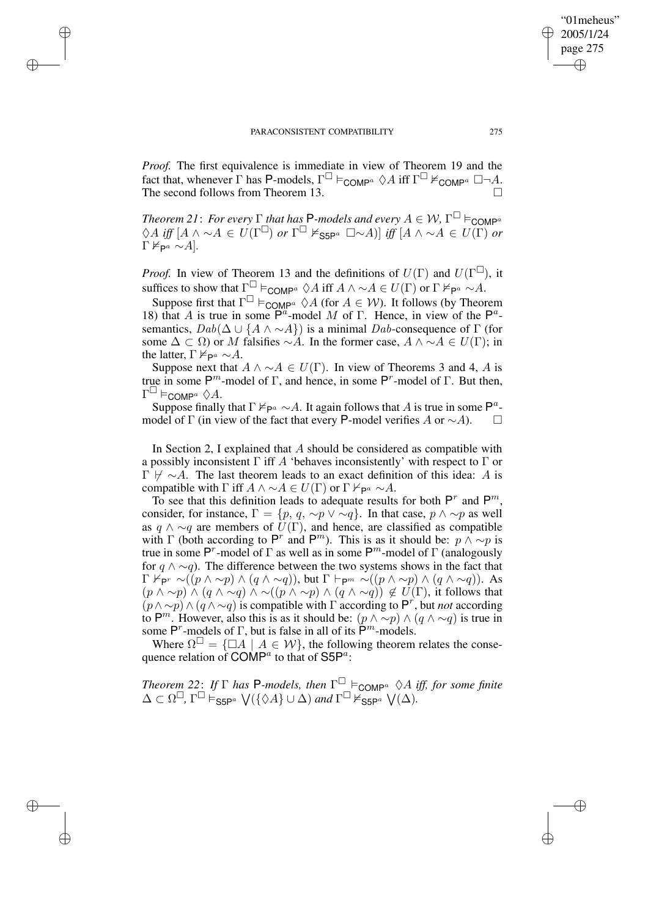*Proof.* The first equivalence is immediate in view of Theorem 19 and the fact that, whenever $\Gamma$ has $\mathsf{P}$-models, $\Gamma^{\Box} \vDash_{\mathsf{COMP}^a} \Diamond A$ iff $\Gamma^{\Box} \nvDash_{\mathsf{COMP}^a} \Box\neg A$. The second follows from Theorem 13. $\Box$

*Theorem 21*: *For every $\Gamma$ that has* $\mathsf{P}$*-models and every* $A \in \mathcal{W}$*,* $\Gamma^{\Box} \vDash_{\mathsf{COMP}^a} \Diamond A$ *iff* $[A \wedge \sim A \in U(\Gamma^{\Box})$ *or* $\Gamma^{\Box} \nvDash_{\mathsf{S5P}^a} \Box{\sim}A)]$ *iff* $[A \wedge \sim A \in U(\Gamma)$ *or* $\Gamma \nvDash_{\mathsf{P}^a} \sim A]$.

*Proof.* In view of Theorem 13 and the definitions of $U(\Gamma)$ and $U(\Gamma^{\Box})$, it suffices to show that $\Gamma^{\Box} \vDash_{\mathsf{COMP}^a} \Diamond A$ iff $A \wedge \sim A \in U(\Gamma)$ or $\Gamma \nvDash_{\mathsf{P}^a} \sim A$.

Suppose first that $\Gamma^{\Box} \vDash_{\mathsf{COMP}^a} \Diamond A$ (for $A \in \mathcal{W}$). It follows (by Theorem 18) that $A$ is true in some $\mathsf{P}^a$-model $M$ of $\Gamma$. Hence, in view of the $\mathsf{P}^a$-semantics, $Dab(\Delta \cup \{A \wedge \sim A\})$ is a minimal $Dab$-consequence of $\Gamma$ (for some $\Delta \subset \Omega$) or $M$ falsifies $\sim A$. In the former case, $A \wedge \sim A \in U(\Gamma)$; in the latter, $\Gamma \nvDash_{\mathsf{P}^a} \sim A$.

Suppose next that $A \wedge \sim A \in U(\Gamma)$. In view of Theorems 3 and 4, $A$ is true in some $\mathsf{P}^m$-model of $\Gamma$, and hence, in some $\mathsf{P}^r$-model of $\Gamma$. But then, $\Gamma^{\Box} \vDash_{\mathsf{COMP}^a} \Diamond A$.

Suppose finally that $\Gamma \nvDash_{\mathsf{P}^a} \sim A$. It again follows that $A$ is true in some $\mathsf{P}^a$-model of $\Gamma$ (in view of the fact that every $\mathsf{P}$-model verifies $A$ or $\sim A$). $\Box$

In Section 2, I explained that $A$ should be considered as compatible with a possibly inconsistent $\Gamma$ iff $A$ 'behaves inconsistently' with respect to $\Gamma$ or $\Gamma \nvdash \sim A$. The last theorem leads to an exact definition of this idea: $A$ is compatible with $\Gamma$ iff $A \wedge \sim A \in U(\Gamma)$ or $\Gamma \nvDash_{\mathsf{P}^a} \sim A$.

To see that this definition leads to adequate results for both $\mathsf{P}^r$ and $\mathsf{P}^m$, consider, for instance, $\Gamma = \{p, q, \sim p \vee \sim q\}$. In that case, $p \wedge \sim p$ as well as $q \wedge \sim q$ are members of $U(\Gamma)$, and hence, are classified as compatible with $\Gamma$ (both according to $\mathsf{P}^r$ and $\mathsf{P}^m$). This is as it should be: $p \wedge \sim p$ is true in some $\mathsf{P}^r$-model of $\Gamma$ as well as in some $\mathsf{P}^m$-model of $\Gamma$ (analogously for $q \wedge \sim q$). The difference between the two systems shows in the fact that $\Gamma \nvDash_{\mathsf{P}^r} \sim((p \wedge \sim p) \wedge (q \wedge \sim q))$, but $\Gamma \vdash_{\mathsf{P}^m} \sim((p \wedge \sim p) \wedge (q \wedge \sim q))$. As $(p \wedge \sim p) \wedge (q \wedge \sim q) \wedge \sim((p \wedge \sim p) \wedge (q \wedge \sim q)) \notin U(\Gamma)$, it follows that $(p \wedge \sim p) \wedge (q \wedge \sim q)$ is compatible with $\Gamma$ according to $\mathsf{P}^r$, but *not* according to $\mathsf{P}^m$. However, also this is as it should be: $(p \wedge \sim p) \wedge (q \wedge \sim q)$ is true in some $\mathsf{P}^r$-models of $\Gamma$, but is false in all of its $\mathsf{P}^m$-models.

Where $\Omega^{\Box} = \{\Box A \mid A \in \mathcal{W}\}$, the following theorem relates the consequence relation of $\mathsf{COMP}^a$ to that of $\mathsf{S5P}^a$:

*Theorem 22*: *If $\Gamma$ has* $\mathsf{P}$*-models, then* $\Gamma^{\Box} \vDash_{\mathsf{COMP}^a} \Diamond A$ *iff, for some finite* $\Delta \subset \Omega^{\Box}$*,* $\Gamma^{\Box} \vDash_{\mathsf{S5P}^a} \bigvee(\{\Diamond A\} \cup \Delta)$ *and* $\Gamma^{\Box} \nvDash_{\mathsf{S5P}^a} \bigvee(\Delta)$.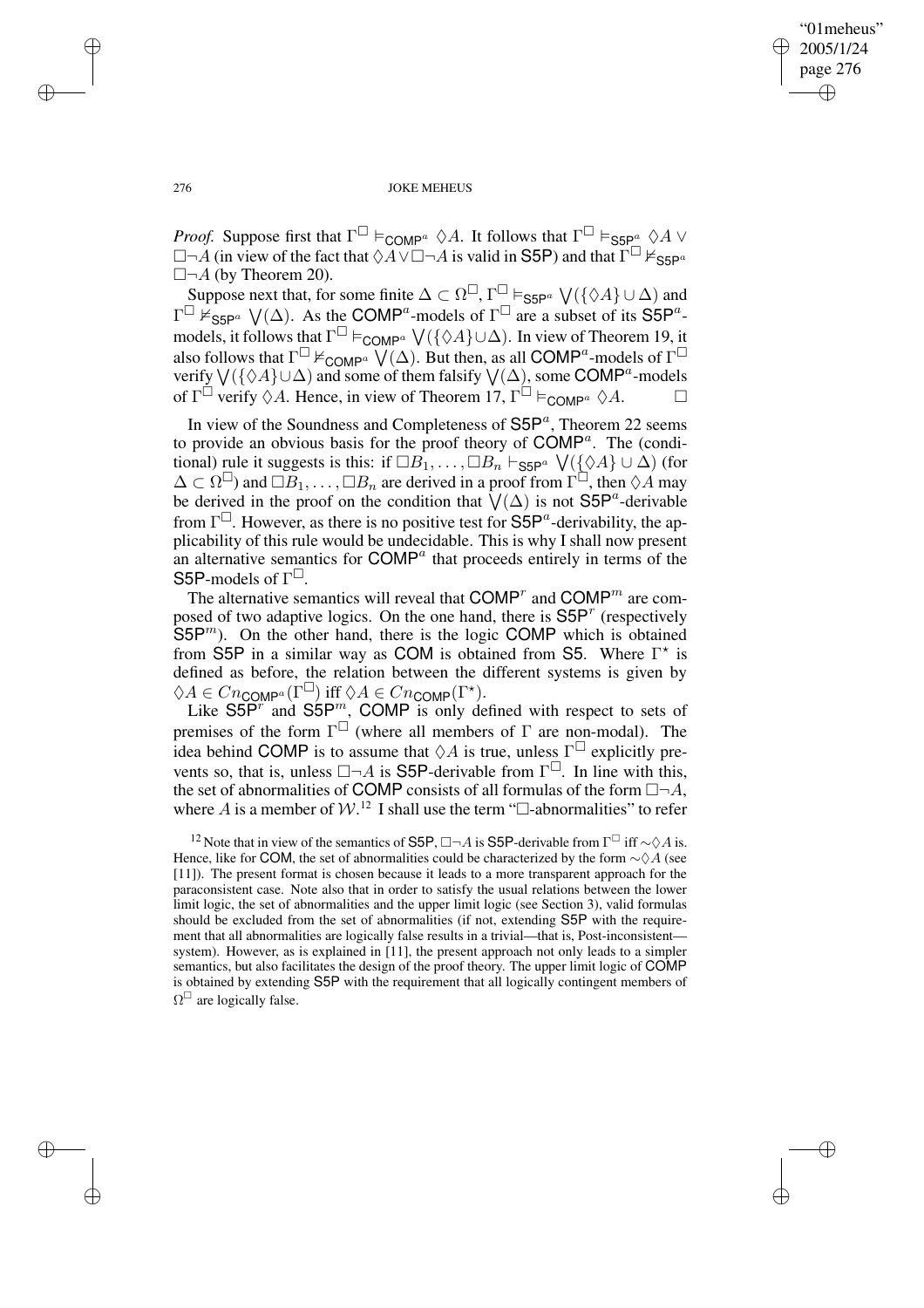*Proof.* Suppose first that $\Gamma^{\Box} \models_{\mathsf{COMP}^a} \Diamond A$. It follows that $\Gamma^{\Box} \models_{\mathsf{S5P}^a} \Diamond A \vee \Box\neg A$ (in view of the fact that $\Diamond A \vee \Box\neg A$ is valid in S5P) and that $\Gamma^{\Box} \nvDash_{\mathsf{S5P}^a} \Box\neg A$ (by Theorem 20).

Suppose next that, for some finite $\Delta \subset \Omega^{\Box}$, $\Gamma^{\Box} \models_{\mathsf{S5P}^a} \bigvee(\{\Diamond A\} \cup \Delta)$ and $\Gamma^{\Box} \nvDash_{\mathsf{S5P}^a} \bigvee(\Delta)$. As the $\mathsf{COMP}^a$-models of $\Gamma^{\Box}$ are a subset of its $\mathsf{S5P}^a$-models, it follows that $\Gamma^{\Box} \models_{\mathsf{COMP}^a} \bigvee(\{\Diamond A\} \cup \Delta)$. In view of Theorem 19, it also follows that $\Gamma^{\Box} \nvDash_{\mathsf{COMP}^a} \bigvee(\Delta)$. But then, as all $\mathsf{COMP}^a$-models of $\Gamma^{\Box}$ verify $\bigvee(\{\Diamond A\} \cup \Delta)$ and some of them falsify $\bigvee(\Delta)$, some $\mathsf{COMP}^a$-models of $\Gamma^{\Box}$ verify $\Diamond A$. Hence, in view of Theorem 17, $\Gamma^{\Box} \models_{\mathsf{COMP}^a} \Diamond A$. $\Box$

In view of the Soundness and Completeness of $\mathsf{S5P}^a$, Theorem 22 seems to provide an obvious basis for the proof theory of $\mathsf{COMP}^a$. The (conditional) rule it suggests is this: if $\Box B_1, \ldots, \Box B_n \vdash_{\mathsf{S5P}^a} \bigvee(\{\Diamond A\} \cup \Delta)$ (for $\Delta \subset \Omega^{\Box}$) and $\Box B_1, \ldots, \Box B_n$ are derived in a proof from $\Gamma^{\Box}$, then $\Diamond A$ may be derived in the proof on the condition that $\bigvee(\Delta)$ is not $\mathsf{S5P}^a$-derivable from $\Gamma^{\Box}$. However, as there is no positive test for $\mathsf{S5P}^a$-derivability, the applicability of this rule would be undecidable. This is why I shall now present an alternative semantics for $\mathsf{COMP}^a$ that proceeds entirely in terms of the S5P-models of $\Gamma^{\Box}$.

The alternative semantics will reveal that $\mathsf{COMP}^r$ and $\mathsf{COMP}^m$ are composed of two adaptive logics. On the one hand, there is $\mathsf{S5P}^r$ (respectively $\mathsf{S5P}^m$). On the other hand, there is the logic COMP which is obtained from S5P in a similar way as COM is obtained from S5. Where $\Gamma^\star$ is defined as before, the relation between the different systems is given by $\Diamond A \in Cn_{\mathsf{COMP}^a}(\Gamma^{\Box})$ iff $\Diamond A \in Cn_{\mathsf{COMP}}(\Gamma^\star)$.

Like $\mathsf{S5P}^r$ and $\mathsf{S5P}^m$, COMP is only defined with respect to sets of premises of the form $\Gamma^{\Box}$ (where all members of $\Gamma$ are non-modal). The idea behind COMP is to assume that $\Diamond A$ is true, unless $\Gamma^{\Box}$ explicitly prevents so, that is, unless $\Box\neg A$ is S5P-derivable from $\Gamma^{\Box}$. In line with this, the set of abnormalities of COMP consists of all formulas of the form $\Box\neg A$, where $A$ is a member of $\mathcal{W}$.[12] I shall use the term "$\Box$-abnormalities" to refer

[12] Note that in view of the semantics of S5P, $\Box\neg A$ is S5P-derivable from $\Gamma^{\Box}$ iff $\sim\Diamond A$ is. Hence, like for COM, the set of abnormalities could be characterized by the form $\sim\Diamond A$ (see [11]). The present format is chosen because it leads to a more transparent approach for the paraconsistent case. Note also that in order to satisfy the usual relations between the lower limit logic, the set of abnormalities and the upper limit logic (see Section 3), valid formulas should be excluded from the set of abnormalities (if not, extending S5P with the requirement that all abnormalities are logically false results in a trivial—that is, Post-inconsistent—system). However, as is explained in [11], the present approach not only leads to a simpler semantics, but also facilitates the design of the proof theory. The upper limit logic of COMP is obtained by extending S5P with the requirement that all logically contingent members of $\Omega^{\Box}$ are logically false.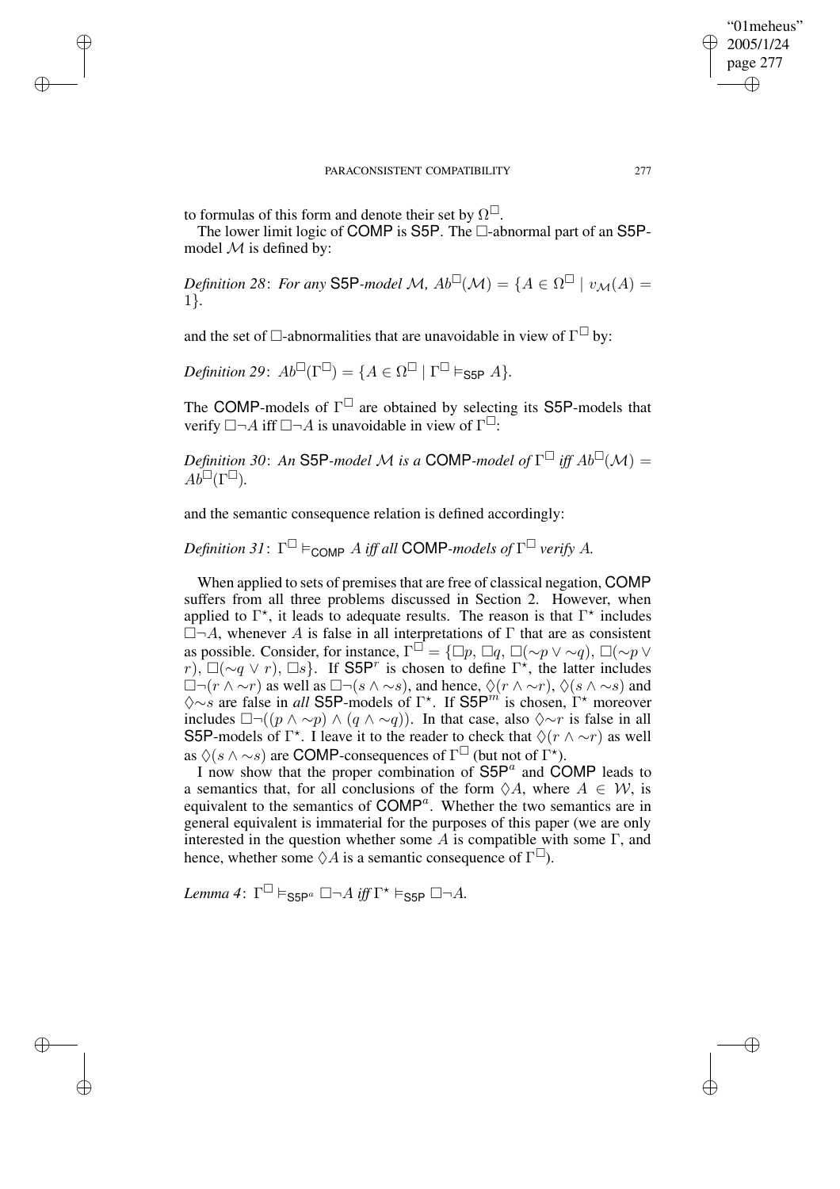to formulas of this form and denote their set by $\Omega^{\Box}$.

The lower limit logic of COMP is S5P. The $\Box$-abnormal part of an S5P-model $\mathcal{M}$ is defined by:

*Definition 28*: *For any* S5P*-model* $\mathcal{M}$*,* $Ab^{\Box}(\mathcal{M}) = \{A \in \Omega^{\Box} \mid v_{\mathcal{M}}(A) = 1\}$.

and the set of $\Box$-abnormalities that are unavoidable in view of $\Gamma^{\Box}$ by:

*Definition 29*: $Ab^{\Box}(\Gamma^{\Box}) = \{A \in \Omega^{\Box} \mid \Gamma^{\Box} \vDash_{\mathsf{S5P}} A\}$.

The COMP-models of $\Gamma^{\Box}$ are obtained by selecting its S5P-models that verify $\Box\neg A$ iff $\Box\neg A$ is unavoidable in view of $\Gamma^{\Box}$:

*Definition 30*: *An* S5P*-model* $\mathcal{M}$ *is a* COMP*-model of* $\Gamma^{\Box}$ *iff* $Ab^{\Box}(\mathcal{M}) = Ab^{\Box}(\Gamma^{\Box})$.

and the semantic consequence relation is defined accordingly:

*Definition 31*: $\Gamma^{\Box} \vDash_{\mathsf{COMP}} A$ *iff all* COMP*-models of* $\Gamma^{\Box}$ *verify* $A$*.*

When applied to sets of premises that are free of classical negation, COMP suffers from all three problems discussed in Section 2. However, when applied to $\Gamma^{\star}$, it leads to adequate results. The reason is that $\Gamma^{\star}$ includes $\Box\neg A$, whenever $A$ is false in all interpretations of $\Gamma$ that are as consistent as possible. Consider, for instance, $\Gamma^{\Box} = \{\Box p, \Box q, \Box(\sim p \vee \sim q), \Box(\sim p \vee r), \Box(\sim q \vee r), \Box s\}$. If $\mathsf{S5P}^r$ is chosen to define $\Gamma^{\star}$, the latter includes $\Box\neg(r \wedge \sim r)$ as well as $\Box\neg(s \wedge \sim s)$, and hence, $\Diamond(r \wedge \sim r)$, $\Diamond(s \wedge \sim s)$ and $\Diamond\sim s$ are false in *all* S5P-models of $\Gamma^{\star}$. If $\mathsf{S5P}^m$ is chosen, $\Gamma^{\star}$ moreover includes $\Box\neg((p \wedge \sim p) \wedge (q \wedge \sim q))$. In that case, also $\Diamond\sim r$ is false in all S5P-models of $\Gamma^{\star}$. I leave it to the reader to check that $\Diamond(r \wedge \sim r)$ as well as $\Diamond(s \wedge \sim s)$ are COMP-consequences of $\Gamma^{\Box}$ (but not of $\Gamma^{\star}$).

I now show that the proper combination of $\mathsf{S5P}^a$ and COMP leads to a semantics that, for all conclusions of the form $\Diamond A$, where $A \in \mathcal{W}$, is equivalent to the semantics of $\mathsf{COMP}^a$. Whether the two semantics are in general equivalent is immaterial for the purposes of this paper (we are only interested in the question whether some $A$ is compatible with some $\Gamma$, and hence, whether some $\Diamond A$ is a semantic consequence of $\Gamma^{\Box}$).

*Lemma 4*: $\Gamma^{\Box} \vDash_{\mathsf{S5P}^a} \Box\neg A$ *iff* $\Gamma^{\star} \vDash_{\mathsf{S5P}} \Box\neg A$*.*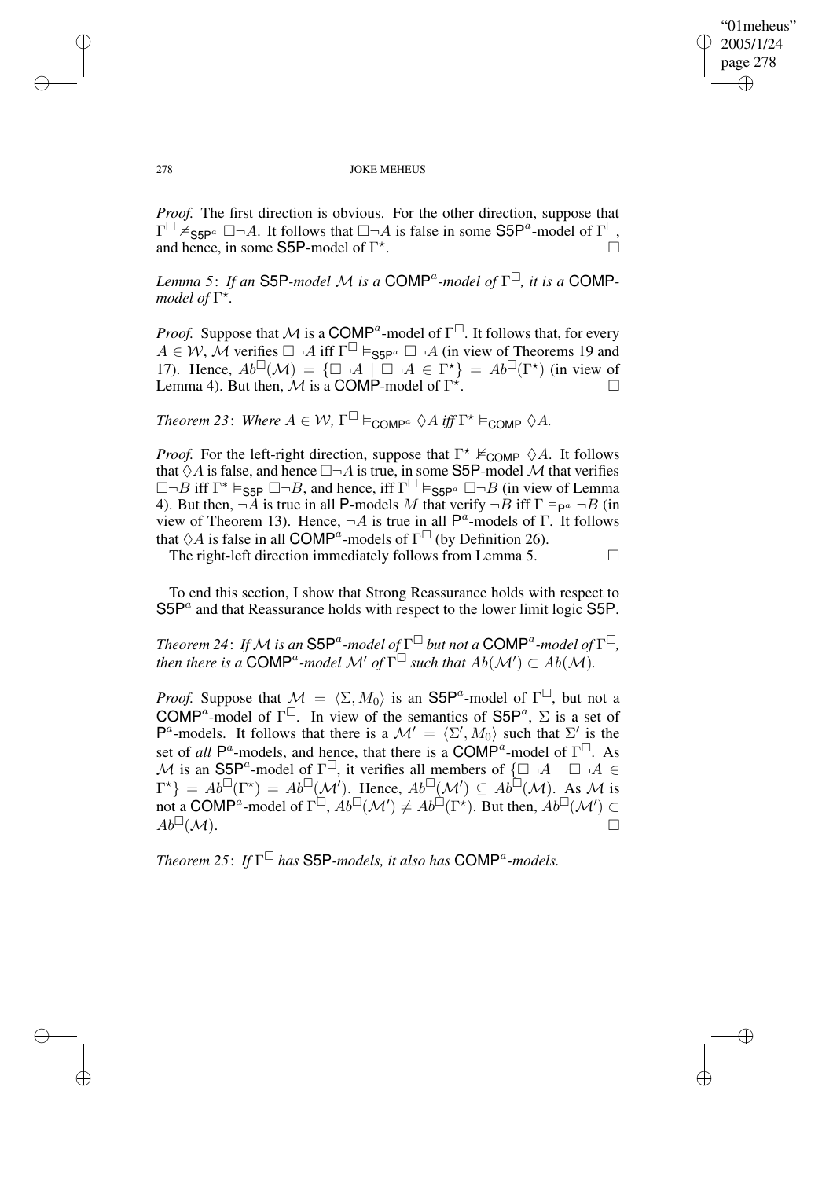*Proof.* The first direction is obvious. For the other direction, suppose that $\Gamma^{\Box} \nvDash_{\mathsf{S5P}^a} \Box\neg A$. It follows that $\Box\neg A$ is false in some $\mathsf{S5P}^a$-model of $\Gamma^{\Box}$, and hence, in some $\mathsf{S5P}$-model of $\Gamma^{\star}$. $\Box$

*Lemma 5*: *If an* $\mathsf{S5P}$*-model* $\mathcal{M}$ *is a* $\mathsf{COMP}^a$*-model of* $\Gamma^{\Box}$*, it is a* $\mathsf{COMP}$*-model of* $\Gamma^{\star}$*.*

*Proof.* Suppose that $\mathcal{M}$ is a $\mathsf{COMP}^a$-model of $\Gamma^{\Box}$. It follows that, for every $A \in \mathcal{W}$, $\mathcal{M}$ verifies $\Box\neg A$ iff $\Gamma^{\Box} \vDash_{\mathsf{S5P}^a} \Box\neg A$ (in view of Theorems 19 and 17). Hence, $Ab^{\Box}(\mathcal{M}) = \{\Box\neg A \mid \Box\neg A \in \Gamma^{\star}\} = Ab^{\Box}(\Gamma^{\star})$ (in view of Lemma 4). But then, $\mathcal{M}$ is a $\mathsf{COMP}$-model of $\Gamma^{\star}$. $\Box$

*Theorem 23*: *Where* $A \in \mathcal{W}$*,* $\Gamma^{\Box} \vDash_{\mathsf{COMP}^a} \Diamond A$ *iff* $\Gamma^{\star} \vDash_{\mathsf{COMP}} \Diamond A$*.*

*Proof.* For the left-right direction, suppose that $\Gamma^{\star} \nvDash_{\mathsf{COMP}} \Diamond A$. It follows that $\Diamond A$ is false, and hence $\Box\neg A$ is true, in some $\mathsf{S5P}$-model $\mathcal{M}$ that verifies $\Box\neg B$ iff $\Gamma^{*} \vDash_{\mathsf{S5P}} \Box\neg B$, and hence, iff $\Gamma^{\Box} \vDash_{\mathsf{S5P}^a} \Box\neg B$ (in view of Lemma 4). But then, $\neg A$ is true in all $\mathsf{P}$-models $M$ that verify $\neg B$ iff $\Gamma \vDash_{\mathsf{P}^a} \neg B$ (in view of Theorem 13). Hence, $\neg A$ is true in all $\mathsf{P}^a$-models of $\Gamma$. It follows that $\Diamond A$ is false in all $\mathsf{COMP}^a$-models of $\Gamma^{\Box}$ (by Definition 26).

The right-left direction immediately follows from Lemma 5. $\Box$

To end this section, I show that Strong Reassurance holds with respect to $\mathsf{S5P}^a$ and that Reassurance holds with respect to the lower limit logic $\mathsf{S5P}$.

*Theorem 24*: *If* $\mathcal{M}$ *is an* $\mathsf{S5P}^a$*-model of* $\Gamma^{\Box}$ *but not a* $\mathsf{COMP}^a$*-model of* $\Gamma^{\Box}$*, then there is a* $\mathsf{COMP}^a$*-model* $\mathcal{M}'$ *of* $\Gamma^{\Box}$ *such that* $Ab(\mathcal{M}') \subset Ab(\mathcal{M})$*.*

*Proof.* Suppose that $\mathcal{M} = \langle \Sigma, M_0 \rangle$ is an $\mathsf{S5P}^a$-model of $\Gamma^{\Box}$, but not a $\mathsf{COMP}^a$-model of $\Gamma^{\Box}$. In view of the semantics of $\mathsf{S5P}^a$, $\Sigma$ is a set of $\mathsf{P}^a$-models. It follows that there is a $\mathcal{M}' = \langle \Sigma', M_0 \rangle$ such that $\Sigma'$ is the set of *all* $\mathsf{P}^a$-models, and hence, that there is a $\mathsf{COMP}^a$-model of $\Gamma^{\Box}$. As $\mathcal{M}$ is an $\mathsf{S5P}^a$-model of $\Gamma^{\Box}$, it verifies all members of $\{\Box\neg A \mid \Box\neg A \in \Gamma^{\star}\} = Ab^{\Box}(\Gamma^{\star}) = Ab^{\Box}(\mathcal{M}')$. Hence, $Ab^{\Box}(\mathcal{M}') \subseteq Ab^{\Box}(\mathcal{M})$. As $\mathcal{M}$ is not a $\mathsf{COMP}^a$-model of $\Gamma^{\Box}$, $Ab^{\Box}(\mathcal{M}') \neq Ab^{\Box}(\Gamma^{\star})$. But then, $Ab^{\Box}(\mathcal{M}') \subset Ab^{\Box}(\mathcal{M})$. $\Box$

*Theorem 25*: *If* $\Gamma^{\Box}$ *has* $\mathsf{S5P}$*-models, it also has* $\mathsf{COMP}^a$*-models.*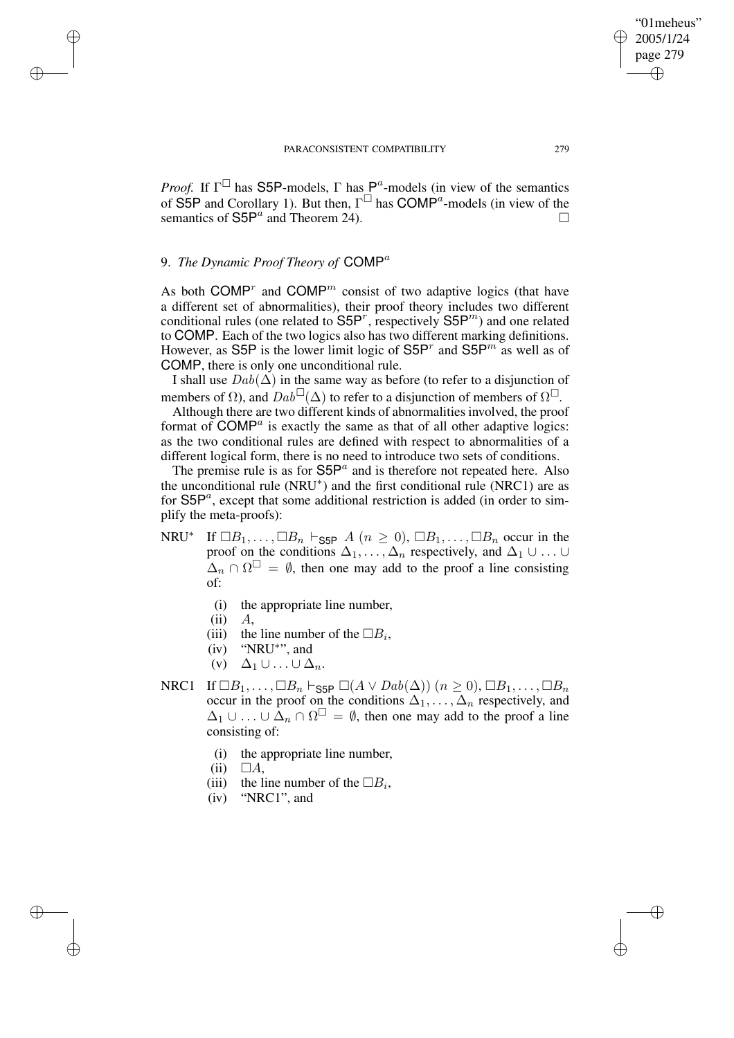*Proof.* If $\Gamma^{\Box}$ has $\mathsf{S5P}$-models, $\Gamma$ has $\mathsf{P}^a$-models (in view of the semantics of $\mathsf{S5P}$ and Corollary 1). But then, $\Gamma^{\Box}$ has $\mathsf{COMP}^a$-models (in view of the semantics of $\mathsf{S5P}^a$ and Theorem 24). $\Box$

## 9. *The Dynamic Proof Theory of* $\mathsf{COMP}^a$

As both $\mathsf{COMP}^r$ and $\mathsf{COMP}^m$ consist of two adaptive logics (that have a different set of abnormalities), their proof theory includes two different conditional rules (one related to $\mathsf{S5P}^r$, respectively $\mathsf{S5P}^m$) and one related to $\mathsf{COMP}$. Each of the two logics also has two different marking definitions. However, as $\mathsf{S5P}$ is the lower limit logic of $\mathsf{S5P}^r$ and $\mathsf{S5P}^m$ as well as of $\mathsf{COMP}$, there is only one unconditional rule.

I shall use $Dab(\Delta)$ in the same way as before (to refer to a disjunction of members of $\Omega$), and $Dab^{\Box}(\Delta)$ to refer to a disjunction of members of $\Omega^{\Box}$.

Although there are two different kinds of abnormalities involved, the proof format of $\mathsf{COMP}^a$ is exactly the same as that of all other adaptive logics: as the two conditional rules are defined with respect to abnormalities of a different logical form, there is no need to introduce two sets of conditions.

The premise rule is as for $\mathsf{S5P}^a$ and is therefore not repeated here. Also the unconditional rule (NRU$^*$) and the first conditional rule (NRC1) are as for $\mathsf{S5P}^a$, except that some additional restriction is added (in order to simplify the meta-proofs):

NRU$^*$ If $\Box B_1, \ldots, \Box B_n \vdash_{\mathsf{S5P}} A$ $(n \geq 0)$, $\Box B_1, \ldots, \Box B_n$ occur in the proof on the conditions $\Delta_1, \ldots, \Delta_n$ respectively, and $\Delta_1 \cup \ldots \cup \Delta_n \cap \Omega^{\Box} = \emptyset$, then one may add to the proof a line consisting of:

- (i) the appropriate line number,
- (ii) $A$,
- (iii) the line number of the $\Box B_i$,
- (iv) "NRU$^*$", and
- (v) $\Delta_1 \cup \ldots \cup \Delta_n$.

NRC1 If $\Box B_1, \ldots, \Box B_n \vdash_{\mathsf{S5P}} \Box(A \vee Dab(\Delta))$ $(n \geq 0)$, $\Box B_1, \ldots, \Box B_n$ occur in the proof on the conditions $\Delta_1, \ldots, \Delta_n$ respectively, and $\Delta_1 \cup \ldots \cup \Delta_n \cap \Omega^{\Box} = \emptyset$, then one may add to the proof a line consisting of:

- (i) the appropriate line number,
- (ii) $\Box A$,
- (iii) the line number of the $\Box B_i$,
- (iv) "NRC1", and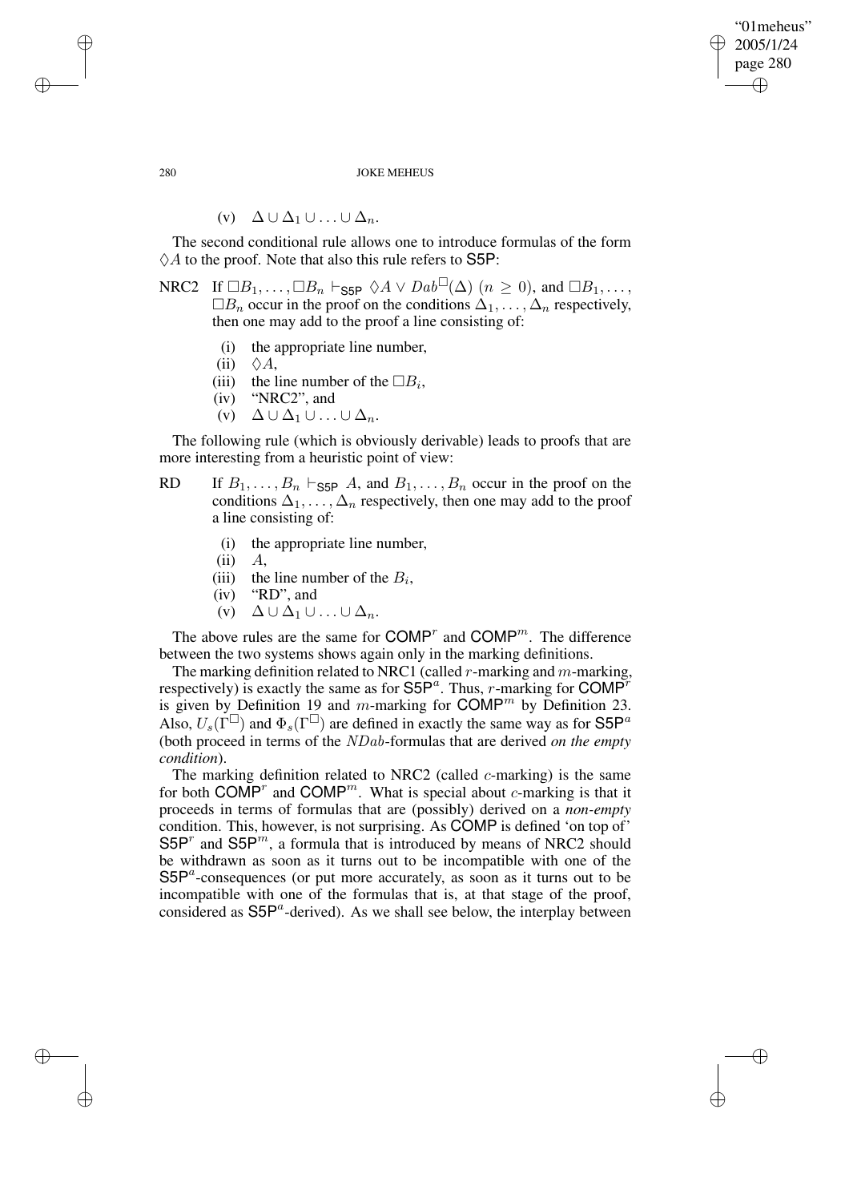(v) $\Delta \cup \Delta_1 \cup \ldots \cup \Delta_n$.

The second conditional rule allows one to introduce formulas of the form $\Diamond A$ to the proof. Note that also this rule refers to $\mathsf{S5P}$:

NRC2 If $\Box B_1, \ldots, \Box B_n \vdash_{\mathsf{S5P}} \Diamond A \vee Dab^{\Box}(\Delta)$ $(n \geq 0)$, and $\Box B_1, \ldots, \Box B_n$ occur in the proof on the conditions $\Delta_1, \ldots, \Delta_n$ respectively, then one may add to the proof a line consisting of:

(i) the appropriate line number,
(ii) $\Diamond A$,
(iii) the line number of the $\Box B_i$,
(iv) "NRC2", and
(v) $\Delta \cup \Delta_1 \cup \ldots \cup \Delta_n$.

The following rule (which is obviously derivable) leads to proofs that are more interesting from a heuristic point of view:

RD If $B_1, \ldots, B_n \vdash_{\mathsf{S5P}} A$, and $B_1, \ldots, B_n$ occur in the proof on the conditions $\Delta_1, \ldots, \Delta_n$ respectively, then one may add to the proof a line consisting of:

(i) the appropriate line number,
(ii) $A$,
(iii) the line number of the $B_i$,
(iv) "RD", and
(v) $\Delta \cup \Delta_1 \cup \ldots \cup \Delta_n$.

The above rules are the same for $\mathsf{COMP}^r$ and $\mathsf{COMP}^m$. The difference between the two systems shows again only in the marking definitions.

The marking definition related to NRC1 (called $r$-marking and $m$-marking, respectively) is exactly the same as for $\mathsf{S5P}^a$. Thus, $r$-marking for $\mathsf{COMP}^r$ is given by Definition 19 and $m$-marking for $\mathsf{COMP}^m$ by Definition 23. Also, $U_s(\Gamma^{\Box})$ and $\Phi_s(\Gamma^{\Box})$ are defined in exactly the same way as for $\mathsf{S5P}^a$ (both proceed in terms of the $NDab$-formulas that are derived *on the empty condition*).

The marking definition related to NRC2 (called $c$-marking) is the same for both $\mathsf{COMP}^r$ and $\mathsf{COMP}^m$. What is special about $c$-marking is that it proceeds in terms of formulas that are (possibly) derived on a *non-empty* condition. This, however, is not surprising. As $\mathsf{COMP}$ is defined 'on top of' $\mathsf{S5P}^r$ and $\mathsf{S5P}^m$, a formula that is introduced by means of NRC2 should be withdrawn as soon as it turns out to be incompatible with one of the $\mathsf{S5P}^a$-consequences (or put more accurately, as soon as it turns out to be incompatible with one of the formulas that is, at that stage of the proof, considered as $\mathsf{S5P}^a$-derived). As we shall see below, the interplay between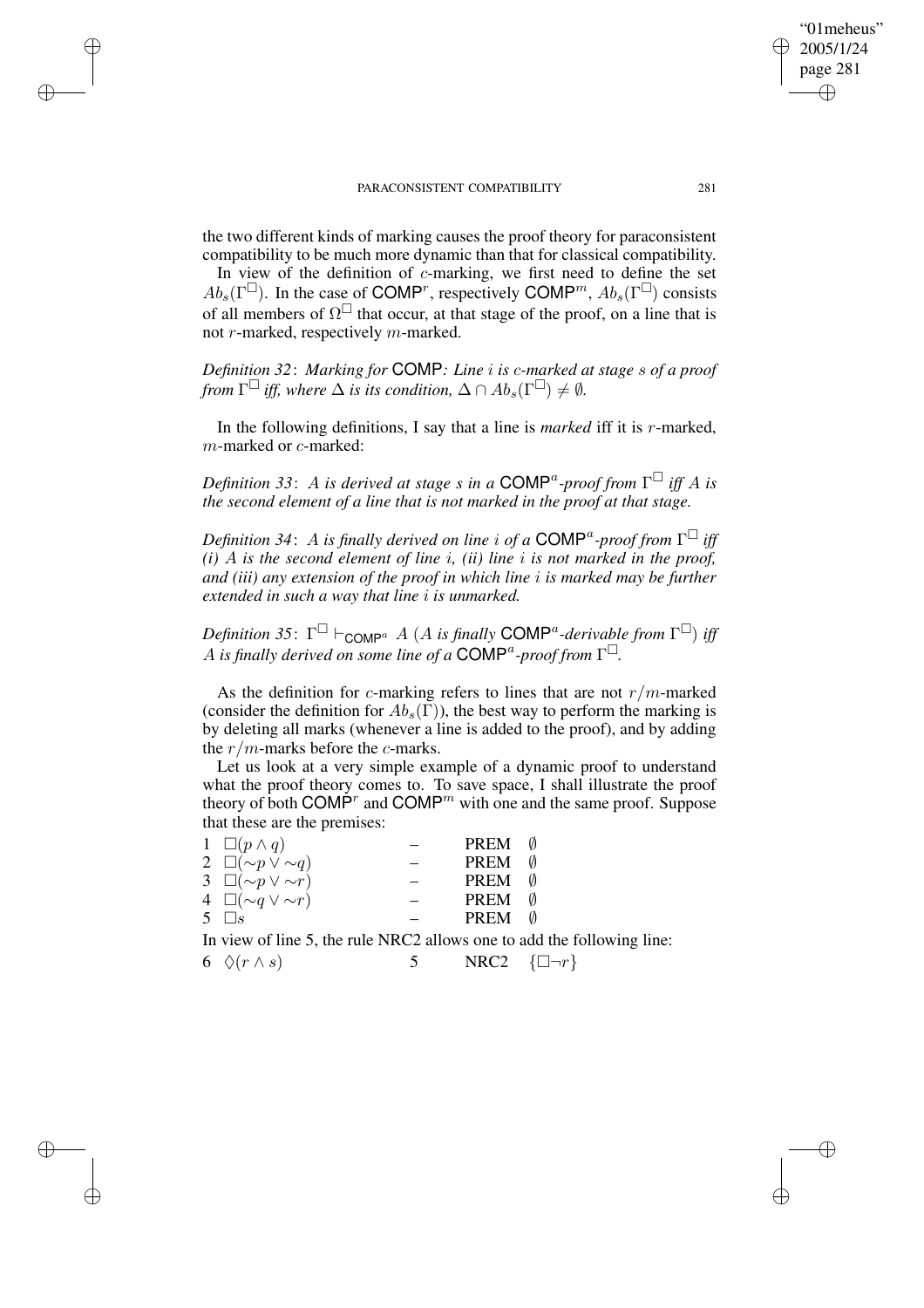the two different kinds of marking causes the proof theory for paraconsistent compatibility to be much more dynamic than that for classical compatibility.

In view of the definition of $c$-marking, we first need to define the set $Ab_s(\Gamma^{\Box})$. In the case of $\mathsf{COMP}^r$, respectively $\mathsf{COMP}^m$, $Ab_s(\Gamma^{\Box})$ consists of all members of $\Omega^{\Box}$ that occur, at that stage of the proof, on a line that is not $r$-marked, respectively $m$-marked.

*Definition 32*: *Marking for* COMP*: Line $i$ is $c$-marked at stage $s$ of a proof from $\Gamma^{\Box}$ iff, where $\Delta$ is its condition, $\Delta \cap Ab_s(\Gamma^{\Box}) \neq \emptyset$.*

In the following definitions, I say that a line is *marked* iff it is $r$-marked, $m$-marked or $c$-marked:

*Definition 33*: *$A$ is derived at stage $s$ in a $\mathsf{COMP}^a$-proof from $\Gamma^{\Box}$ iff $A$ is the second element of a line that is not marked in the proof at that stage.*

*Definition 34*: *$A$ is finally derived on line $i$ of a $\mathsf{COMP}^a$-proof from $\Gamma^{\Box}$ iff (i) $A$ is the second element of line $i$, (ii) line $i$ is not marked in the proof, and (iii) any extension of the proof in which line $i$ is marked may be further extended in such a way that line $i$ is unmarked.*

*Definition 35*: $\Gamma^{\Box} \vdash_{\mathsf{COMP}^a} A$ *($A$ is finally $\mathsf{COMP}^a$-derivable from $\Gamma^{\Box}$) iff $A$ is finally derived on some line of a $\mathsf{COMP}^a$-proof from $\Gamma^{\Box}$.*

As the definition for $c$-marking refers to lines that are not $r/m$-marked (consider the definition for $Ab_s(\Gamma)$), the best way to perform the marking is by deleting all marks (whenever a line is added to the proof), and by adding the $r/m$-marks before the $c$-marks.

Let us look at a very simple example of a dynamic proof to understand what the proof theory comes to. To save space, I shall illustrate the proof theory of both $\mathsf{COMP}^r$ and $\mathsf{COMP}^m$ with one and the same proof. Suppose that these are the premises:

| | | | | |
|---|---|---|---|---|
| 1 | $\Box(p \wedge q)$ | – | PREM | $\emptyset$ |
| 2 | $\Box(\sim p \vee \sim q)$ | – | PREM | $\emptyset$ |
| 3 | $\Box(\sim p \vee \sim r)$ | – | PREM | $\emptyset$ |
| 4 | $\Box(\sim q \vee \sim r)$ | – | PREM | $\emptyset$ |
| 5 | $\Box s$ | – | PREM | $\emptyset$ |

In view of line 5, the rule NRC2 allows one to add the following line:

| | | | | |
|---|---|---|---|---|
| 6 | $\Diamond(r \wedge s)$ | 5 | NRC2 | $\{\Box\neg r\}$ |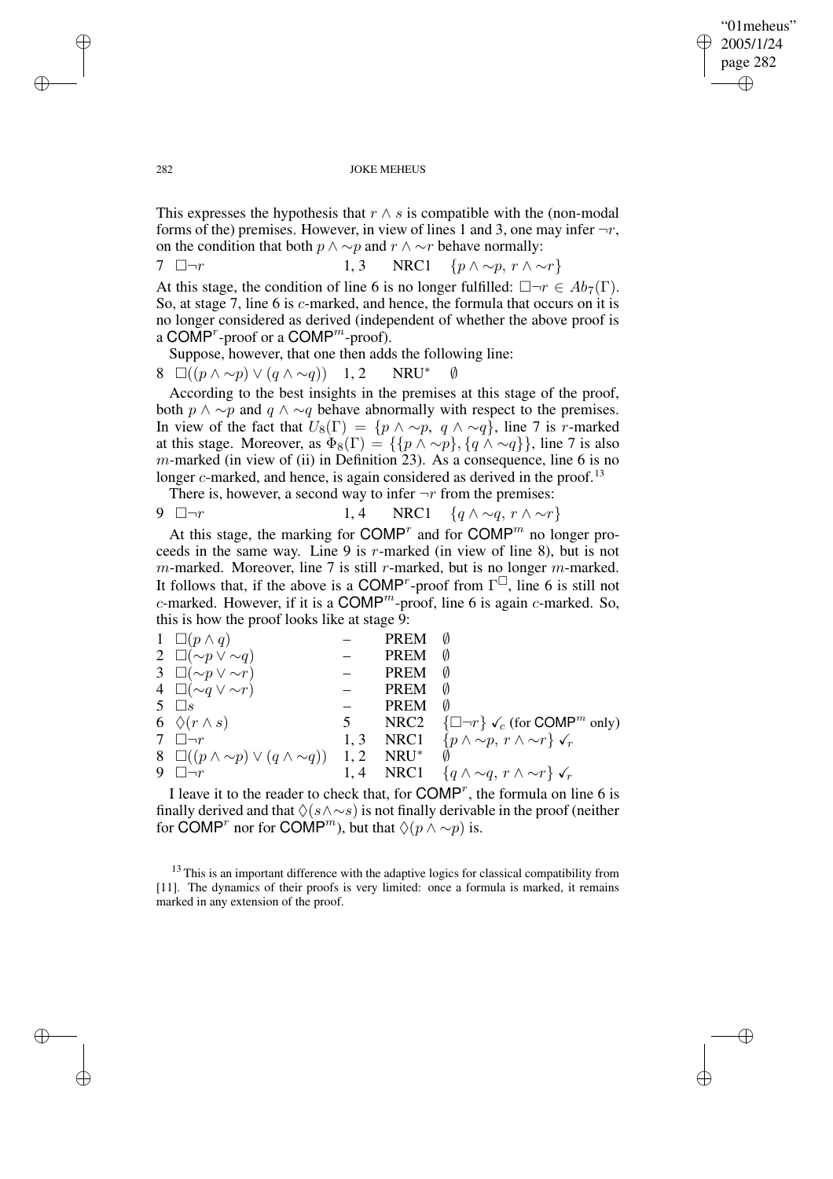This expresses the hypothesis that $r \wedge s$ is compatible with the (non-modal forms of the) premises. However, in view of lines 1 and 3, one may infer $\neg r$, on the condition that both $p \wedge \sim p$ and $r \wedge \sim r$ behave normally:

| | | | | |
|---|---|---|---|---|
| 7 | $\Box\neg r$ | 1, 3 | NRC1 | $\{p \wedge \sim p,\ r \wedge \sim r\}$ |

At this stage, the condition of line 6 is no longer fulfilled: $\Box\neg r \in Ab_7(\Gamma)$. So, at stage 7, line 6 is $c$-marked, and hence, the formula that occurs on it is no longer considered as derived (independent of whether the above proof is a $\mathsf{COMP}^r$-proof or a $\mathsf{COMP}^m$-proof).

Suppose, however, that one then adds the following line:

| | | | | |
|---|---|---|---|---|
| 8 | $\Box((p \wedge \sim p) \vee (q \wedge \sim q))$ | 1, 2 | NRU$^*$ | $\emptyset$ |

According to the best insights in the premises at this stage of the proof, both $p \wedge \sim p$ and $q \wedge \sim q$ behave abnormally with respect to the premises. In view of the fact that $U_8(\Gamma) = \{p \wedge \sim p,\ q \wedge \sim q\}$, line 7 is $r$-marked at this stage. Moreover, as $\Phi_8(\Gamma) = \{\{p \wedge \sim p\}, \{q \wedge \sim q\}\}$, line 7 is also $m$-marked (in view of (ii) in Definition 23). As a consequence, line 6 is no longer $c$-marked, and hence, is again considered as derived in the proof.[13]

There is, however, a second way to infer $\neg r$ from the premises:

| | | | | |
|---|---|---|---|---|
| 9 | $\Box\neg r$ | 1, 4 | NRC1 | $\{q \wedge \sim q,\ r \wedge \sim r\}$ |

At this stage, the marking for $\mathsf{COMP}^r$ and for $\mathsf{COMP}^m$ no longer proceeds in the same way. Line 9 is $r$-marked (in view of line 8), but is not $m$-marked. Moreover, line 7 is still $r$-marked, but is no longer $m$-marked. It follows that, if the above is a $\mathsf{COMP}^r$-proof from $\Gamma^\Box$, line 6 is still not $c$-marked. However, if it is a $\mathsf{COMP}^m$-proof, line 6 is again $c$-marked. So, this is how the proof looks like at stage 9:

| | | | | |
|---|---|---|---|---|
| 1 | $\Box(p \wedge q)$ | – | PREM | $\emptyset$ |
| 2 | $\Box(\sim p \vee \sim q)$ | – | PREM | $\emptyset$ |
| 3 | $\Box(\sim p \vee \sim r)$ | – | PREM | $\emptyset$ |
| 4 | $\Box(\sim q \vee \sim r)$ | – | PREM | $\emptyset$ |
| 5 | $\Box s$ | – | PREM | $\emptyset$ |
| 6 | $\Diamond(r \wedge s)$ | 5 | NRC2 | $\{\Box\neg r\}$ ✓$_c$ (for $\mathsf{COMP}^m$ only) |
| 7 | $\Box\neg r$ | 1, 3 | NRC1 | $\{p \wedge \sim p,\ r \wedge \sim r\}$ ✓$_r$ |
| 8 | $\Box((p \wedge \sim p) \vee (q \wedge \sim q))$ | 1, 2 | NRU$^*$ | $\emptyset$ |
| 9 | $\Box\neg r$ | 1, 4 | NRC1 | $\{q \wedge \sim q,\ r \wedge \sim r\}$ ✓$_r$ |

I leave it to the reader to check that, for $\mathsf{COMP}^r$, the formula on line 6 is finally derived and that $\Diamond(s \wedge \sim s)$ is not finally derivable in the proof (neither for $\mathsf{COMP}^r$ nor for $\mathsf{COMP}^m$), but that $\Diamond(p \wedge \sim p)$ is.

[13] This is an important difference with the adaptive logics for classical compatibility from [11]. The dynamics of their proofs is very limited: once a formula is marked, it remains marked in any extension of the proof.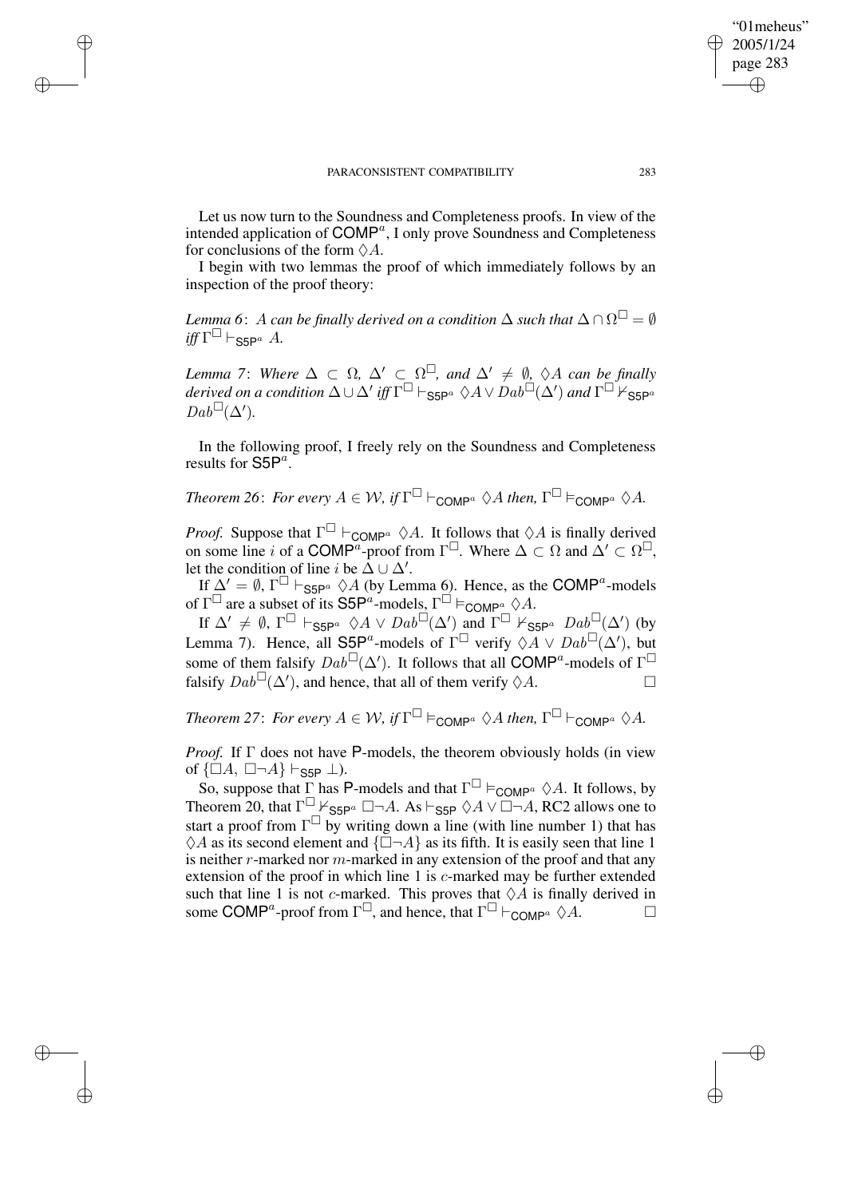Let us now turn to the Soundness and Completeness proofs. In view of the intended application of $\mathsf{COMP}^a$, I only prove Soundness and Completeness for conclusions of the form $\lozenge A$.

I begin with two lemmas the proof of which immediately follows by an inspection of the proof theory:

*Lemma 6*: *$A$ can be finally derived on a condition $\Delta$ such that $\Delta \cap \Omega^{\Box} = \emptyset$ iff $\Gamma^{\Box} \vdash_{\mathsf{S5P}^a} A$.*

*Lemma 7*: *Where $\Delta \subset \Omega$, $\Delta' \subset \Omega^{\Box}$, and $\Delta' \neq \emptyset$, $\lozenge A$ can be finally derived on a condition $\Delta \cup \Delta'$ iff $\Gamma^{\Box} \vdash_{\mathsf{S5P}^a} \lozenge A \vee Dab^{\Box}(\Delta')$ and $\Gamma^{\Box} \nvdash_{\mathsf{S5P}^a} Dab^{\Box}(\Delta')$.*

In the following proof, I freely rely on the Soundness and Completeness results for $\mathsf{S5P}^a$.

*Theorem 26*: *For every $A \in \mathcal{W}$, if $\Gamma^{\Box} \vdash_{\mathsf{COMP}^a} \lozenge A$ then, $\Gamma^{\Box} \vDash_{\mathsf{COMP}^a} \lozenge A$.*

*Proof.* Suppose that $\Gamma^{\Box} \vdash_{\mathsf{COMP}^a} \lozenge A$. It follows that $\lozenge A$ is finally derived on some line $i$ of a $\mathsf{COMP}^a$-proof from $\Gamma^{\Box}$. Where $\Delta \subset \Omega$ and $\Delta' \subset \Omega^{\Box}$, let the condition of line $i$ be $\Delta \cup \Delta'$.

If $\Delta' = \emptyset$, $\Gamma^{\Box} \vdash_{\mathsf{S5P}^a} \lozenge A$ (by Lemma 6). Hence, as the $\mathsf{COMP}^a$-models of $\Gamma^{\Box}$ are a subset of its $\mathsf{S5P}^a$-models, $\Gamma^{\Box} \vDash_{\mathsf{COMP}^a} \lozenge A$.

If $\Delta' \neq \emptyset$, $\Gamma^{\Box} \vdash_{\mathsf{S5P}^a} \lozenge A \vee Dab^{\Box}(\Delta')$ and $\Gamma^{\Box} \nvdash_{\mathsf{S5P}^a} Dab^{\Box}(\Delta')$ (by Lemma 7). Hence, all $\mathsf{S5P}^a$-models of $\Gamma^{\Box}$ verify $\lozenge A \vee Dab^{\Box}(\Delta')$, but some of them falsify $Dab^{\Box}(\Delta')$. It follows that all $\mathsf{COMP}^a$-models of $\Gamma^{\Box}$ falsify $Dab^{\Box}(\Delta')$, and hence, that all of them verify $\lozenge A$. $\Box$

*Theorem 27*: *For every $A \in \mathcal{W}$, if $\Gamma^{\Box} \vDash_{\mathsf{COMP}^a} \lozenge A$ then, $\Gamma^{\Box} \vdash_{\mathsf{COMP}^a} \lozenge A$.*

*Proof.* If $\Gamma$ does not have $\mathsf{P}$-models, the theorem obviously holds (in view of $\{\Box A, \Box\neg A\} \vdash_{\mathsf{S5P}} \bot$).

So, suppose that $\Gamma$ has $\mathsf{P}$-models and that $\Gamma^{\Box} \vDash_{\mathsf{COMP}^a} \lozenge A$. It follows, by Theorem 20, that $\Gamma^{\Box} \nvdash_{\mathsf{S5P}^a} \Box\neg A$. As $\vdash_{\mathsf{S5P}} \lozenge A \vee \Box\neg A$, RC2 allows one to start a proof from $\Gamma^{\Box}$ by writing down a line (with line number 1) that has $\lozenge A$ as its second element and $\{\Box\neg A\}$ as its fifth. It is easily seen that line 1 is neither $r$-marked nor $m$-marked in any extension of the proof and that any extension of the proof in which line 1 is $c$-marked may be further extended such that line 1 is not $c$-marked. This proves that $\lozenge A$ is finally derived in some $\mathsf{COMP}^a$-proof from $\Gamma^{\Box}$, and hence, that $\Gamma^{\Box} \vdash_{\mathsf{COMP}^a} \lozenge A$. $\Box$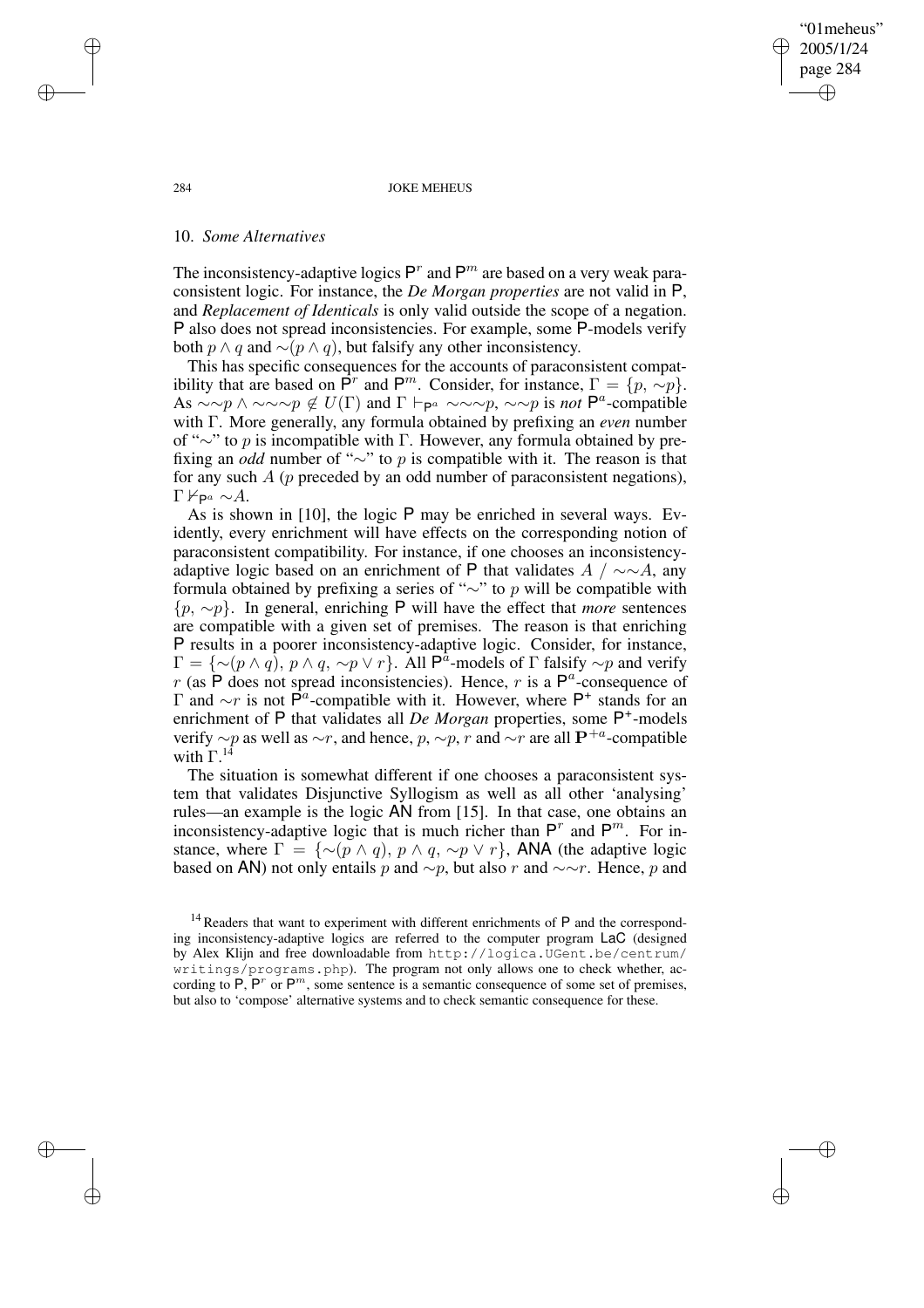## 10. *Some Alternatives*

The inconsistency-adaptive logics $\mathsf{P}^r$ and $\mathsf{P}^m$ are based on a very weak paraconsistent logic. For instance, the *De Morgan properties* are not valid in $\mathsf{P}$, and *Replacement of Identicals* is only valid outside the scope of a negation. $\mathsf{P}$ also does not spread inconsistencies. For example, some $\mathsf{P}$-models verify both $p \wedge q$ and $\sim(p \wedge q)$, but falsify any other inconsistency.

This has specific consequences for the accounts of paraconsistent compatibility that are based on $\mathsf{P}^r$ and $\mathsf{P}^m$. Consider, for instance, $\Gamma = \{p, \sim p\}$. As $\sim\sim p \wedge \sim\sim\sim p \notin U(\Gamma)$ and $\Gamma \vdash_{\mathsf{P}^a} \sim\sim\sim p$, $\sim\sim p$ is *not* $\mathsf{P}^a$-compatible with $\Gamma$. More generally, any formula obtained by prefixing an *even* number of "$\sim$" to $p$ is incompatible with $\Gamma$. However, any formula obtained by prefixing an *odd* number of "$\sim$" to $p$ is compatible with it. The reason is that for any such $A$ ($p$ preceded by an odd number of paraconsistent negations), $\Gamma \nvdash_{\mathsf{P}^a} \sim A$.

As is shown in [10], the logic $\mathsf{P}$ may be enriched in several ways. Evidently, every enrichment will have effects on the corresponding notion of paraconsistent compatibility. For instance, if one chooses an inconsistency-adaptive logic based on an enrichment of $\mathsf{P}$ that validates $A \ / \sim\sim A$, any formula obtained by prefixing a series of "$\sim$" to $p$ will be compatible with $\{p, \sim p\}$. In general, enriching $\mathsf{P}$ will have the effect that *more* sentences are compatible with a given set of premises. The reason is that enriching $\mathsf{P}$ results in a poorer inconsistency-adaptive logic. Consider, for instance, $\Gamma = \{\sim(p \wedge q), p \wedge q, \sim p \vee r\}$. All $\mathsf{P}^a$-models of $\Gamma$ falsify $\sim p$ and verify $r$ (as $\mathsf{P}$ does not spread inconsistencies). Hence, $r$ is a $\mathsf{P}^a$-consequence of $\Gamma$ and $\sim r$ is not $\mathsf{P}^a$-compatible with it. However, where $\mathsf{P}^+$ stands for an enrichment of $\mathsf{P}$ that validates all *De Morgan* properties, some $\mathsf{P}^+$-models verify $\sim p$ as well as $\sim r$, and hence, $p$, $\sim p$, $r$ and $\sim r$ are all $\mathbf{P}^{+a}$-compatible with $\Gamma$.[14]

The situation is somewhat different if one chooses a paraconsistent system that validates Disjunctive Syllogism as well as all other 'analysing' rules—an example is the logic $\mathsf{AN}$ from [15]. In that case, one obtains an inconsistency-adaptive logic that is much richer than $\mathsf{P}^r$ and $\mathsf{P}^m$. For instance, where $\Gamma = \{\sim(p \wedge q), p \wedge q, \sim p \vee r\}$, $\mathsf{ANA}$ (the adaptive logic based on $\mathsf{AN}$) not only entails $p$ and $\sim p$, but also $r$ and $\sim\sim r$. Hence, $p$ and

[14] Readers that want to experiment with different enrichments of $\mathsf{P}$ and the corresponding inconsistency-adaptive logics are referred to the computer program LaC (designed by Alex Klijn and free downloadable from http://logica.UGent.be/centrum/writings/programs.php). The program not only allows one to check whether, according to $\mathsf{P}$, $\mathsf{P}^r$ or $\mathsf{P}^m$, some sentence is a semantic consequence of some set of premises, but also to 'compose' alternative systems and to check semantic consequence for these.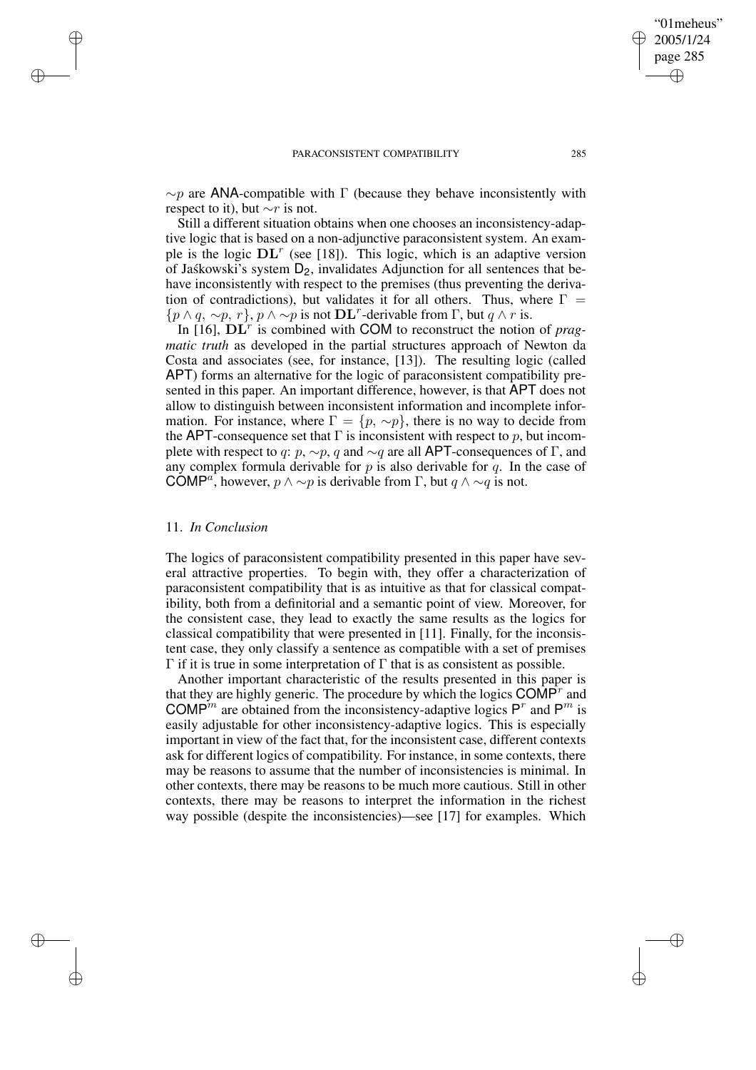$\sim p$ are ANA-compatible with $\Gamma$ (because they behave inconsistently with respect to it), but $\sim r$ is not.

Still a different situation obtains when one chooses an inconsistency-adaptive logic that is based on a non-adjunctive paraconsistent system. An example is the logic $\mathbf{DL}^r$ (see [18]). This logic, which is an adaptive version of Jaśkowski's system $\mathsf{D_2}$, invalidates Adjunction for all sentences that behave inconsistently with respect to the premises (thus preventing the derivation of contradictions), but validates it for all others. Thus, where $\Gamma = \{p \wedge q, \sim p, r\}$, $p \wedge \sim p$ is not $\mathbf{DL}^r$-derivable from $\Gamma$, but $q \wedge r$ is.

In [16], $\mathbf{DL}^r$ is combined with COM to reconstruct the notion of *pragmatic truth* as developed in the partial structures approach of Newton da Costa and associates (see, for instance, [13]). The resulting logic (called APT) forms an alternative for the logic of paraconsistent compatibility presented in this paper. An important difference, however, is that APT does not allow to distinguish between inconsistent information and incomplete information. For instance, where $\Gamma = \{p, \sim p\}$, there is no way to decide from the APT-consequence set that $\Gamma$ is inconsistent with respect to $p$, but incomplete with respect to $q$: $p$, $\sim p$, $q$ and $\sim q$ are all APT-consequences of $\Gamma$, and any complex formula derivable for $p$ is also derivable for $q$. In the case of $\mathsf{COMP}^a$, however, $p \wedge \sim p$ is derivable from $\Gamma$, but $q \wedge \sim q$ is not.

## 11. *In Conclusion*

The logics of paraconsistent compatibility presented in this paper have several attractive properties. To begin with, they offer a characterization of paraconsistent compatibility that is as intuitive as that for classical compatibility, both from a definitorial and a semantic point of view. Moreover, for the consistent case, they lead to exactly the same results as the logics for classical compatibility that were presented in [11]. Finally, for the inconsistent case, they only classify a sentence as compatible with a set of premises $\Gamma$ if it is true in some interpretation of $\Gamma$ that is as consistent as possible.

Another important characteristic of the results presented in this paper is that they are highly generic. The procedure by which the logics $\mathsf{COMP}^r$ and $\mathsf{COMP}^m$ are obtained from the inconsistency-adaptive logics $\mathsf{P}^r$ and $\mathsf{P}^m$ is easily adjustable for other inconsistency-adaptive logics. This is especially important in view of the fact that, for the inconsistent case, different contexts ask for different logics of compatibility. For instance, in some contexts, there may be reasons to assume that the number of inconsistencies is minimal. In other contexts, there may be reasons to be much more cautious. Still in other contexts, there may be reasons to interpret the information in the richest way possible (despite the inconsistencies)—see [17] for examples. Which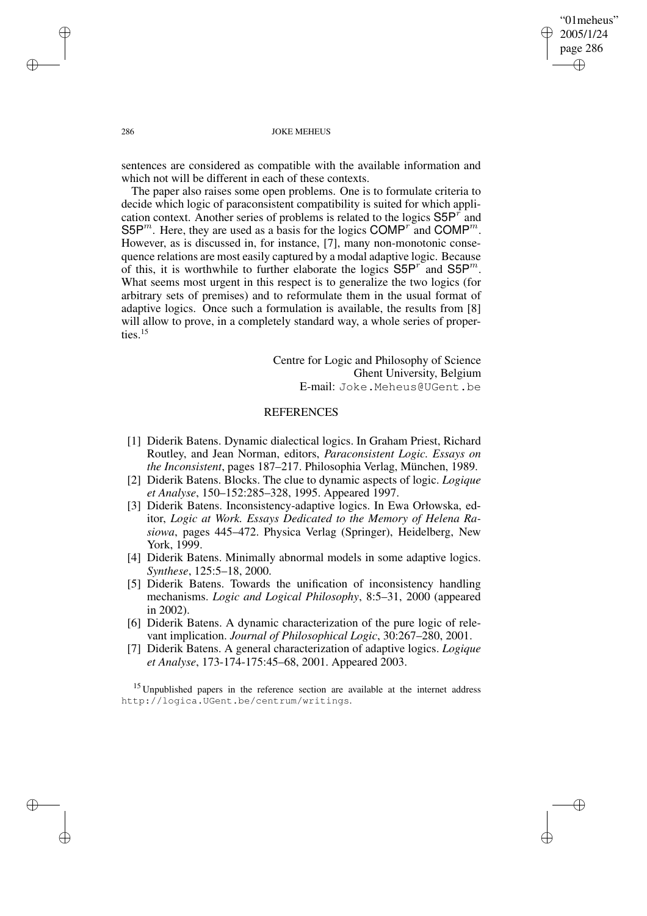sentences are considered as compatible with the available information and which not will be different in each of these contexts.

The paper also raises some open problems. One is to formulate criteria to decide which logic of paraconsistent compatibility is suited for which application context. Another series of problems is related to the logics $\mathsf{S5P}^r$ and $\mathsf{S5P}^m$. Here, they are used as a basis for the logics $\mathsf{COMP}^r$ and $\mathsf{COMP}^m$. However, as is discussed in, for instance, [7], many non-monotonic consequence relations are most easily captured by a modal adaptive logic. Because of this, it is worthwhile to further elaborate the logics $\mathsf{S5P}^r$ and $\mathsf{S5P}^m$. What seems most urgent in this respect is to generalize the two logics (for arbitrary sets of premises) and to reformulate them in the usual format of adaptive logics. Once such a formulation is available, the results from [8] will allow to prove, in a completely standard way, a whole series of properties.[15]

Centre for Logic and Philosophy of Science
Ghent University, Belgium
E-mail: Joke.Meheus@UGent.be

## REFERENCES

[1] Diderik Batens. Dynamic dialectical logics. In Graham Priest, Richard Routley, and Jean Norman, editors, *Paraconsistent Logic. Essays on the Inconsistent*, pages 187–217. Philosophia Verlag, München, 1989.

[2] Diderik Batens. Blocks. The clue to dynamic aspects of logic. *Logique et Analyse*, 150–152:285–328, 1995. Appeared 1997.

[3] Diderik Batens. Inconsistency-adaptive logics. In Ewa Orłowska, editor, *Logic at Work. Essays Dedicated to the Memory of Helena Rasiowa*, pages 445–472. Physica Verlag (Springer), Heidelberg, New York, 1999.

[4] Diderik Batens. Minimally abnormal models in some adaptive logics. *Synthese*, 125:5–18, 2000.

[5] Diderik Batens. Towards the unification of inconsistency handling mechanisms. *Logic and Logical Philosophy*, 8:5–31, 2000 (appeared in 2002).

[6] Diderik Batens. A dynamic characterization of the pure logic of relevant implication. *Journal of Philosophical Logic*, 30:267–280, 2001.

[7] Diderik Batens. A general characterization of adaptive logics. *Logique et Analyse*, 173-174-175:45–68, 2001. Appeared 2003.

[15] Unpublished papers in the reference section are available at the internet address http://logica.UGent.be/centrum/writings.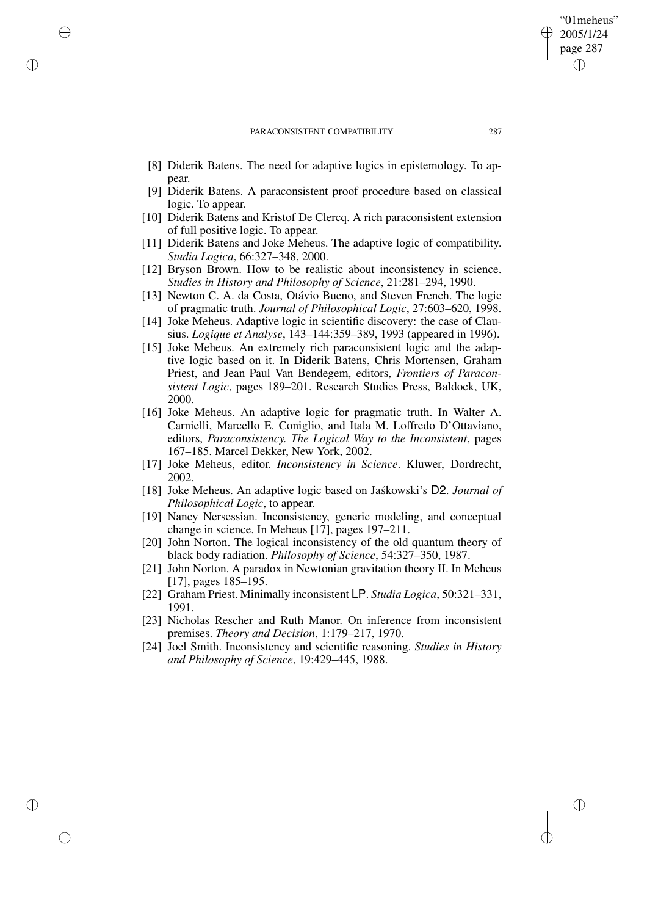[8] Diderik Batens. The need for adaptive logics in epistemology. To appear.

[9] Diderik Batens. A paraconsistent proof procedure based on classical logic. To appear.

[10] Diderik Batens and Kristof De Clercq. A rich paraconsistent extension of full positive logic. To appear.

[11] Diderik Batens and Joke Meheus. The adaptive logic of compatibility. *Studia Logica*, 66:327–348, 2000.

[12] Bryson Brown. How to be realistic about inconsistency in science. *Studies in History and Philosophy of Science*, 21:281–294, 1990.

[13] Newton C. A. da Costa, Otávio Bueno, and Steven French. The logic of pragmatic truth. *Journal of Philosophical Logic*, 27:603–620, 1998.

[14] Joke Meheus. Adaptive logic in scientific discovery: the case of Clausius. *Logique et Analyse*, 143–144:359–389, 1993 (appeared in 1996).

[15] Joke Meheus. An extremely rich paraconsistent logic and the adaptive logic based on it. In Diderik Batens, Chris Mortensen, Graham Priest, and Jean Paul Van Bendegem, editors, *Frontiers of Paraconsistent Logic*, pages 189–201. Research Studies Press, Baldock, UK, 2000.

[16] Joke Meheus. An adaptive logic for pragmatic truth. In Walter A. Carnielli, Marcello E. Coniglio, and Itala M. Loffredo D'Ottaviano, editors, *Paraconsistency. The Logical Way to the Inconsistent*, pages 167–185. Marcel Dekker, New York, 2002.

[17] Joke Meheus, editor. *Inconsistency in Science*. Kluwer, Dordrecht, 2002.

[18] Joke Meheus. An adaptive logic based on Jaśkowski's D2. *Journal of Philosophical Logic*, to appear.

[19] Nancy Nersessian. Inconsistency, generic modeling, and conceptual change in science. In Meheus [17], pages 197–211.

[20] John Norton. The logical inconsistency of the old quantum theory of black body radiation. *Philosophy of Science*, 54:327–350, 1987.

[21] John Norton. A paradox in Newtonian gravitation theory II. In Meheus [17], pages 185–195.

[22] Graham Priest. Minimally inconsistent LP. *Studia Logica*, 50:321–331, 1991.

[23] Nicholas Rescher and Ruth Manor. On inference from inconsistent premises. *Theory and Decision*, 1:179–217, 1970.

[24] Joel Smith. Inconsistency and scientific reasoning. *Studies in History and Philosophy of Science*, 19:429–445, 1988.